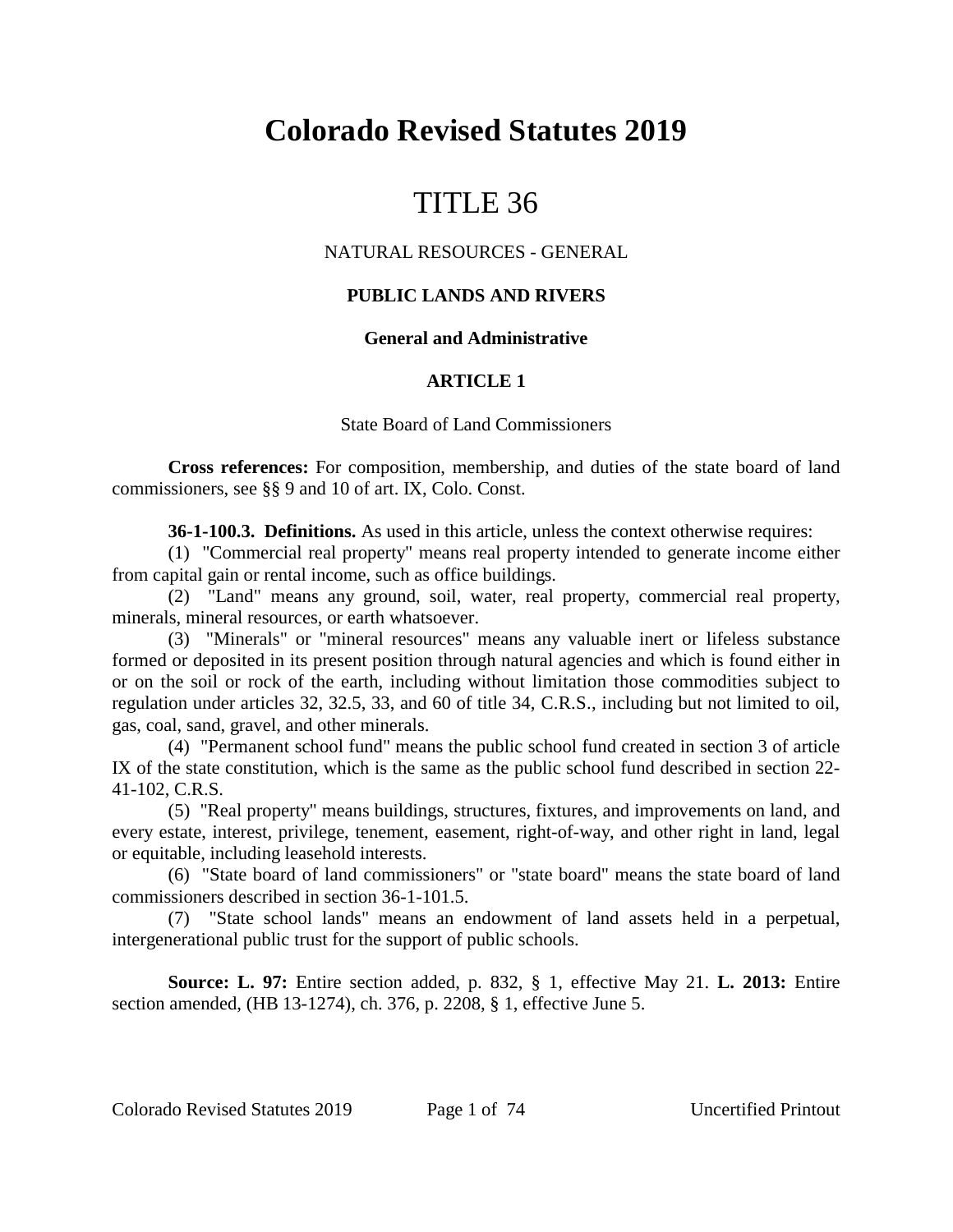# Colorado Revised Statutes 2019

# TITLE 36

NATURAL RESOURCES - GENERAL

## PUBLIC LANDS AND RIVERS

### General and Administrative

### ARTICLE 1

State Board of Land Commissioners

**Cross references:** For composition, membership, and duties of the state board of land commissioners, see §§ 9 and 10 of art. IX, Colo. Const.

**36-1-100.3. Definitions.** As used in this article, unless the context otherwise requires:

(1) "Commercial real property" means real property intended to generate income either from capital gain or rental income, such as office buildings.

(2) "Land" means any ground, soil, water, real property, commercial real property, minerals, mineral resources, or earth whatsoever.

(3) "Minerals" or "mineral resources" means any valuable inert or lifeless substance formed or deposited in its present position through natural agencies and which is found either in or on the soil or rock of the earth, including without limitation those commodities subject to regulation under articles 32, 32.5, 33, and 60 of title 34, C.R.S., including but not limited to oil, gas, coal, sand, gravel, and other minerals.

(4) "Permanent school fund" means the public school fund created in section 3 of article IX of the state constitution, which is the same as the public school fund described in section 22-41-102, C.R.S.

(5) "Real property" means buildings, structures, fixtures, and improvements on land, and every estate, interest, privilege, tenement, easement, right-of-way, and other right in land, legal or equitable, including leasehold interests.

(6) "State board of land commissioners" or "state board" means the state board of land commissioners described in section 36-1-101.5.

(7) "State school lands" means an endowment of land assets held in a perpetual, intergenerational public trust for the support of public schools.

**Source: L. 97:** Entire section added, p. 832, § 1, effective May 21. **L. 2013:** Entire section amended, (HB 13-1274), ch. 376, p. 2208, § 1, effective June 5.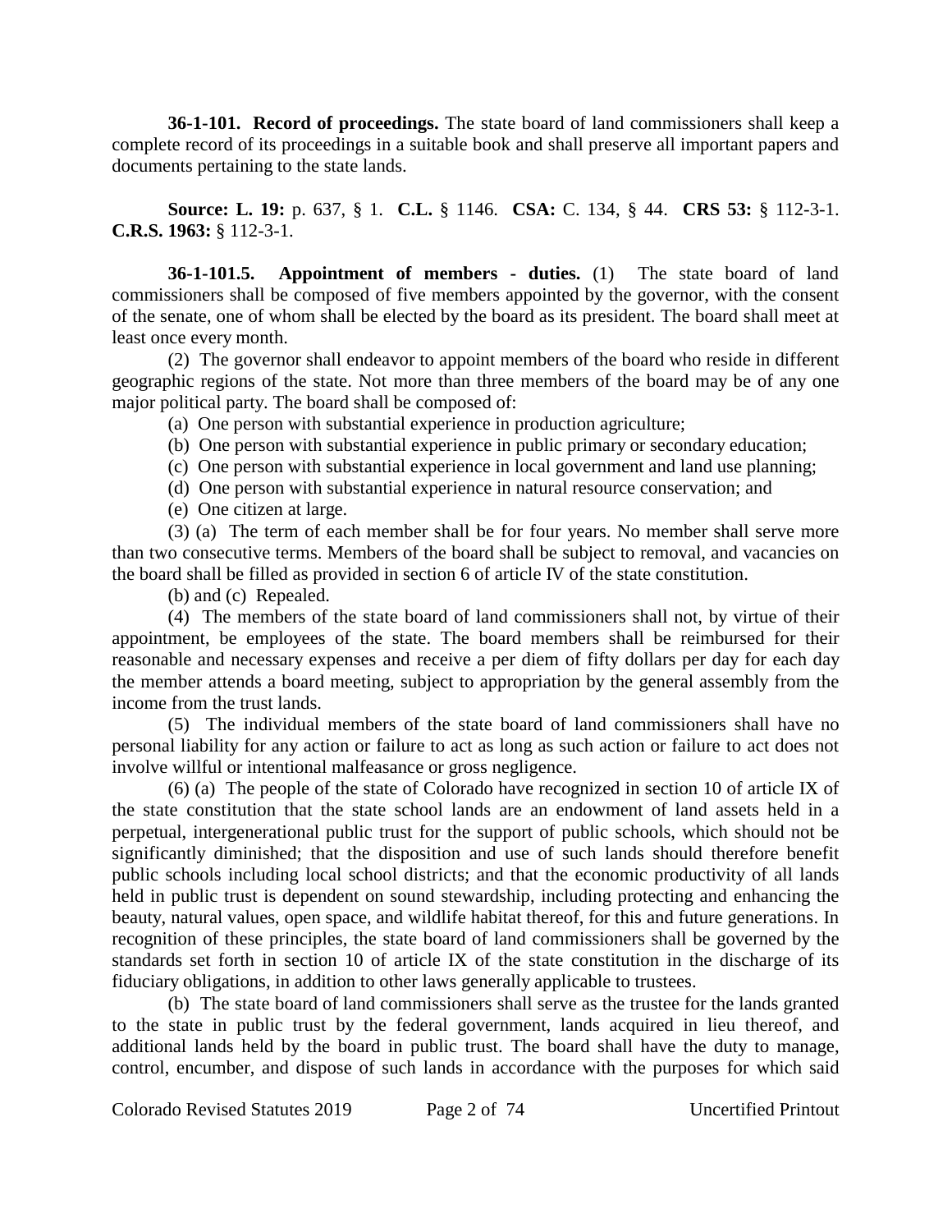**36-1-101. Record of proceedings.** The state board of land commissioners shall keep a complete record of its proceedings in a suitable book and shall preserve all important papers and documents pertaining to the state lands.

**Source: L. 19:** p. 637, § 1. **C.L.** § 1146. **CSA:** C. 134, § 44. **CRS 53:** § 112-3-1. **C.R.S. 1963:** § 112-3-1.

**36-1-101.5. Appointment of members - duties.** (1) The state board of land commissioners shall be composed of five members appointed by the governor, with the consent of the senate, one of whom shall be elected by the board as its president. The board shall meet at least once every month.

(2) The governor shall endeavor to appoint members of the board who reside in different geographic regions of the state. Not more than three members of the board may be of any one major political party. The board shall be composed of:

(a) One person with substantial experience in production agriculture;

(b) One person with substantial experience in public primary or secondary education;

(c) One person with substantial experience in local government and land use planning;

(d) One person with substantial experience in natural resource conservation; and

(e) One citizen at large.

(3) (a) The term of each member shall be for four years. No member shall serve more than two consecutive terms. Members of the board shall be subject to removal, and vacancies on the board shall be filled as provided in section 6 of article IV of the state constitution.

(b) and (c) Repealed.

(4) The members of the state board of land commissioners shall not, by virtue of their appointment, be employees of the state. The board members shall be reimbursed for their reasonable and necessary expenses and receive a per diem of fifty dollars per day for each day the member attends a board meeting, subject to appropriation by the general assembly from the income from the trust lands.

(5) The individual members of the state board of land commissioners shall have no personal liability for any action or failure to act as long as such action or failure to act does not involve willful or intentional malfeasance or gross negligence.

(6) (a) The people of the state of Colorado have recognized in section 10 of article IX of the state constitution that the state school lands are an endowment of land assets held in a perpetual, intergenerational public trust for the support of public schools, which should not be significantly diminished; that the disposition and use of such lands should therefore benefit public schools including local school districts; and that the economic productivity of all lands held in public trust is dependent on sound stewardship, including protecting and enhancing the beauty, natural values, open space, and wildlife habitat thereof, for this and future generations. In recognition of these principles, the state board of land commissioners shall be governed by the standards set forth in section 10 of article IX of the state constitution in the discharge of its fiduciary obligations, in addition to other laws generally applicable to trustees.

(b) The state board of land commissioners shall serve as the trustee for the lands granted to the state in public trust by the federal government, lands acquired in lieu thereof, and additional lands held by the board in public trust. The board shall have the duty to manage, control, encumber, and dispose of such lands in accordance with the purposes for which said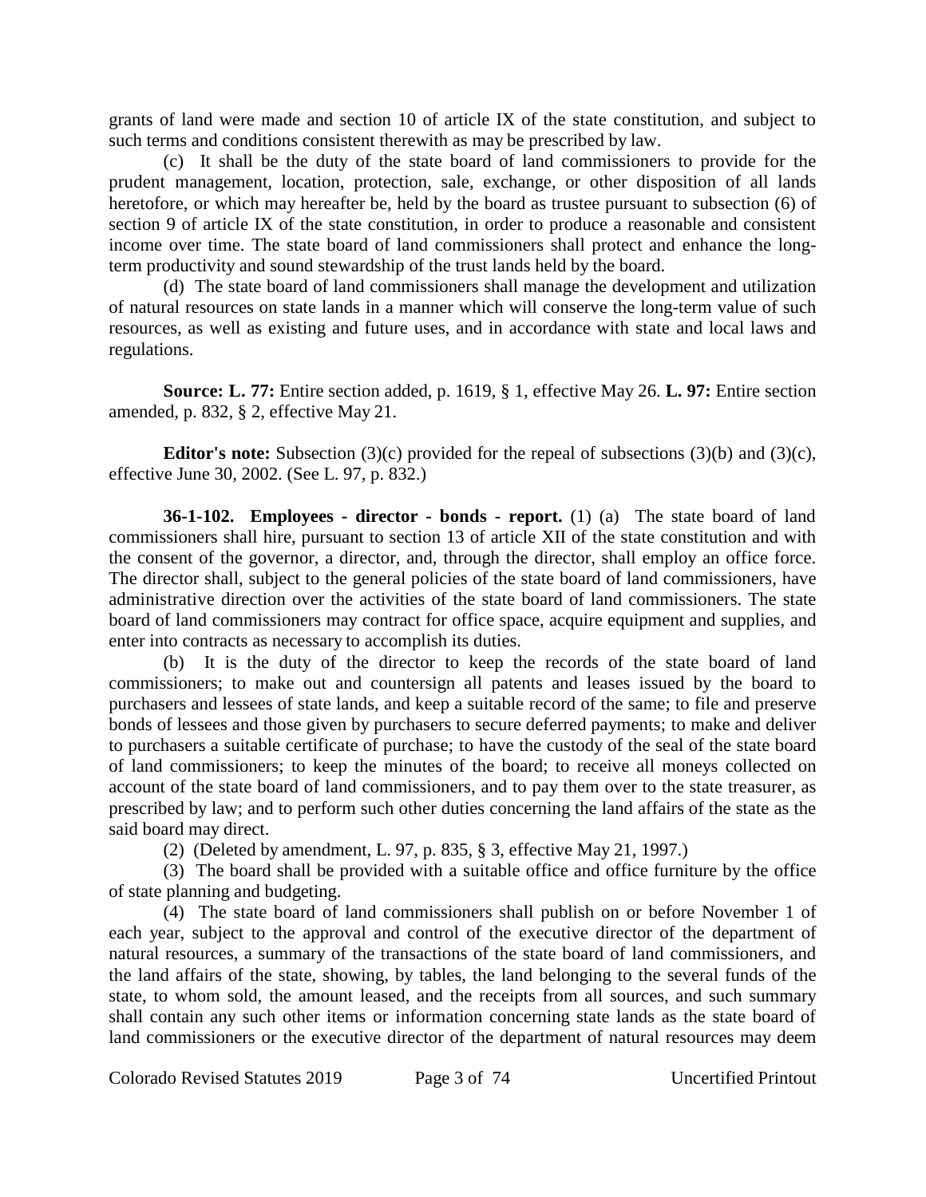grants of land were made and section 10 of article IX of the state constitution, and subject to such terms and conditions consistent therewith as may be prescribed by law.

(c) It shall be the duty of the state board of land commissioners to provide for the prudent management, location, protection, sale, exchange, or other disposition of all lands heretofore, or which may hereafter be, held by the board as trustee pursuant to subsection (6) of section 9 of article IX of the state constitution, in order to produce a reasonable and consistent income over time. The state board of land commissioners shall protect and enhance the long-term productivity and sound stewardship of the trust lands held by the board.

(d) The state board of land commissioners shall manage the development and utilization of natural resources on state lands in a manner which will conserve the long-term value of such resources, as well as existing and future uses, and in accordance with state and local laws and regulations.

**Source: L. 77:** Entire section added, p. 1619, § 1, effective May 26. **L. 97:** Entire section amended, p. 832, § 2, effective May 21.

**Editor's note:** Subsection (3)(c) provided for the repeal of subsections (3)(b) and (3)(c), effective June 30, 2002. (See L. 97, p. 832.)

**36-1-102. Employees - director - bonds - report.** (1) (a) The state board of land commissioners shall hire, pursuant to section 13 of article XII of the state constitution and with the consent of the governor, a director, and, through the director, shall employ an office force. The director shall, subject to the general policies of the state board of land commissioners, have administrative direction over the activities of the state board of land commissioners. The state board of land commissioners may contract for office space, acquire equipment and supplies, and enter into contracts as necessary to accomplish its duties.

(b) It is the duty of the director to keep the records of the state board of land commissioners; to make out and countersign all patents and leases issued by the board to purchasers and lessees of state lands, and keep a suitable record of the same; to file and preserve bonds of lessees and those given by purchasers to secure deferred payments; to make and deliver to purchasers a suitable certificate of purchase; to have the custody of the seal of the state board of land commissioners; to keep the minutes of the board; to receive all moneys collected on account of the state board of land commissioners, and to pay them over to the state treasurer, as prescribed by law; and to perform such other duties concerning the land affairs of the state as the said board may direct.

(2) (Deleted by amendment, L. 97, p. 835, § 3, effective May 21, 1997.)

(3) The board shall be provided with a suitable office and office furniture by the office of state planning and budgeting.

(4) The state board of land commissioners shall publish on or before November 1 of each year, subject to the approval and control of the executive director of the department of natural resources, a summary of the transactions of the state board of land commissioners, and the land affairs of the state, showing, by tables, the land belonging to the several funds of the state, to whom sold, the amount leased, and the receipts from all sources, and such summary shall contain any such other items or information concerning state lands as the state board of land commissioners or the executive director of the department of natural resources may deem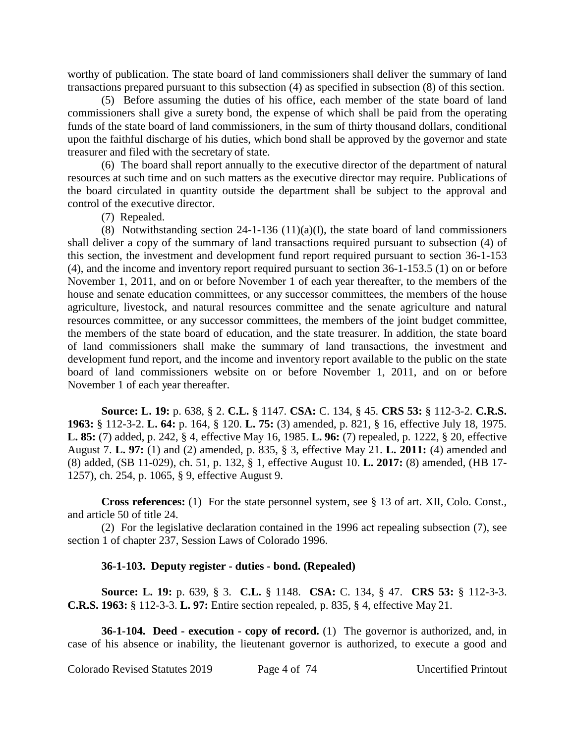worthy of publication. The state board of land commissioners shall deliver the summary of land transactions prepared pursuant to this subsection (4) as specified in subsection (8) of this section.

(5) Before assuming the duties of his office, each member of the state board of land commissioners shall give a surety bond, the expense of which shall be paid from the operating funds of the state board of land commissioners, in the sum of thirty thousand dollars, conditional upon the faithful discharge of his duties, which bond shall be approved by the governor and state treasurer and filed with the secretary of state.

(6) The board shall report annually to the executive director of the department of natural resources at such time and on such matters as the executive director may require. Publications of the board circulated in quantity outside the department shall be subject to the approval and control of the executive director.

(7) Repealed.

(8) Notwithstanding section 24-1-136 (11)(a)(I), the state board of land commissioners shall deliver a copy of the summary of land transactions required pursuant to subsection (4) of this section, the investment and development fund report required pursuant to section 36-1-153 (4), and the income and inventory report required pursuant to section 36-1-153.5 (1) on or before November 1, 2011, and on or before November 1 of each year thereafter, to the members of the house and senate education committees, or any successor committees, the members of the house agriculture, livestock, and natural resources committee and the senate agriculture and natural resources committee, or any successor committees, the members of the joint budget committee, the members of the state board of education, and the state treasurer. In addition, the state board of land commissioners shall make the summary of land transactions, the investment and development fund report, and the income and inventory report available to the public on the state board of land commissioners website on or before November 1, 2011, and on or before November 1 of each year thereafter.

**Source: L. 19:** p. 638, § 2. **C.L.** § 1147. **CSA:** C. 134, § 45. **CRS 53:** § 112-3-2. **C.R.S. 1963:** § 112-3-2. **L. 64:** p. 164, § 120. **L. 75:** (3) amended, p. 821, § 16, effective July 18, 1975. **L. 85:** (7) added, p. 242, § 4, effective May 16, 1985. **L. 96:** (7) repealed, p. 1222, § 20, effective August 7. **L. 97:** (1) and (2) amended, p. 835, § 3, effective May 21. **L. 2011:** (4) amended and (8) added, (SB 11-029), ch. 51, p. 132, § 1, effective August 10. **L. 2017:** (8) amended, (HB 17-1257), ch. 254, p. 1065, § 9, effective August 9.

**Cross references:** (1) For the state personnel system, see § 13 of art. XII, Colo. Const., and article 50 of title 24.

(2) For the legislative declaration contained in the 1996 act repealing subsection (7), see section 1 of chapter 237, Session Laws of Colorado 1996.

**36-1-103. Deputy register - duties - bond. (Repealed)**

**Source: L. 19:** p. 639, § 3. **C.L.** § 1148. **CSA:** C. 134, § 47. **CRS 53:** § 112-3-3. **C.R.S. 1963:** § 112-3-3. **L. 97:** Entire section repealed, p. 835, § 4, effective May 21.

**36-1-104. Deed - execution - copy of record.** (1) The governor is authorized, and, in case of his absence or inability, the lieutenant governor is authorized, to execute a good and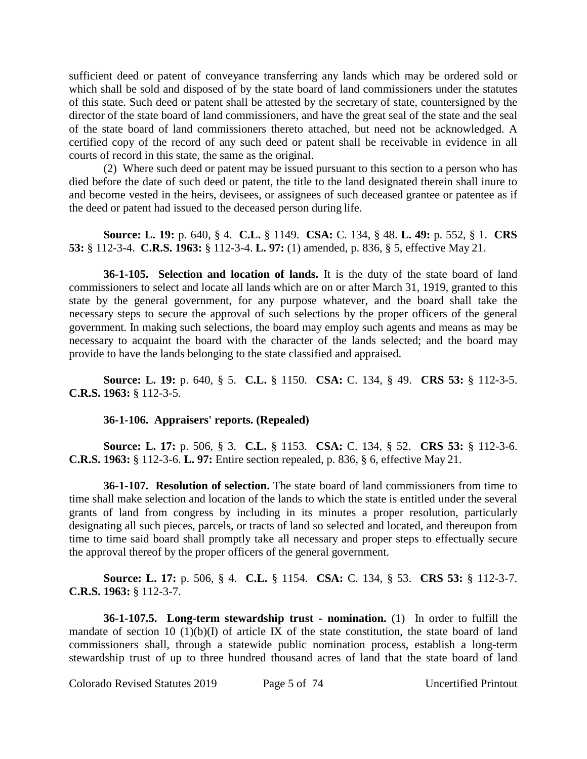sufficient deed or patent of conveyance transferring any lands which may be ordered sold or which shall be sold and disposed of by the state board of land commissioners under the statutes of this state. Such deed or patent shall be attested by the secretary of state, countersigned by the director of the state board of land commissioners, and have the great seal of the state and the seal of the state board of land commissioners thereto attached, but need not be acknowledged. A certified copy of the record of any such deed or patent shall be receivable in evidence in all courts of record in this state, the same as the original.

(2) Where such deed or patent may be issued pursuant to this section to a person who has died before the date of such deed or patent, the title to the land designated therein shall inure to and become vested in the heirs, devisees, or assignees of such deceased grantee or patentee as if the deed or patent had issued to the deceased person during life.

**Source: L. 19:** p. 640, § 4. **C.L.** § 1149. **CSA:** C. 134, § 48. **L. 49:** p. 552, § 1. **CRS 53:** § 112-3-4. **C.R.S. 1963:** § 112-3-4. **L. 97:** (1) amended, p. 836, § 5, effective May 21.

**36-1-105. Selection and location of lands.** It is the duty of the state board of land commissioners to select and locate all lands which are on or after March 31, 1919, granted to this state by the general government, for any purpose whatever, and the board shall take the necessary steps to secure the approval of such selections by the proper officers of the general government. In making such selections, the board may employ such agents and means as may be necessary to acquaint the board with the character of the lands selected; and the board may provide to have the lands belonging to the state classified and appraised.

**Source: L. 19:** p. 640, § 5. **C.L.** § 1150. **CSA:** C. 134, § 49. **CRS 53:** § 112-3-5. **C.R.S. 1963:** § 112-3-5.

**36-1-106. Appraisers' reports. (Repealed)**

**Source: L. 17:** p. 506, § 3. **C.L.** § 1153. **CSA:** C. 134, § 52. **CRS 53:** § 112-3-6. **C.R.S. 1963:** § 112-3-6. **L. 97:** Entire section repealed, p. 836, § 6, effective May 21.

**36-1-107. Resolution of selection.** The state board of land commissioners from time to time shall make selection and location of the lands to which the state is entitled under the several grants of land from congress by including in its minutes a proper resolution, particularly designating all such pieces, parcels, or tracts of land so selected and located, and thereupon from time to time said board shall promptly take all necessary and proper steps to effectually secure the approval thereof by the proper officers of the general government.

**Source: L. 17:** p. 506, § 4. **C.L.** § 1154. **CSA:** C. 134, § 53. **CRS 53:** § 112-3-7. **C.R.S. 1963:** § 112-3-7.

**36-1-107.5. Long-term stewardship trust - nomination.** (1) In order to fulfill the mandate of section 10 (1)(b)(I) of article IX of the state constitution, the state board of land commissioners shall, through a statewide public nomination process, establish a long-term stewardship trust of up to three hundred thousand acres of land that the state board of land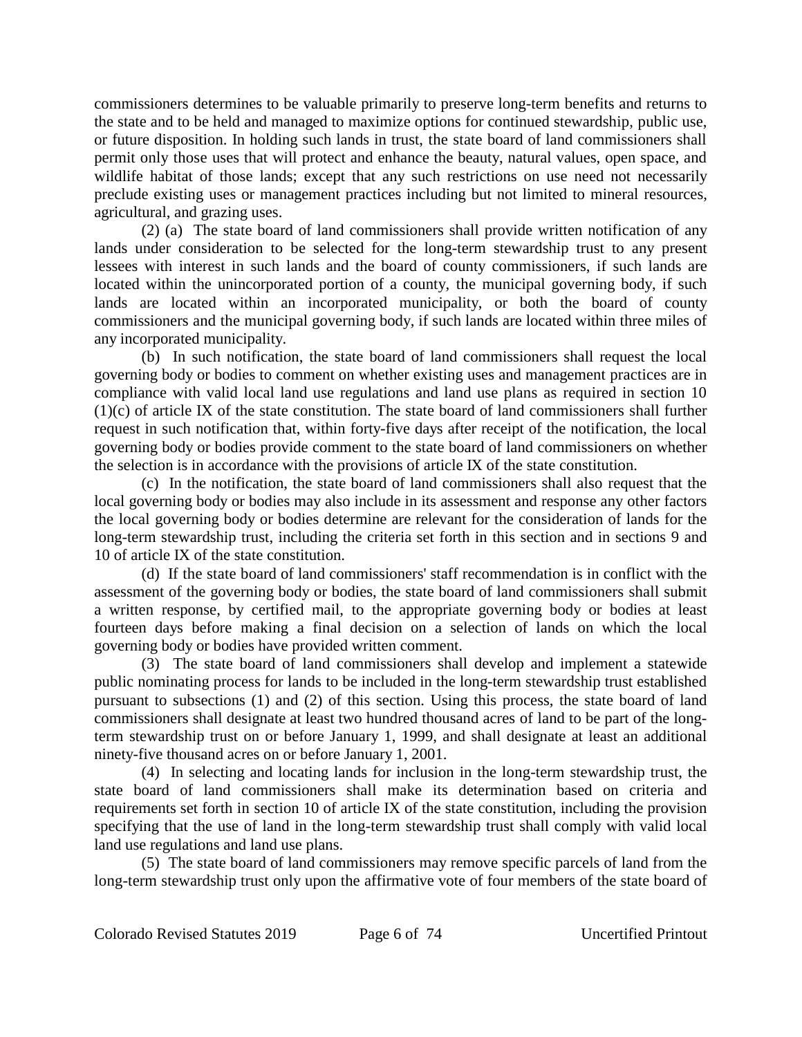commissioners determines to be valuable primarily to preserve long-term benefits and returns to the state and to be held and managed to maximize options for continued stewardship, public use, or future disposition. In holding such lands in trust, the state board of land commissioners shall permit only those uses that will protect and enhance the beauty, natural values, open space, and wildlife habitat of those lands; except that any such restrictions on use need not necessarily preclude existing uses or management practices including but not limited to mineral resources, agricultural, and grazing uses.

(2) (a) The state board of land commissioners shall provide written notification of any lands under consideration to be selected for the long-term stewardship trust to any present lessees with interest in such lands and the board of county commissioners, if such lands are located within the unincorporated portion of a county, the municipal governing body, if such lands are located within an incorporated municipality, or both the board of county commissioners and the municipal governing body, if such lands are located within three miles of any incorporated municipality.

(b) In such notification, the state board of land commissioners shall request the local governing body or bodies to comment on whether existing uses and management practices are in compliance with valid local land use regulations and land use plans as required in section 10 (1)(c) of article IX of the state constitution. The state board of land commissioners shall further request in such notification that, within forty-five days after receipt of the notification, the local governing body or bodies provide comment to the state board of land commissioners on whether the selection is in accordance with the provisions of article IX of the state constitution.

(c) In the notification, the state board of land commissioners shall also request that the local governing body or bodies may also include in its assessment and response any other factors the local governing body or bodies determine are relevant for the consideration of lands for the long-term stewardship trust, including the criteria set forth in this section and in sections 9 and 10 of article IX of the state constitution.

(d) If the state board of land commissioners' staff recommendation is in conflict with the assessment of the governing body or bodies, the state board of land commissioners shall submit a written response, by certified mail, to the appropriate governing body or bodies at least fourteen days before making a final decision on a selection of lands on which the local governing body or bodies have provided written comment.

(3) The state board of land commissioners shall develop and implement a statewide public nominating process for lands to be included in the long-term stewardship trust established pursuant to subsections (1) and (2) of this section. Using this process, the state board of land commissioners shall designate at least two hundred thousand acres of land to be part of the long-term stewardship trust on or before January 1, 1999, and shall designate at least an additional ninety-five thousand acres on or before January 1, 2001.

(4) In selecting and locating lands for inclusion in the long-term stewardship trust, the state board of land commissioners shall make its determination based on criteria and requirements set forth in section 10 of article IX of the state constitution, including the provision specifying that the use of land in the long-term stewardship trust shall comply with valid local land use regulations and land use plans.

(5) The state board of land commissioners may remove specific parcels of land from the long-term stewardship trust only upon the affirmative vote of four members of the state board of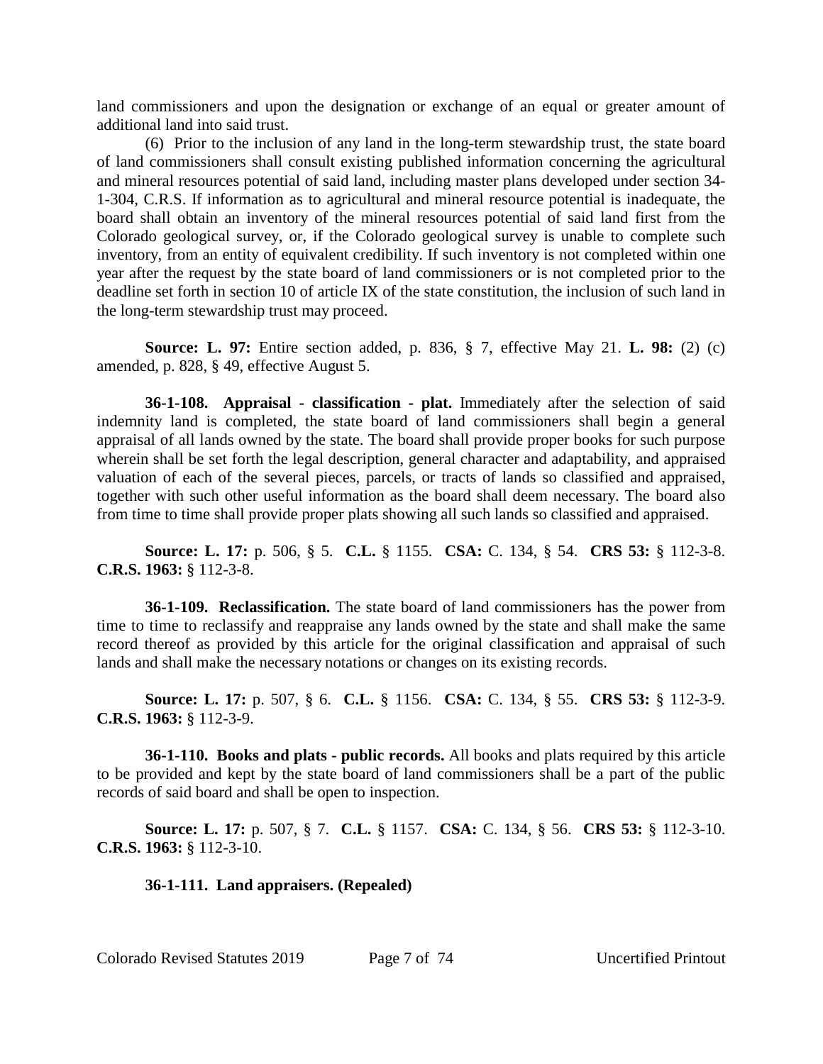land commissioners and upon the designation or exchange of an equal or greater amount of additional land into said trust.

(6) Prior to the inclusion of any land in the long-term stewardship trust, the state board of land commissioners shall consult existing published information concerning the agricultural and mineral resources potential of said land, including master plans developed under section 34-1-304, C.R.S. If information as to agricultural and mineral resource potential is inadequate, the board shall obtain an inventory of the mineral resources potential of said land first from the Colorado geological survey, or, if the Colorado geological survey is unable to complete such inventory, from an entity of equivalent credibility. If such inventory is not completed within one year after the request by the state board of land commissioners or is not completed prior to the deadline set forth in section 10 of article IX of the state constitution, the inclusion of such land in the long-term stewardship trust may proceed.

**Source: L. 97:** Entire section added, p. 836, § 7, effective May 21. **L. 98:** (2) (c) amended, p. 828, § 49, effective August 5.

**36-1-108. Appraisal - classification - plat.** Immediately after the selection of said indemnity land is completed, the state board of land commissioners shall begin a general appraisal of all lands owned by the state. The board shall provide proper books for such purpose wherein shall be set forth the legal description, general character and adaptability, and appraised valuation of each of the several pieces, parcels, or tracts of lands so classified and appraised, together with such other useful information as the board shall deem necessary. The board also from time to time shall provide proper plats showing all such lands so classified and appraised.

**Source: L. 17:** p. 506, § 5. **C.L.** § 1155. **CSA:** C. 134, § 54. **CRS 53:** § 112-3-8. **C.R.S. 1963:** § 112-3-8.

**36-1-109. Reclassification.** The state board of land commissioners has the power from time to time to reclassify and reappraise any lands owned by the state and shall make the same record thereof as provided by this article for the original classification and appraisal of such lands and shall make the necessary notations or changes on its existing records.

**Source: L. 17:** p. 507, § 6. **C.L.** § 1156. **CSA:** C. 134, § 55. **CRS 53:** § 112-3-9. **C.R.S. 1963:** § 112-3-9.

**36-1-110. Books and plats - public records.** All books and plats required by this article to be provided and kept by the state board of land commissioners shall be a part of the public records of said board and shall be open to inspection.

**Source: L. 17:** p. 507, § 7. **C.L.** § 1157. **CSA:** C. 134, § 56. **CRS 53:** § 112-3-10. **C.R.S. 1963:** § 112-3-10.

**36-1-111. Land appraisers. (Repealed)**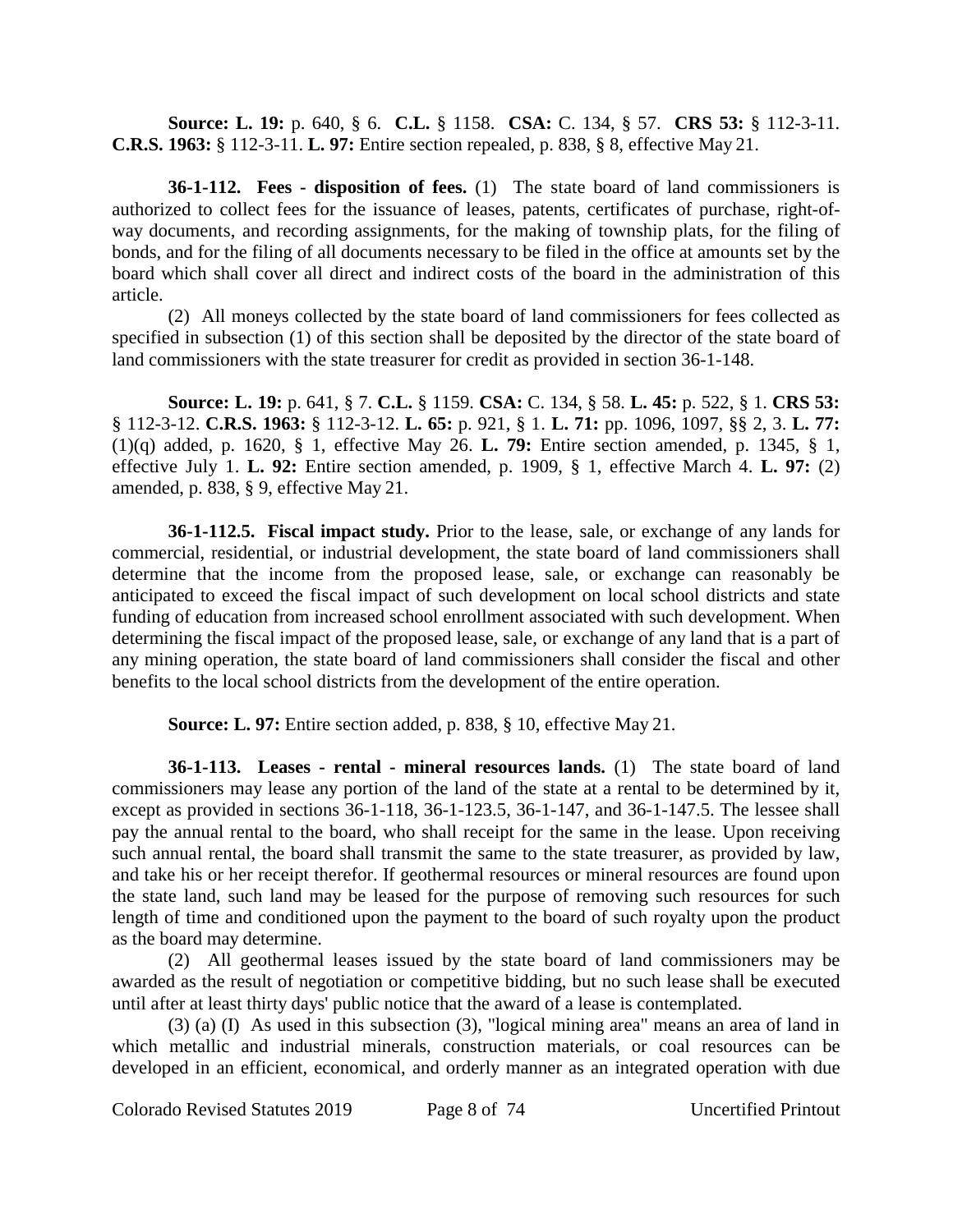**Source: L. 19:** p. 640, § 6. **C.L.** § 1158. **CSA:** C. 134, § 57. **CRS 53:** § 112-3-11. **C.R.S. 1963:** § 112-3-11. **L. 97:** Entire section repealed, p. 838, § 8, effective May 21.

**36-1-112. Fees - disposition of fees.** (1) The state board of land commissioners is authorized to collect fees for the issuance of leases, patents, certificates of purchase, right-of-way documents, and recording assignments, for the making of township plats, for the filing of bonds, and for the filing of all documents necessary to be filed in the office at amounts set by the board which shall cover all direct and indirect costs of the board in the administration of this article.

(2) All moneys collected by the state board of land commissioners for fees collected as specified in subsection (1) of this section shall be deposited by the director of the state board of land commissioners with the state treasurer for credit as provided in section 36-1-148.

**Source: L. 19:** p. 641, § 7. **C.L.** § 1159. **CSA:** C. 134, § 58. **L. 45:** p. 522, § 1. **CRS 53:** § 112-3-12. **C.R.S. 1963:** § 112-3-12. **L. 65:** p. 921, § 1. **L. 71:** pp. 1096, 1097, §§ 2, 3. **L. 77:** (1)(q) added, p. 1620, § 1, effective May 26. **L. 79:** Entire section amended, p. 1345, § 1, effective July 1. **L. 92:** Entire section amended, p. 1909, § 1, effective March 4. **L. 97:** (2) amended, p. 838, § 9, effective May 21.

**36-1-112.5. Fiscal impact study.** Prior to the lease, sale, or exchange of any lands for commercial, residential, or industrial development, the state board of land commissioners shall determine that the income from the proposed lease, sale, or exchange can reasonably be anticipated to exceed the fiscal impact of such development on local school districts and state funding of education from increased school enrollment associated with such development. When determining the fiscal impact of the proposed lease, sale, or exchange of any land that is a part of any mining operation, the state board of land commissioners shall consider the fiscal and other benefits to the local school districts from the development of the entire operation.

**Source: L. 97:** Entire section added, p. 838, § 10, effective May 21.

**36-1-113. Leases - rental - mineral resources lands.** (1) The state board of land commissioners may lease any portion of the land of the state at a rental to be determined by it, except as provided in sections 36-1-118, 36-1-123.5, 36-1-147, and 36-1-147.5. The lessee shall pay the annual rental to the board, who shall receipt for the same in the lease. Upon receiving such annual rental, the board shall transmit the same to the state treasurer, as provided by law, and take his or her receipt therefor. If geothermal resources or mineral resources are found upon the state land, such land may be leased for the purpose of removing such resources for such length of time and conditioned upon the payment to the board of such royalty upon the product as the board may determine.

(2) All geothermal leases issued by the state board of land commissioners may be awarded as the result of negotiation or competitive bidding, but no such lease shall be executed until after at least thirty days' public notice that the award of a lease is contemplated.

(3) (a) (I) As used in this subsection (3), "logical mining area" means an area of land in which metallic and industrial minerals, construction materials, or coal resources can be developed in an efficient, economical, and orderly manner as an integrated operation with due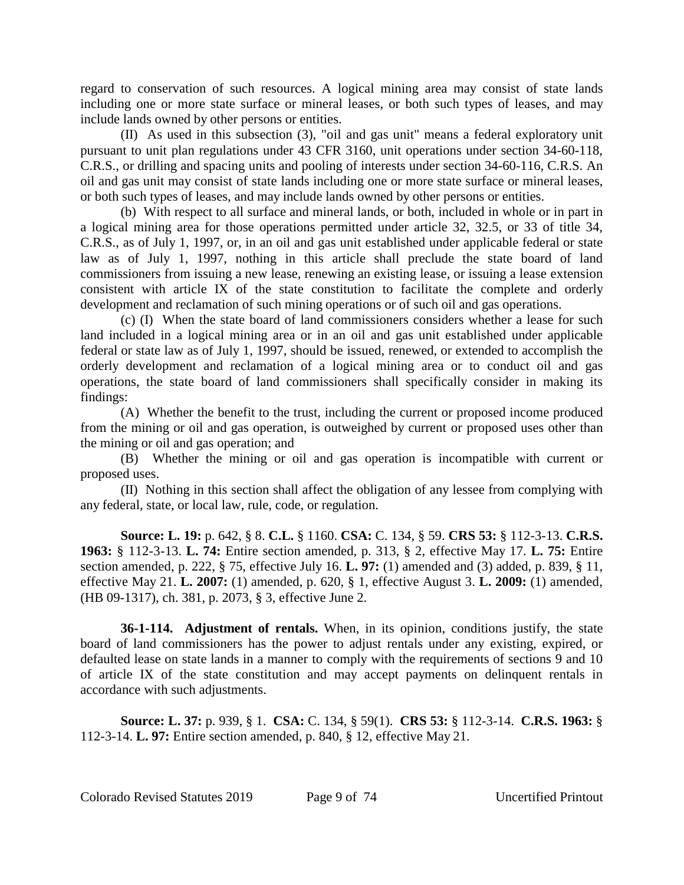regard to conservation of such resources. A logical mining area may consist of state lands including one or more state surface or mineral leases, or both such types of leases, and may include lands owned by other persons or entities.

(II) As used in this subsection (3), "oil and gas unit" means a federal exploratory unit pursuant to unit plan regulations under 43 CFR 3160, unit operations under section 34-60-118, C.R.S., or drilling and spacing units and pooling of interests under section 34-60-116, C.R.S. An oil and gas unit may consist of state lands including one or more state surface or mineral leases, or both such types of leases, and may include lands owned by other persons or entities.

(b) With respect to all surface and mineral lands, or both, included in whole or in part in a logical mining area for those operations permitted under article 32, 32.5, or 33 of title 34, C.R.S., as of July 1, 1997, or, in an oil and gas unit established under applicable federal or state law as of July 1, 1997, nothing in this article shall preclude the state board of land commissioners from issuing a new lease, renewing an existing lease, or issuing a lease extension consistent with article IX of the state constitution to facilitate the complete and orderly development and reclamation of such mining operations or of such oil and gas operations.

(c) (I) When the state board of land commissioners considers whether a lease for such land included in a logical mining area or in an oil and gas unit established under applicable federal or state law as of July 1, 1997, should be issued, renewed, or extended to accomplish the orderly development and reclamation of a logical mining area or to conduct oil and gas operations, the state board of land commissioners shall specifically consider in making its findings:

(A) Whether the benefit to the trust, including the current or proposed income produced from the mining or oil and gas operation, is outweighed by current or proposed uses other than the mining or oil and gas operation; and

(B) Whether the mining or oil and gas operation is incompatible with current or proposed uses.

(II) Nothing in this section shall affect the obligation of any lessee from complying with any federal, state, or local law, rule, code, or regulation.

**Source: L. 19:** p. 642, § 8. **C.L.** § 1160. **CSA:** C. 134, § 59. **CRS 53:** § 112-3-13. **C.R.S. 1963:** § 112-3-13. **L. 74:** Entire section amended, p. 313, § 2, effective May 17. **L. 75:** Entire section amended, p. 222, § 75, effective July 16. **L. 97:** (1) amended and (3) added, p. 839, § 11, effective May 21. **L. 2007:** (1) amended, p. 620, § 1, effective August 3. **L. 2009:** (1) amended, (HB 09-1317), ch. 381, p. 2073, § 3, effective June 2.

**36-1-114. Adjustment of rentals.** When, in its opinion, conditions justify, the state board of land commissioners has the power to adjust rentals under any existing, expired, or defaulted lease on state lands in a manner to comply with the requirements of sections 9 and 10 of article IX of the state constitution and may accept payments on delinquent rentals in accordance with such adjustments.

**Source: L. 37:** p. 939, § 1. **CSA:** C. 134, § 59(1). **CRS 53:** § 112-3-14. **C.R.S. 1963:** § 112-3-14. **L. 97:** Entire section amended, p. 840, § 12, effective May 21.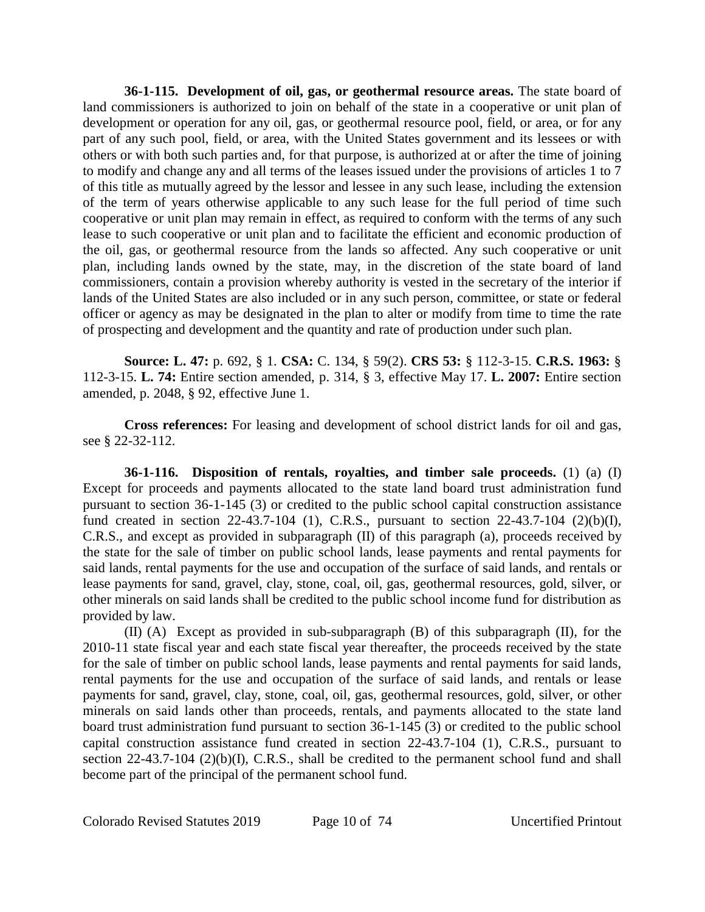**36-1-115. Development of oil, gas, or geothermal resource areas.** The state board of land commissioners is authorized to join on behalf of the state in a cooperative or unit plan of development or operation for any oil, gas, or geothermal resource pool, field, or area, or for any part of any such pool, field, or area, with the United States government and its lessees or with others or with both such parties and, for that purpose, is authorized at or after the time of joining to modify and change any and all terms of the leases issued under the provisions of articles 1 to 7 of this title as mutually agreed by the lessor and lessee in any such lease, including the extension of the term of years otherwise applicable to any such lease for the full period of time such cooperative or unit plan may remain in effect, as required to conform with the terms of any such lease to such cooperative or unit plan and to facilitate the efficient and economic production of the oil, gas, or geothermal resource from the lands so affected. Any such cooperative or unit plan, including lands owned by the state, may, in the discretion of the state board of land commissioners, contain a provision whereby authority is vested in the secretary of the interior if lands of the United States are also included or in any such person, committee, or state or federal officer or agency as may be designated in the plan to alter or modify from time to time the rate of prospecting and development and the quantity and rate of production under such plan.

**Source: L. 47:** p. 692, § 1. **CSA:** C. 134, § 59(2). **CRS 53:** § 112-3-15. **C.R.S. 1963:** § 112-3-15. **L. 74:** Entire section amended, p. 314, § 3, effective May 17. **L. 2007:** Entire section amended, p. 2048, § 92, effective June 1.

**Cross references:** For leasing and development of school district lands for oil and gas, see § 22-32-112.

**36-1-116. Disposition of rentals, royalties, and timber sale proceeds.** (1) (a) (I) Except for proceeds and payments allocated to the state land board trust administration fund pursuant to section 36-1-145 (3) or credited to the public school capital construction assistance fund created in section 22-43.7-104 (1), C.R.S., pursuant to section 22-43.7-104 (2)(b)(I), C.R.S., and except as provided in subparagraph (II) of this paragraph (a), proceeds received by the state for the sale of timber on public school lands, lease payments and rental payments for said lands, rental payments for the use and occupation of the surface of said lands, and rentals or lease payments for sand, gravel, clay, stone, coal, oil, gas, geothermal resources, gold, silver, or other minerals on said lands shall be credited to the public school income fund for distribution as provided by law.

(II) (A) Except as provided in sub-subparagraph (B) of this subparagraph (II), for the 2010-11 state fiscal year and each state fiscal year thereafter, the proceeds received by the state for the sale of timber on public school lands, lease payments and rental payments for said lands, rental payments for the use and occupation of the surface of said lands, and rentals or lease payments for sand, gravel, clay, stone, coal, oil, gas, geothermal resources, gold, silver, or other minerals on said lands other than proceeds, rentals, and payments allocated to the state land board trust administration fund pursuant to section 36-1-145 (3) or credited to the public school capital construction assistance fund created in section 22-43.7-104 (1), C.R.S., pursuant to section 22-43.7-104 (2)(b)(I), C.R.S., shall be credited to the permanent school fund and shall become part of the principal of the permanent school fund.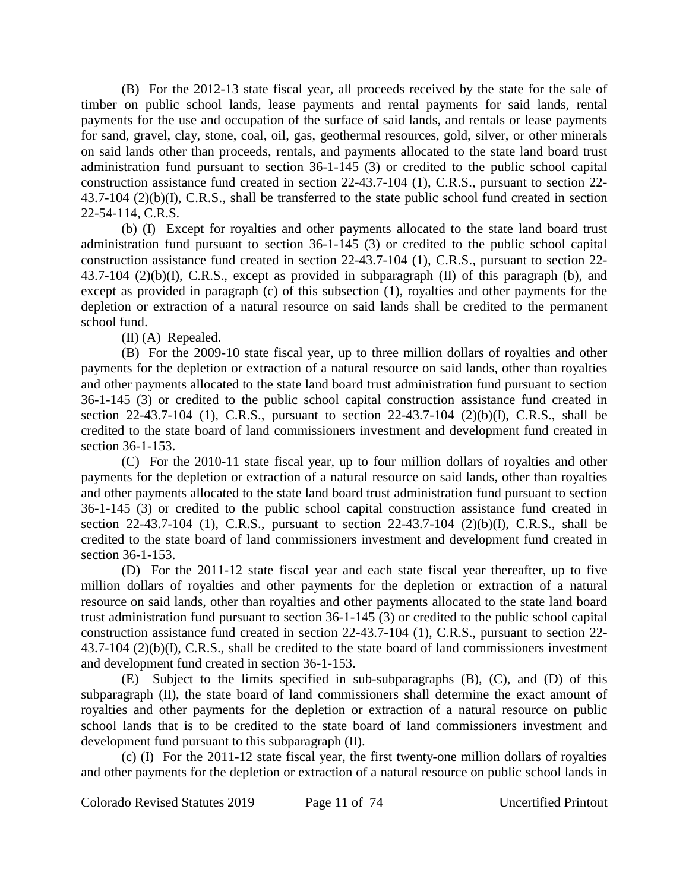(B) For the 2012-13 state fiscal year, all proceeds received by the state for the sale of timber on public school lands, lease payments and rental payments for said lands, rental payments for the use and occupation of the surface of said lands, and rentals or lease payments for sand, gravel, clay, stone, coal, oil, gas, geothermal resources, gold, silver, or other minerals on said lands other than proceeds, rentals, and payments allocated to the state land board trust administration fund pursuant to section 36-1-145 (3) or credited to the public school capital construction assistance fund created in section 22-43.7-104 (1), C.R.S., pursuant to section 22-43.7-104 (2)(b)(I), C.R.S., shall be transferred to the state public school fund created in section 22-54-114, C.R.S.

(b) (I) Except for royalties and other payments allocated to the state land board trust administration fund pursuant to section 36-1-145 (3) or credited to the public school capital construction assistance fund created in section 22-43.7-104 (1), C.R.S., pursuant to section 22-43.7-104 (2)(b)(I), C.R.S., except as provided in subparagraph (II) of this paragraph (b), and except as provided in paragraph (c) of this subsection (1), royalties and other payments for the depletion or extraction of a natural resource on said lands shall be credited to the permanent school fund.

(II) (A) Repealed.

(B) For the 2009-10 state fiscal year, up to three million dollars of royalties and other payments for the depletion or extraction of a natural resource on said lands, other than royalties and other payments allocated to the state land board trust administration fund pursuant to section 36-1-145 (3) or credited to the public school capital construction assistance fund created in section 22-43.7-104 (1), C.R.S., pursuant to section 22-43.7-104 (2)(b)(I), C.R.S., shall be credited to the state board of land commissioners investment and development fund created in section 36-1-153.

(C) For the 2010-11 state fiscal year, up to four million dollars of royalties and other payments for the depletion or extraction of a natural resource on said lands, other than royalties and other payments allocated to the state land board trust administration fund pursuant to section 36-1-145 (3) or credited to the public school capital construction assistance fund created in section 22-43.7-104 (1), C.R.S., pursuant to section 22-43.7-104 (2)(b)(I), C.R.S., shall be credited to the state board of land commissioners investment and development fund created in section 36-1-153.

(D) For the 2011-12 state fiscal year and each state fiscal year thereafter, up to five million dollars of royalties and other payments for the depletion or extraction of a natural resource on said lands, other than royalties and other payments allocated to the state land board trust administration fund pursuant to section 36-1-145 (3) or credited to the public school capital construction assistance fund created in section 22-43.7-104 (1), C.R.S., pursuant to section 22-43.7-104 (2)(b)(I), C.R.S., shall be credited to the state board of land commissioners investment and development fund created in section 36-1-153.

(E) Subject to the limits specified in sub-subparagraphs (B), (C), and (D) of this subparagraph (II), the state board of land commissioners shall determine the exact amount of royalties and other payments for the depletion or extraction of a natural resource on public school lands that is to be credited to the state board of land commissioners investment and development fund pursuant to this subparagraph (II).

(c) (I) For the 2011-12 state fiscal year, the first twenty-one million dollars of royalties and other payments for the depletion or extraction of a natural resource on public school lands in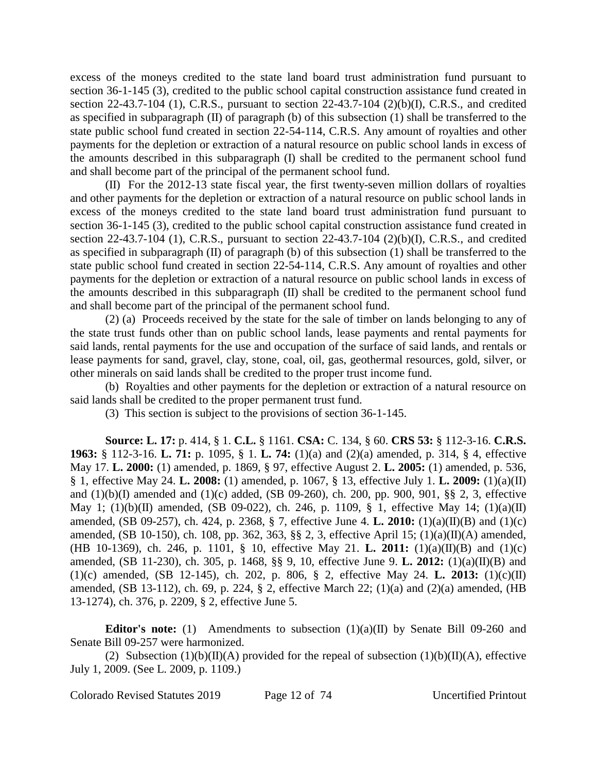excess of the moneys credited to the state land board trust administration fund pursuant to section 36-1-145 (3), credited to the public school capital construction assistance fund created in section 22-43.7-104 (1), C.R.S., pursuant to section 22-43.7-104 (2)(b)(I), C.R.S., and credited as specified in subparagraph (II) of paragraph (b) of this subsection (1) shall be transferred to the state public school fund created in section 22-54-114, C.R.S. Any amount of royalties and other payments for the depletion or extraction of a natural resource on public school lands in excess of the amounts described in this subparagraph (I) shall be credited to the permanent school fund and shall become part of the principal of the permanent school fund.

(II) For the 2012-13 state fiscal year, the first twenty-seven million dollars of royalties and other payments for the depletion or extraction of a natural resource on public school lands in excess of the moneys credited to the state land board trust administration fund pursuant to section 36-1-145 (3), credited to the public school capital construction assistance fund created in section 22-43.7-104 (1), C.R.S., pursuant to section 22-43.7-104 (2)(b)(I), C.R.S., and credited as specified in subparagraph (II) of paragraph (b) of this subsection (1) shall be transferred to the state public school fund created in section 22-54-114, C.R.S. Any amount of royalties and other payments for the depletion or extraction of a natural resource on public school lands in excess of the amounts described in this subparagraph (II) shall be credited to the permanent school fund and shall become part of the principal of the permanent school fund.

(2) (a) Proceeds received by the state for the sale of timber on lands belonging to any of the state trust funds other than on public school lands, lease payments and rental payments for said lands, rental payments for the use and occupation of the surface of said lands, and rentals or lease payments for sand, gravel, clay, stone, coal, oil, gas, geothermal resources, gold, silver, or other minerals on said lands shall be credited to the proper trust income fund.

(b) Royalties and other payments for the depletion or extraction of a natural resource on said lands shall be credited to the proper permanent trust fund.

(3) This section is subject to the provisions of section 36-1-145.

**Source: L. 17:** p. 414, § 1. **C.L.** § 1161. **CSA:** C. 134, § 60. **CRS 53:** § 112-3-16. **C.R.S. 1963:** § 112-3-16. **L. 71:** p. 1095, § 1. **L. 74:** (1)(a) and (2)(a) amended, p. 314, § 4, effective May 17. **L. 2000:** (1) amended, p. 1869, § 97, effective August 2. **L. 2005:** (1) amended, p. 536, § 1, effective May 24. **L. 2008:** (1) amended, p. 1067, § 13, effective July 1. **L. 2009:** (1)(a)(II) and (1)(b)(I) amended and (1)(c) added, (SB 09-260), ch. 200, pp. 900, 901, §§ 2, 3, effective May 1; (1)(b)(II) amended, (SB 09-022), ch. 246, p. 1109, § 1, effective May 14; (1)(a)(II) amended, (SB 09-257), ch. 424, p. 2368, § 7, effective June 4. **L. 2010:** (1)(a)(II)(B) and (1)(c) amended, (SB 10-150), ch. 108, pp. 362, 363, §§ 2, 3, effective April 15; (1)(a)(II)(A) amended, (HB 10-1369), ch. 246, p. 1101, § 10, effective May 21. **L. 2011:** (1)(a)(II)(B) and (1)(c) amended, (SB 11-230), ch. 305, p. 1468, §§ 9, 10, effective June 9. **L. 2012:** (1)(a)(II)(B) and (1)(c) amended, (SB 12-145), ch. 202, p. 806, § 2, effective May 24. **L. 2013:** (1)(c)(II) amended, (SB 13-112), ch. 69, p. 224, § 2, effective March 22; (1)(a) and (2)(a) amended, (HB 13-1274), ch. 376, p. 2209, § 2, effective June 5.

**Editor's note:** (1) Amendments to subsection (1)(a)(II) by Senate Bill 09-260 and Senate Bill 09-257 were harmonized.

(2) Subsection (1)(b)(II)(A) provided for the repeal of subsection (1)(b)(II)(A), effective July 1, 2009. (See L. 2009, p. 1109.)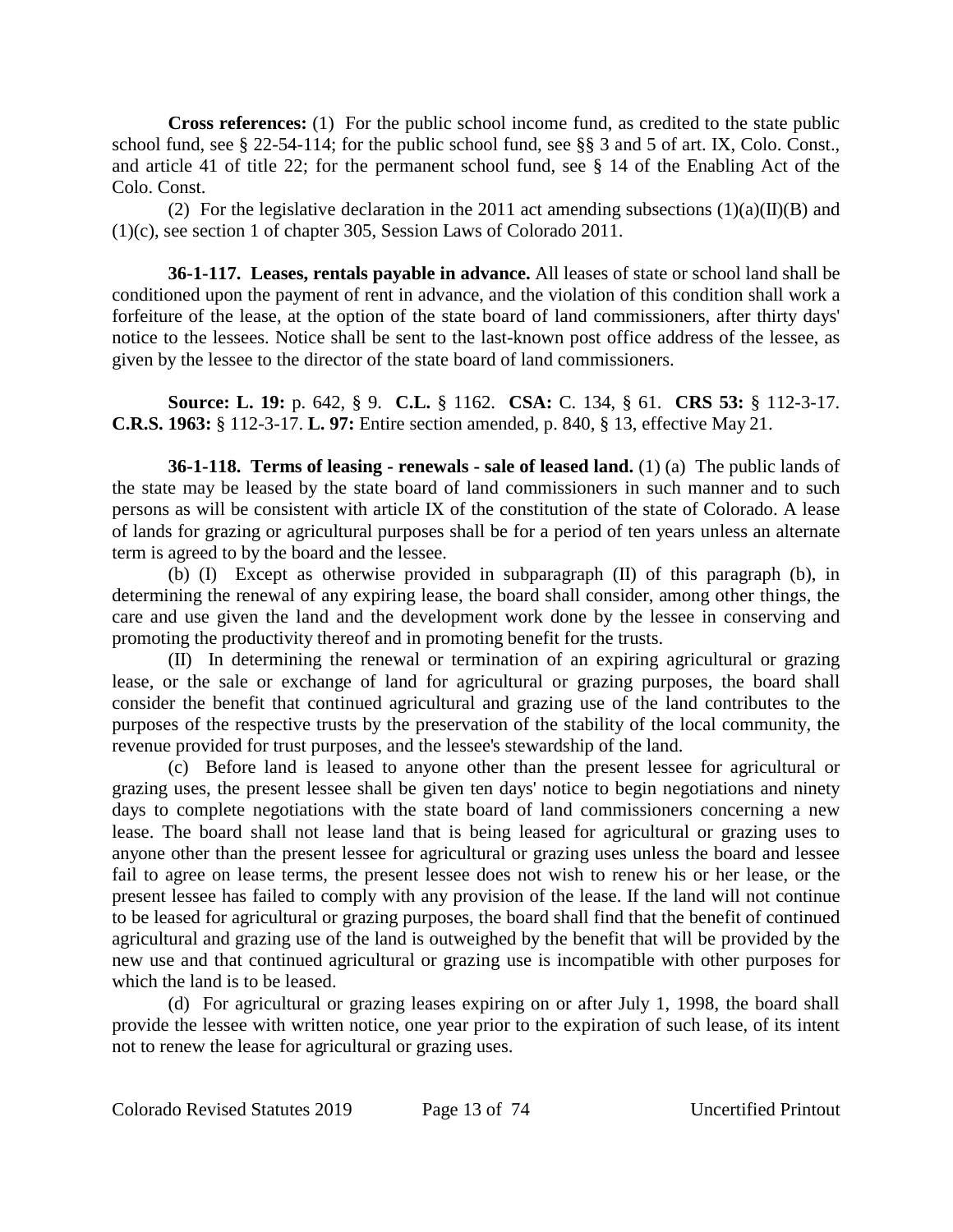**Cross references:** (1) For the public school income fund, as credited to the state public school fund, see § 22-54-114; for the public school fund, see §§ 3 and 5 of art. IX, Colo. Const., and article 41 of title 22; for the permanent school fund, see § 14 of the Enabling Act of the Colo. Const.

(2) For the legislative declaration in the 2011 act amending subsections (1)(a)(II)(B) and (1)(c), see section 1 of chapter 305, Session Laws of Colorado 2011.

**36-1-117. Leases, rentals payable in advance.** All leases of state or school land shall be conditioned upon the payment of rent in advance, and the violation of this condition shall work a forfeiture of the lease, at the option of the state board of land commissioners, after thirty days' notice to the lessees. Notice shall be sent to the last-known post office address of the lessee, as given by the lessee to the director of the state board of land commissioners.

**Source: L. 19:** p. 642, § 9. **C.L.** § 1162. **CSA:** C. 134, § 61. **CRS 53:** § 112-3-17. **C.R.S. 1963:** § 112-3-17. **L. 97:** Entire section amended, p. 840, § 13, effective May 21.

**36-1-118. Terms of leasing - renewals - sale of leased land.** (1) (a) The public lands of the state may be leased by the state board of land commissioners in such manner and to such persons as will be consistent with article IX of the constitution of the state of Colorado. A lease of lands for grazing or agricultural purposes shall be for a period of ten years unless an alternate term is agreed to by the board and the lessee.

(b) (I) Except as otherwise provided in subparagraph (II) of this paragraph (b), in determining the renewal of any expiring lease, the board shall consider, among other things, the care and use given the land and the development work done by the lessee in conserving and promoting the productivity thereof and in promoting benefit for the trusts.

(II) In determining the renewal or termination of an expiring agricultural or grazing lease, or the sale or exchange of land for agricultural or grazing purposes, the board shall consider the benefit that continued agricultural and grazing use of the land contributes to the purposes of the respective trusts by the preservation of the stability of the local community, the revenue provided for trust purposes, and the lessee's stewardship of the land.

(c) Before land is leased to anyone other than the present lessee for agricultural or grazing uses, the present lessee shall be given ten days' notice to begin negotiations and ninety days to complete negotiations with the state board of land commissioners concerning a new lease. The board shall not lease land that is being leased for agricultural or grazing uses to anyone other than the present lessee for agricultural or grazing uses unless the board and lessee fail to agree on lease terms, the present lessee does not wish to renew his or her lease, or the present lessee has failed to comply with any provision of the lease. If the land will not continue to be leased for agricultural or grazing purposes, the board shall find that the benefit of continued agricultural and grazing use of the land is outweighed by the benefit that will be provided by the new use and that continued agricultural or grazing use is incompatible with other purposes for which the land is to be leased.

(d) For agricultural or grazing leases expiring on or after July 1, 1998, the board shall provide the lessee with written notice, one year prior to the expiration of such lease, of its intent not to renew the lease for agricultural or grazing uses.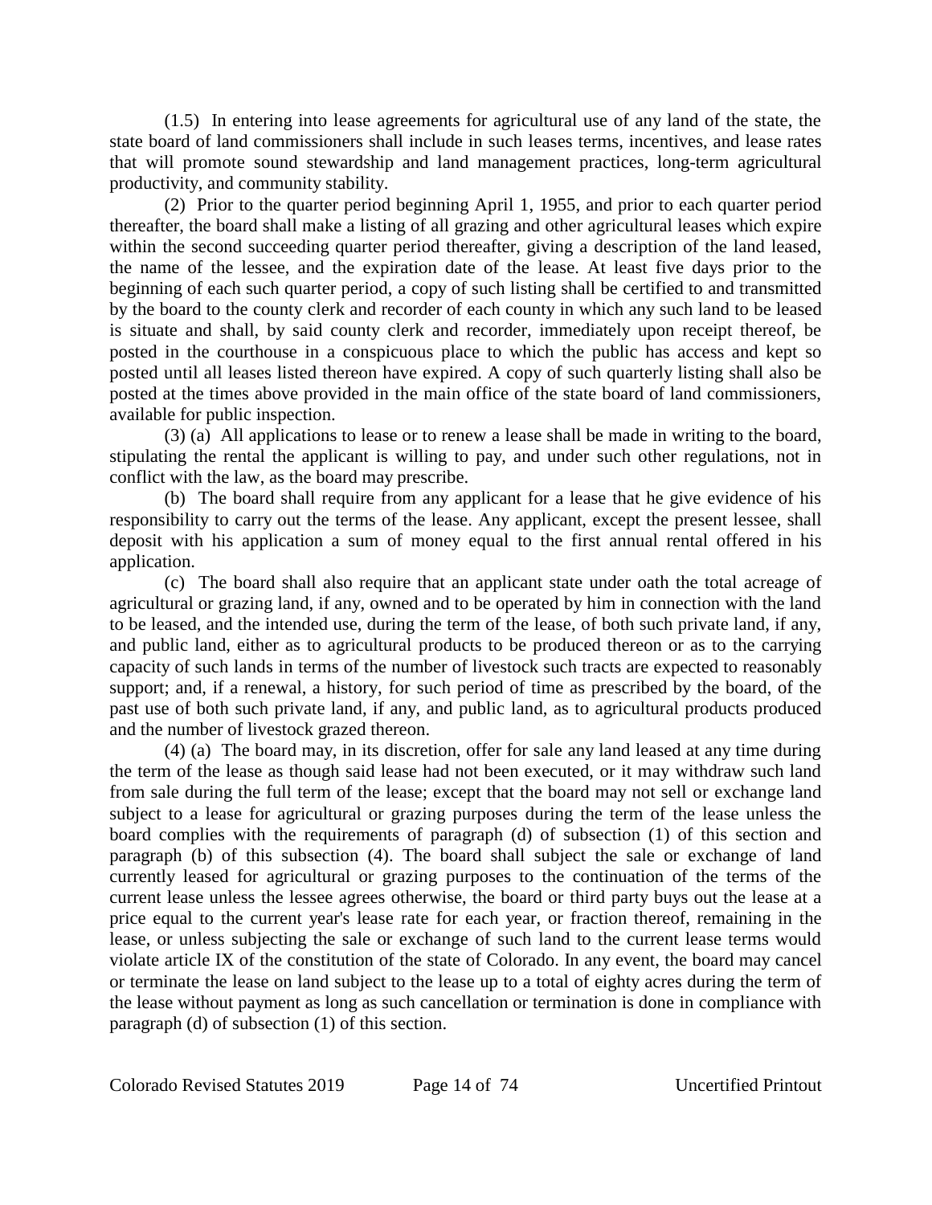(1.5) In entering into lease agreements for agricultural use of any land of the state, the state board of land commissioners shall include in such leases terms, incentives, and lease rates that will promote sound stewardship and land management practices, long-term agricultural productivity, and community stability.

(2) Prior to the quarter period beginning April 1, 1955, and prior to each quarter period thereafter, the board shall make a listing of all grazing and other agricultural leases which expire within the second succeeding quarter period thereafter, giving a description of the land leased, the name of the lessee, and the expiration date of the lease. At least five days prior to the beginning of each such quarter period, a copy of such listing shall be certified to and transmitted by the board to the county clerk and recorder of each county in which any such land to be leased is situate and shall, by said county clerk and recorder, immediately upon receipt thereof, be posted in the courthouse in a conspicuous place to which the public has access and kept so posted until all leases listed thereon have expired. A copy of such quarterly listing shall also be posted at the times above provided in the main office of the state board of land commissioners, available for public inspection.

(3) (a) All applications to lease or to renew a lease shall be made in writing to the board, stipulating the rental the applicant is willing to pay, and under such other regulations, not in conflict with the law, as the board may prescribe.

(b) The board shall require from any applicant for a lease that he give evidence of his responsibility to carry out the terms of the lease. Any applicant, except the present lessee, shall deposit with his application a sum of money equal to the first annual rental offered in his application.

(c) The board shall also require that an applicant state under oath the total acreage of agricultural or grazing land, if any, owned and to be operated by him in connection with the land to be leased, and the intended use, during the term of the lease, of both such private land, if any, and public land, either as to agricultural products to be produced thereon or as to the carrying capacity of such lands in terms of the number of livestock such tracts are expected to reasonably support; and, if a renewal, a history, for such period of time as prescribed by the board, of the past use of both such private land, if any, and public land, as to agricultural products produced and the number of livestock grazed thereon.

(4) (a) The board may, in its discretion, offer for sale any land leased at any time during the term of the lease as though said lease had not been executed, or it may withdraw such land from sale during the full term of the lease; except that the board may not sell or exchange land subject to a lease for agricultural or grazing purposes during the term of the lease unless the board complies with the requirements of paragraph (d) of subsection (1) of this section and paragraph (b) of this subsection (4). The board shall subject the sale or exchange of land currently leased for agricultural or grazing purposes to the continuation of the terms of the current lease unless the lessee agrees otherwise, the board or third party buys out the lease at a price equal to the current year's lease rate for each year, or fraction thereof, remaining in the lease, or unless subjecting the sale or exchange of such land to the current lease terms would violate article IX of the constitution of the state of Colorado. In any event, the board may cancel or terminate the lease on land subject to the lease up to a total of eighty acres during the term of the lease without payment as long as such cancellation or termination is done in compliance with paragraph (d) of subsection (1) of this section.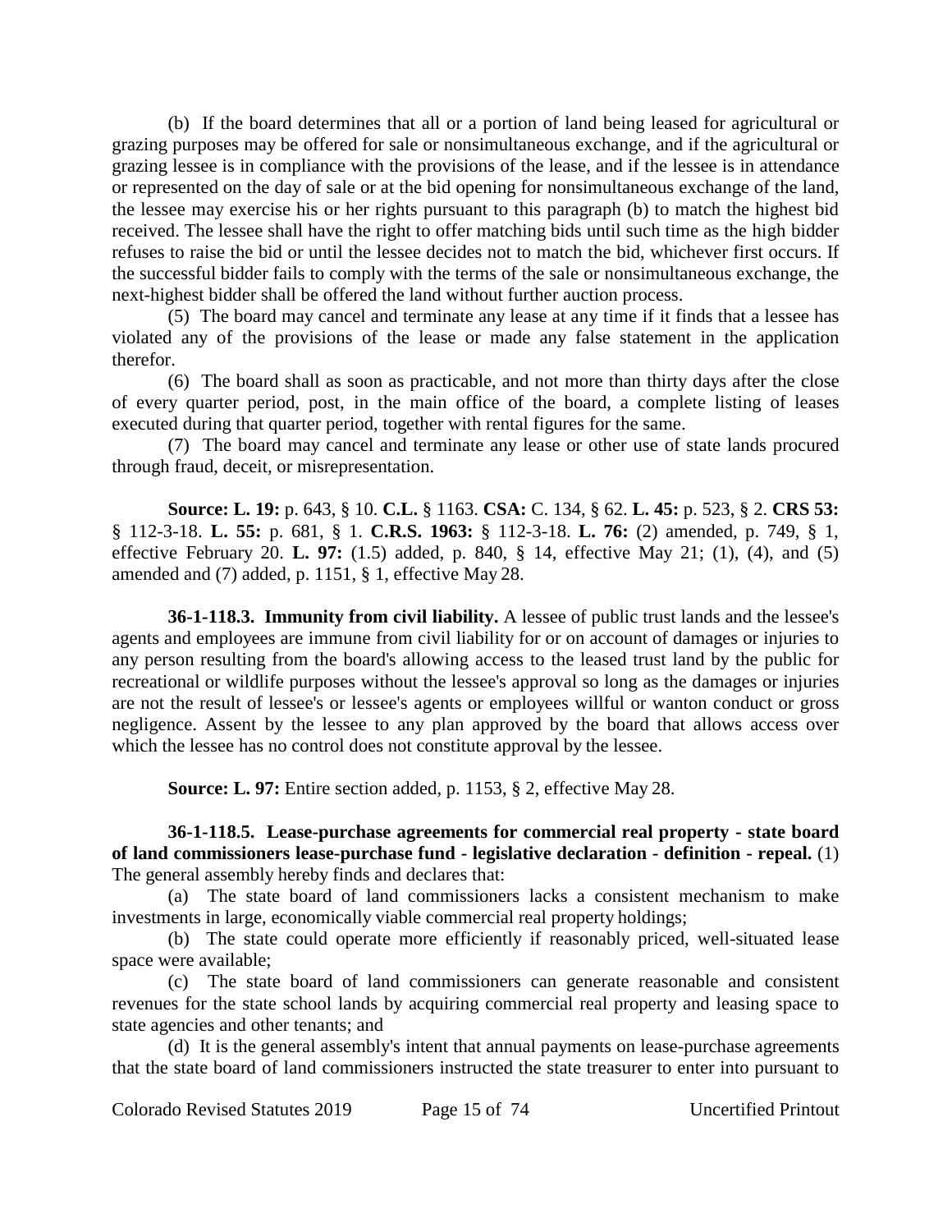(b) If the board determines that all or a portion of land being leased for agricultural or grazing purposes may be offered for sale or nonsimultaneous exchange, and if the agricultural or grazing lessee is in compliance with the provisions of the lease, and if the lessee is in attendance or represented on the day of sale or at the bid opening for nonsimultaneous exchange of the land, the lessee may exercise his or her rights pursuant to this paragraph (b) to match the highest bid received. The lessee shall have the right to offer matching bids until such time as the high bidder refuses to raise the bid or until the lessee decides not to match the bid, whichever first occurs. If the successful bidder fails to comply with the terms of the sale or nonsimultaneous exchange, the next-highest bidder shall be offered the land without further auction process.

(5) The board may cancel and terminate any lease at any time if it finds that a lessee has violated any of the provisions of the lease or made any false statement in the application therefor.

(6) The board shall as soon as practicable, and not more than thirty days after the close of every quarter period, post, in the main office of the board, a complete listing of leases executed during that quarter period, together with rental figures for the same.

(7) The board may cancel and terminate any lease or other use of state lands procured through fraud, deceit, or misrepresentation.

**Source: L. 19:** p. 643, § 10. **C.L.** § 1163. **CSA:** C. 134, § 62. **L. 45:** p. 523, § 2. **CRS 53:** § 112-3-18. **L. 55:** p. 681, § 1. **C.R.S. 1963:** § 112-3-18. **L. 76:** (2) amended, p. 749, § 1, effective February 20. **L. 97:** (1.5) added, p. 840, § 14, effective May 21; (1), (4), and (5) amended and (7) added, p. 1151, § 1, effective May 28.

**36-1-118.3. Immunity from civil liability.** A lessee of public trust lands and the lessee's agents and employees are immune from civil liability for or on account of damages or injuries to any person resulting from the board's allowing access to the leased trust land by the public for recreational or wildlife purposes without the lessee's approval so long as the damages or injuries are not the result of lessee's or lessee's agents or employees willful or wanton conduct or gross negligence. Assent by the lessee to any plan approved by the board that allows access over which the lessee has no control does not constitute approval by the lessee.

**Source: L. 97:** Entire section added, p. 1153, § 2, effective May 28.

**36-1-118.5. Lease-purchase agreements for commercial real property - state board of land commissioners lease-purchase fund - legislative declaration - definition - repeal.** (1) The general assembly hereby finds and declares that:

(a) The state board of land commissioners lacks a consistent mechanism to make investments in large, economically viable commercial real property holdings;

(b) The state could operate more efficiently if reasonably priced, well-situated lease space were available;

(c) The state board of land commissioners can generate reasonable and consistent revenues for the state school lands by acquiring commercial real property and leasing space to state agencies and other tenants; and

(d) It is the general assembly's intent that annual payments on lease-purchase agreements that the state board of land commissioners instructed the state treasurer to enter into pursuant to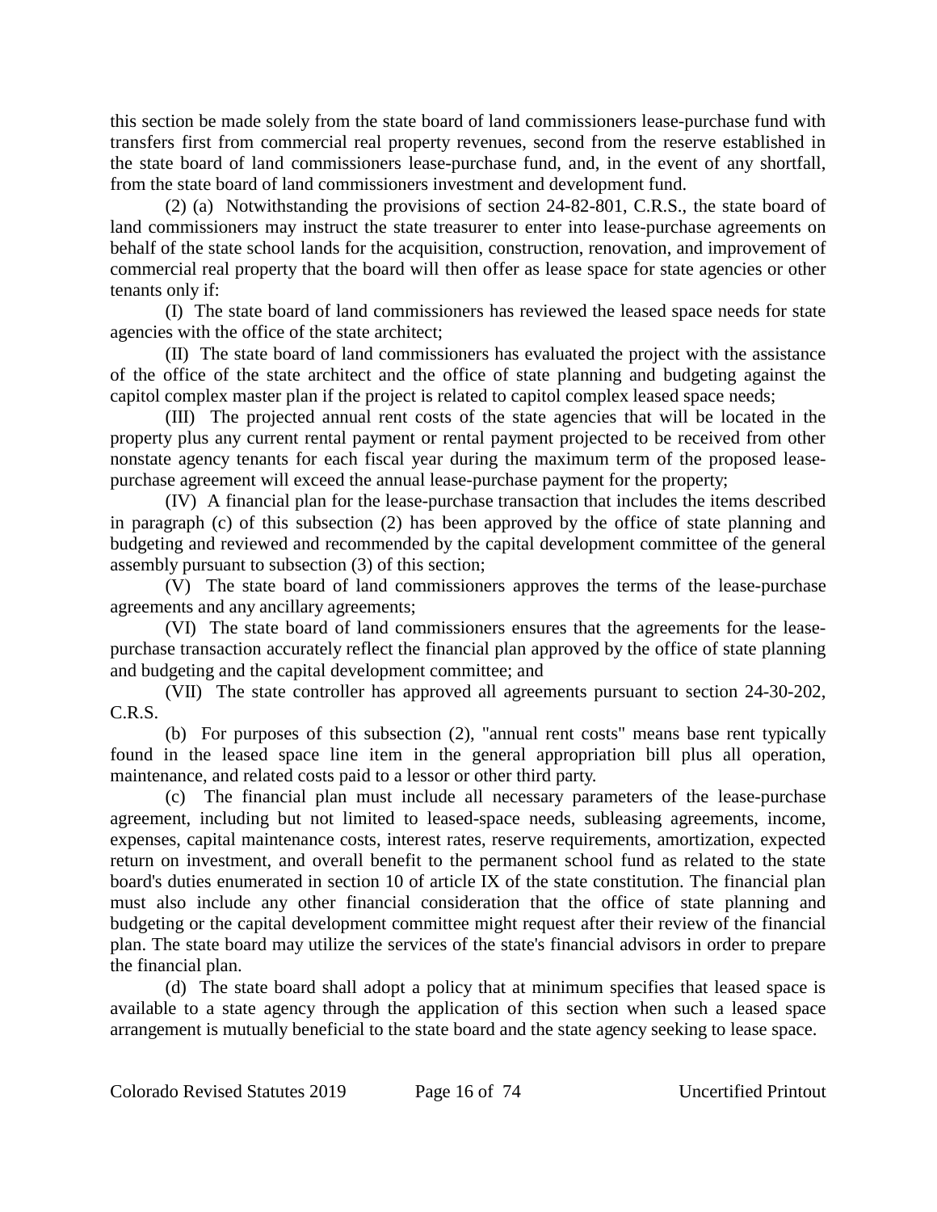this section be made solely from the state board of land commissioners lease-purchase fund with transfers first from commercial real property revenues, second from the reserve established in the state board of land commissioners lease-purchase fund, and, in the event of any shortfall, from the state board of land commissioners investment and development fund.

(2) (a) Notwithstanding the provisions of section 24-82-801, C.R.S., the state board of land commissioners may instruct the state treasurer to enter into lease-purchase agreements on behalf of the state school lands for the acquisition, construction, renovation, and improvement of commercial real property that the board will then offer as lease space for state agencies or other tenants only if:

(I) The state board of land commissioners has reviewed the leased space needs for state agencies with the office of the state architect;

(II) The state board of land commissioners has evaluated the project with the assistance of the office of the state architect and the office of state planning and budgeting against the capitol complex master plan if the project is related to capitol complex leased space needs;

(III) The projected annual rent costs of the state agencies that will be located in the property plus any current rental payment or rental payment projected to be received from other nonstate agency tenants for each fiscal year during the maximum term of the proposed lease-purchase agreement will exceed the annual lease-purchase payment for the property;

(IV) A financial plan for the lease-purchase transaction that includes the items described in paragraph (c) of this subsection (2) has been approved by the office of state planning and budgeting and reviewed and recommended by the capital development committee of the general assembly pursuant to subsection (3) of this section;

(V) The state board of land commissioners approves the terms of the lease-purchase agreements and any ancillary agreements;

(VI) The state board of land commissioners ensures that the agreements for the lease-purchase transaction accurately reflect the financial plan approved by the office of state planning and budgeting and the capital development committee; and

(VII) The state controller has approved all agreements pursuant to section 24-30-202, C.R.S.

(b) For purposes of this subsection (2), "annual rent costs" means base rent typically found in the leased space line item in the general appropriation bill plus all operation, maintenance, and related costs paid to a lessor or other third party.

(c) The financial plan must include all necessary parameters of the lease-purchase agreement, including but not limited to leased-space needs, subleasing agreements, income, expenses, capital maintenance costs, interest rates, reserve requirements, amortization, expected return on investment, and overall benefit to the permanent school fund as related to the state board's duties enumerated in section 10 of article IX of the state constitution. The financial plan must also include any other financial consideration that the office of state planning and budgeting or the capital development committee might request after their review of the financial plan. The state board may utilize the services of the state's financial advisors in order to prepare the financial plan.

(d) The state board shall adopt a policy that at minimum specifies that leased space is available to a state agency through the application of this section when such a leased space arrangement is mutually beneficial to the state board and the state agency seeking to lease space.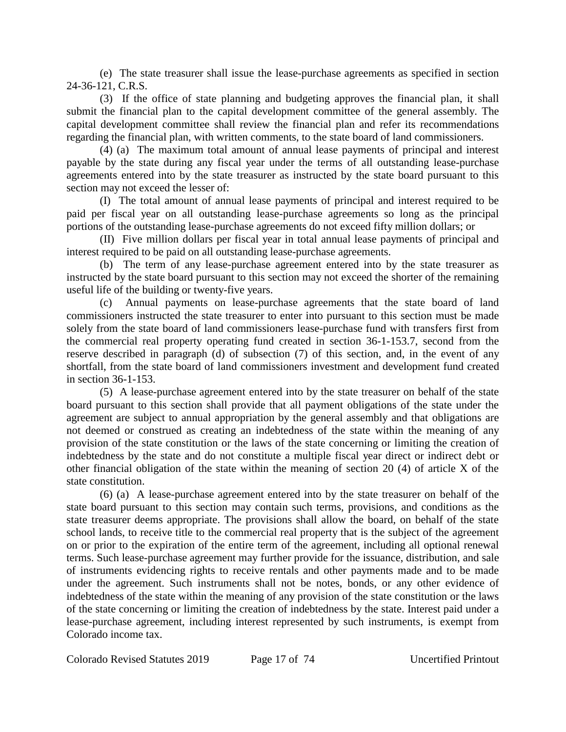(e) The state treasurer shall issue the lease-purchase agreements as specified in section 24-36-121, C.R.S.

(3) If the office of state planning and budgeting approves the financial plan, it shall submit the financial plan to the capital development committee of the general assembly. The capital development committee shall review the financial plan and refer its recommendations regarding the financial plan, with written comments, to the state board of land commissioners.

(4) (a) The maximum total amount of annual lease payments of principal and interest payable by the state during any fiscal year under the terms of all outstanding lease-purchase agreements entered into by the state treasurer as instructed by the state board pursuant to this section may not exceed the lesser of:

(I) The total amount of annual lease payments of principal and interest required to be paid per fiscal year on all outstanding lease-purchase agreements so long as the principal portions of the outstanding lease-purchase agreements do not exceed fifty million dollars; or

(II) Five million dollars per fiscal year in total annual lease payments of principal and interest required to be paid on all outstanding lease-purchase agreements.

(b) The term of any lease-purchase agreement entered into by the state treasurer as instructed by the state board pursuant to this section may not exceed the shorter of the remaining useful life of the building or twenty-five years.

(c) Annual payments on lease-purchase agreements that the state board of land commissioners instructed the state treasurer to enter into pursuant to this section must be made solely from the state board of land commissioners lease-purchase fund with transfers first from the commercial real property operating fund created in section 36-1-153.7, second from the reserve described in paragraph (d) of subsection (7) of this section, and, in the event of any shortfall, from the state board of land commissioners investment and development fund created in section 36-1-153.

(5) A lease-purchase agreement entered into by the state treasurer on behalf of the state board pursuant to this section shall provide that all payment obligations of the state under the agreement are subject to annual appropriation by the general assembly and that obligations are not deemed or construed as creating an indebtedness of the state within the meaning of any provision of the state constitution or the laws of the state concerning or limiting the creation of indebtedness by the state and do not constitute a multiple fiscal year direct or indirect debt or other financial obligation of the state within the meaning of section 20 (4) of article X of the state constitution.

(6) (a) A lease-purchase agreement entered into by the state treasurer on behalf of the state board pursuant to this section may contain such terms, provisions, and conditions as the state treasurer deems appropriate. The provisions shall allow the board, on behalf of the state school lands, to receive title to the commercial real property that is the subject of the agreement on or prior to the expiration of the entire term of the agreement, including all optional renewal terms. Such lease-purchase agreement may further provide for the issuance, distribution, and sale of instruments evidencing rights to receive rentals and other payments made and to be made under the agreement. Such instruments shall not be notes, bonds, or any other evidence of indebtedness of the state within the meaning of any provision of the state constitution or the laws of the state concerning or limiting the creation of indebtedness by the state. Interest paid under a lease-purchase agreement, including interest represented by such instruments, is exempt from Colorado income tax.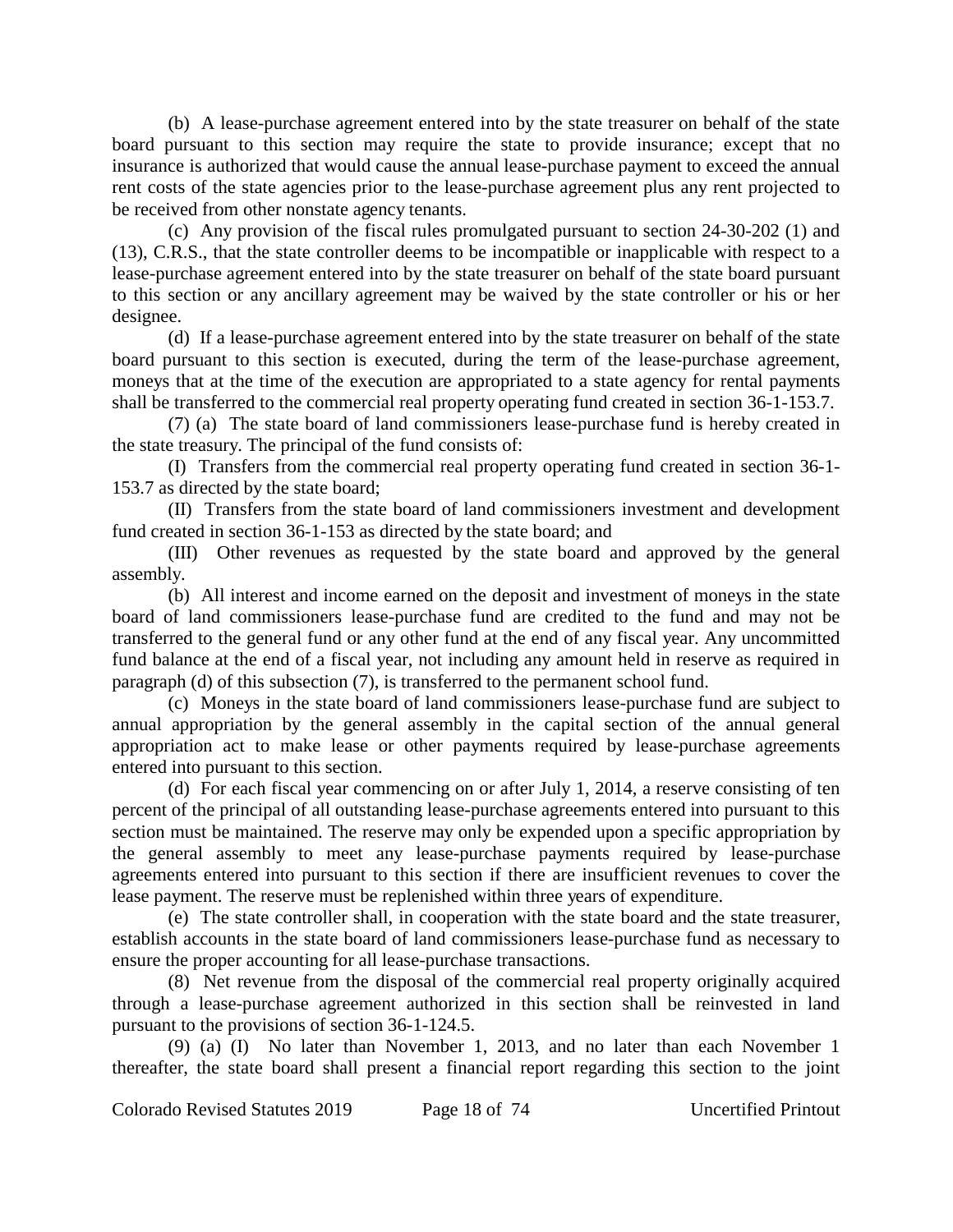(b) A lease-purchase agreement entered into by the state treasurer on behalf of the state board pursuant to this section may require the state to provide insurance; except that no insurance is authorized that would cause the annual lease-purchase payment to exceed the annual rent costs of the state agencies prior to the lease-purchase agreement plus any rent projected to be received from other nonstate agency tenants.

(c) Any provision of the fiscal rules promulgated pursuant to section 24-30-202 (1) and (13), C.R.S., that the state controller deems to be incompatible or inapplicable with respect to a lease-purchase agreement entered into by the state treasurer on behalf of the state board pursuant to this section or any ancillary agreement may be waived by the state controller or his or her designee.

(d) If a lease-purchase agreement entered into by the state treasurer on behalf of the state board pursuant to this section is executed, during the term of the lease-purchase agreement, moneys that at the time of the execution are appropriated to a state agency for rental payments shall be transferred to the commercial real property operating fund created in section 36-1-153.7.

(7) (a) The state board of land commissioners lease-purchase fund is hereby created in the state treasury. The principal of the fund consists of:

(I) Transfers from the commercial real property operating fund created in section 36-1-153.7 as directed by the state board;

(II) Transfers from the state board of land commissioners investment and development fund created in section 36-1-153 as directed by the state board; and

(III) Other revenues as requested by the state board and approved by the general assembly.

(b) All interest and income earned on the deposit and investment of moneys in the state board of land commissioners lease-purchase fund are credited to the fund and may not be transferred to the general fund or any other fund at the end of any fiscal year. Any uncommitted fund balance at the end of a fiscal year, not including any amount held in reserve as required in paragraph (d) of this subsection (7), is transferred to the permanent school fund.

(c) Moneys in the state board of land commissioners lease-purchase fund are subject to annual appropriation by the general assembly in the capital section of the annual general appropriation act to make lease or other payments required by lease-purchase agreements entered into pursuant to this section.

(d) For each fiscal year commencing on or after July 1, 2014, a reserve consisting of ten percent of the principal of all outstanding lease-purchase agreements entered into pursuant to this section must be maintained. The reserve may only be expended upon a specific appropriation by the general assembly to meet any lease-purchase payments required by lease-purchase agreements entered into pursuant to this section if there are insufficient revenues to cover the lease payment. The reserve must be replenished within three years of expenditure.

(e) The state controller shall, in cooperation with the state board and the state treasurer, establish accounts in the state board of land commissioners lease-purchase fund as necessary to ensure the proper accounting for all lease-purchase transactions.

(8) Net revenue from the disposal of the commercial real property originally acquired through a lease-purchase agreement authorized in this section shall be reinvested in land pursuant to the provisions of section 36-1-124.5.

(9) (a) (I) No later than November 1, 2013, and no later than each November 1 thereafter, the state board shall present a financial report regarding this section to the joint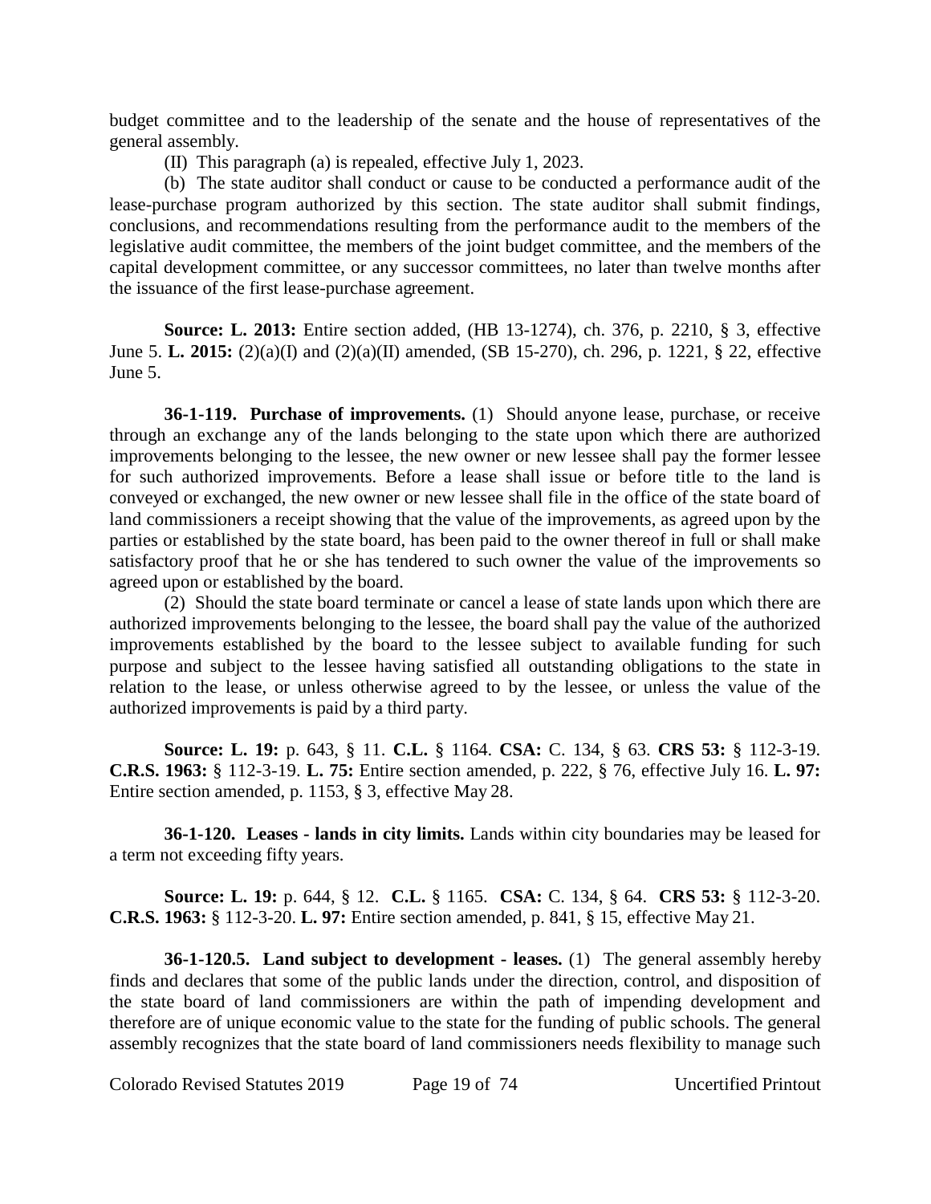budget committee and to the leadership of the senate and the house of representatives of the general assembly.

(II) This paragraph (a) is repealed, effective July 1, 2023.

(b) The state auditor shall conduct or cause to be conducted a performance audit of the lease-purchase program authorized by this section. The state auditor shall submit findings, conclusions, and recommendations resulting from the performance audit to the members of the legislative audit committee, the members of the joint budget committee, and the members of the capital development committee, or any successor committees, no later than twelve months after the issuance of the first lease-purchase agreement.

**Source: L. 2013:** Entire section added, (HB 13-1274), ch. 376, p. 2210, § 3, effective June 5. **L. 2015:** (2)(a)(I) and (2)(a)(II) amended, (SB 15-270), ch. 296, p. 1221, § 22, effective June 5.

**36-1-119. Purchase of improvements.** (1) Should anyone lease, purchase, or receive through an exchange any of the lands belonging to the state upon which there are authorized improvements belonging to the lessee, the new owner or new lessee shall pay the former lessee for such authorized improvements. Before a lease shall issue or before title to the land is conveyed or exchanged, the new owner or new lessee shall file in the office of the state board of land commissioners a receipt showing that the value of the improvements, as agreed upon by the parties or established by the state board, has been paid to the owner thereof in full or shall make satisfactory proof that he or she has tendered to such owner the value of the improvements so agreed upon or established by the board.

(2) Should the state board terminate or cancel a lease of state lands upon which there are authorized improvements belonging to the lessee, the board shall pay the value of the authorized improvements established by the board to the lessee subject to available funding for such purpose and subject to the lessee having satisfied all outstanding obligations to the state in relation to the lease, or unless otherwise agreed to by the lessee, or unless the value of the authorized improvements is paid by a third party.

**Source: L. 19:** p. 643, § 11. **C.L.** § 1164. **CSA:** C. 134, § 63. **CRS 53:** § 112-3-19. **C.R.S. 1963:** § 112-3-19. **L. 75:** Entire section amended, p. 222, § 76, effective July 16. **L. 97:** Entire section amended, p. 1153, § 3, effective May 28.

**36-1-120. Leases - lands in city limits.** Lands within city boundaries may be leased for a term not exceeding fifty years.

**Source: L. 19:** p. 644, § 12. **C.L.** § 1165. **CSA:** C. 134, § 64. **CRS 53:** § 112-3-20. **C.R.S. 1963:** § 112-3-20. **L. 97:** Entire section amended, p. 841, § 15, effective May 21.

**36-1-120.5. Land subject to development - leases.** (1) The general assembly hereby finds and declares that some of the public lands under the direction, control, and disposition of the state board of land commissioners are within the path of impending development and therefore are of unique economic value to the state for the funding of public schools. The general assembly recognizes that the state board of land commissioners needs flexibility to manage such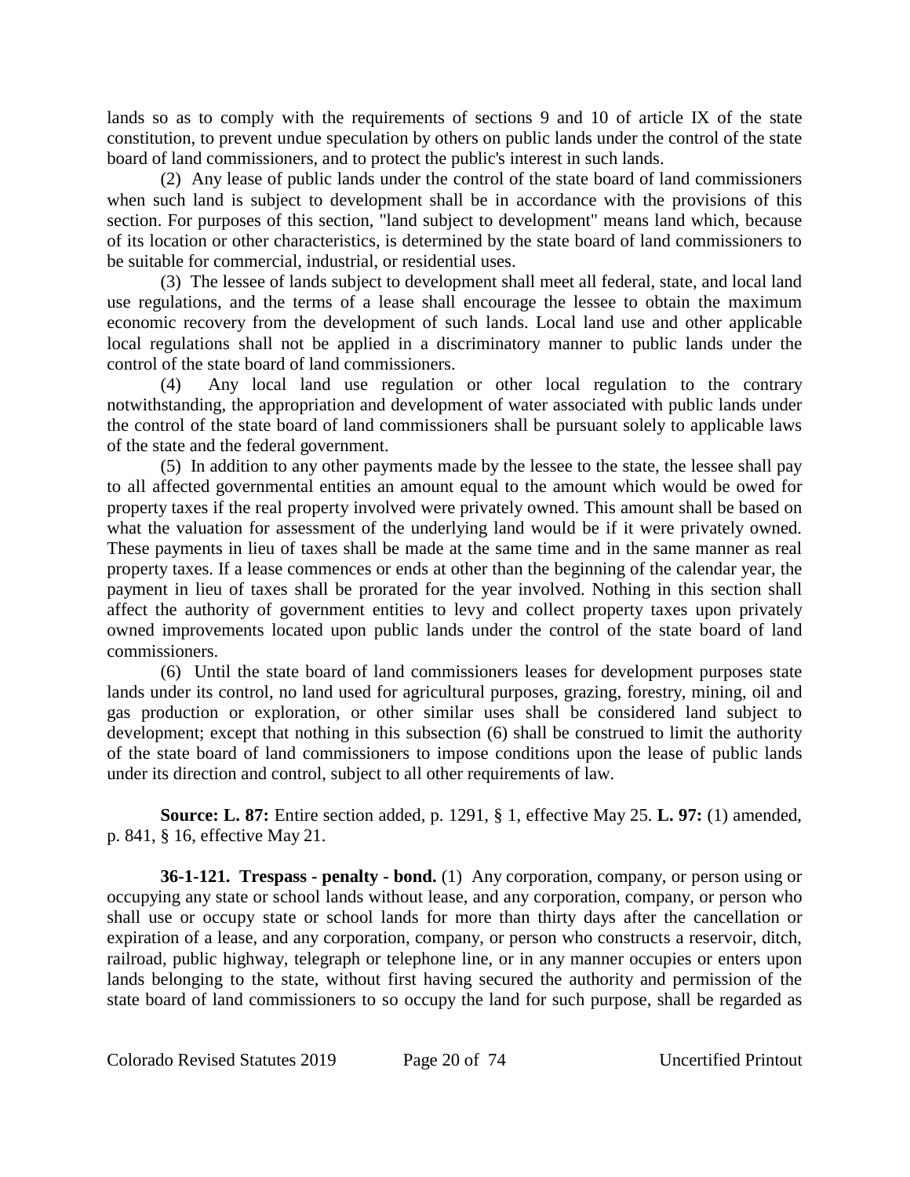lands so as to comply with the requirements of sections 9 and 10 of article IX of the state constitution, to prevent undue speculation by others on public lands under the control of the state board of land commissioners, and to protect the public's interest in such lands.

(2) Any lease of public lands under the control of the state board of land commissioners when such land is subject to development shall be in accordance with the provisions of this section. For purposes of this section, "land subject to development" means land which, because of its location or other characteristics, is determined by the state board of land commissioners to be suitable for commercial, industrial, or residential uses.

(3) The lessee of lands subject to development shall meet all federal, state, and local land use regulations, and the terms of a lease shall encourage the lessee to obtain the maximum economic recovery from the development of such lands. Local land use and other applicable local regulations shall not be applied in a discriminatory manner to public lands under the control of the state board of land commissioners.

(4) Any local land use regulation or other local regulation to the contrary notwithstanding, the appropriation and development of water associated with public lands under the control of the state board of land commissioners shall be pursuant solely to applicable laws of the state and the federal government.

(5) In addition to any other payments made by the lessee to the state, the lessee shall pay to all affected governmental entities an amount equal to the amount which would be owed for property taxes if the real property involved were privately owned. This amount shall be based on what the valuation for assessment of the underlying land would be if it were privately owned. These payments in lieu of taxes shall be made at the same time and in the same manner as real property taxes. If a lease commences or ends at other than the beginning of the calendar year, the payment in lieu of taxes shall be prorated for the year involved. Nothing in this section shall affect the authority of government entities to levy and collect property taxes upon privately owned improvements located upon public lands under the control of the state board of land commissioners.

(6) Until the state board of land commissioners leases for development purposes state lands under its control, no land used for agricultural purposes, grazing, forestry, mining, oil and gas production or exploration, or other similar uses shall be considered land subject to development; except that nothing in this subsection (6) shall be construed to limit the authority of the state board of land commissioners to impose conditions upon the lease of public lands under its direction and control, subject to all other requirements of law.

**Source: L. 87:** Entire section added, p. 1291, § 1, effective May 25. **L. 97:** (1) amended, p. 841, § 16, effective May 21.

**36-1-121. Trespass - penalty - bond.** (1) Any corporation, company, or person using or occupying any state or school lands without lease, and any corporation, company, or person who shall use or occupy state or school lands for more than thirty days after the cancellation or expiration of a lease, and any corporation, company, or person who constructs a reservoir, ditch, railroad, public highway, telegraph or telephone line, or in any manner occupies or enters upon lands belonging to the state, without first having secured the authority and permission of the state board of land commissioners to so occupy the land for such purpose, shall be regarded as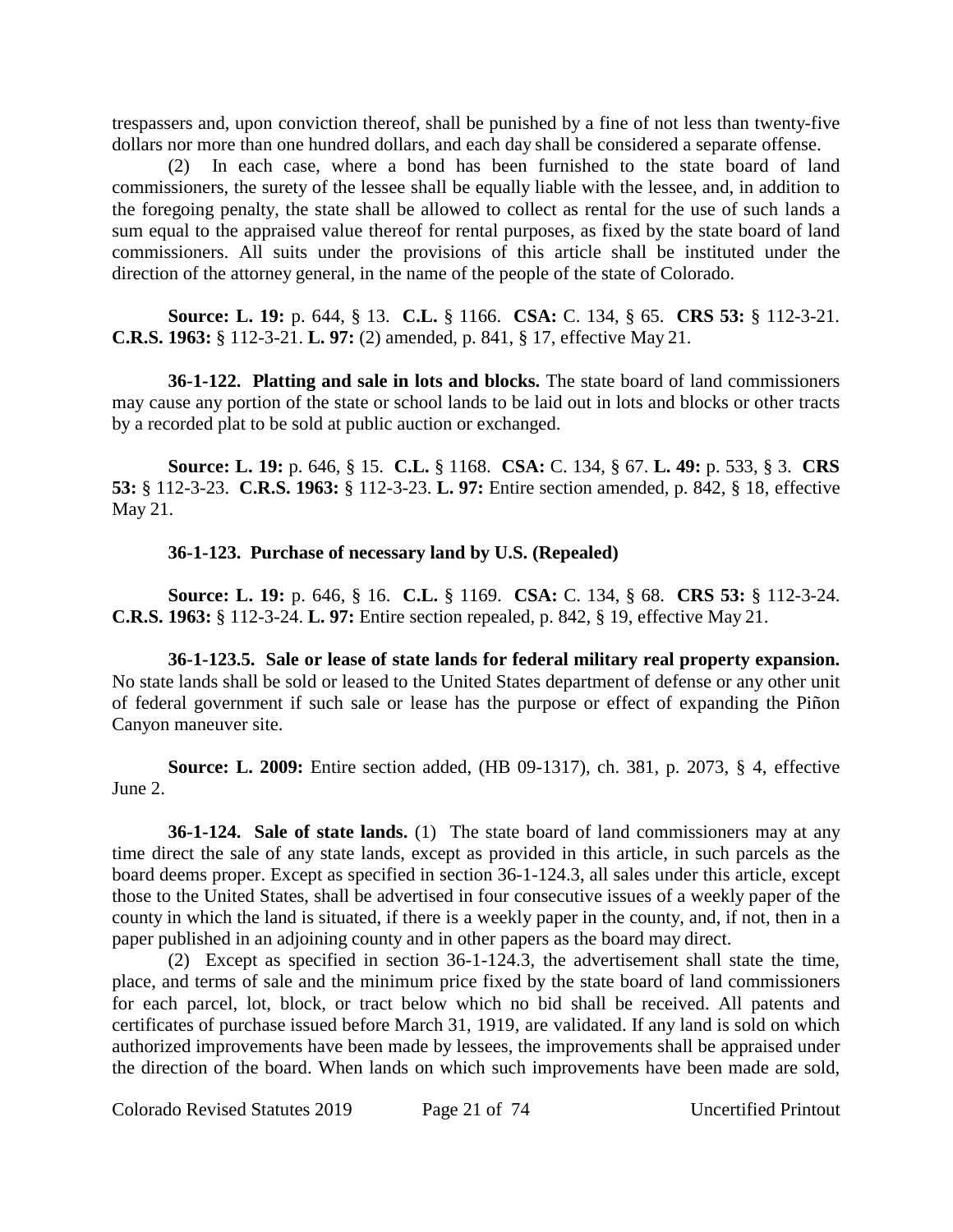trespassers and, upon conviction thereof, shall be punished by a fine of not less than twenty-five dollars nor more than one hundred dollars, and each day shall be considered a separate offense.

(2) In each case, where a bond has been furnished to the state board of land commissioners, the surety of the lessee shall be equally liable with the lessee, and, in addition to the foregoing penalty, the state shall be allowed to collect as rental for the use of such lands a sum equal to the appraised value thereof for rental purposes, as fixed by the state board of land commissioners. All suits under the provisions of this article shall be instituted under the direction of the attorney general, in the name of the people of the state of Colorado.

**Source: L. 19:** p. 644, § 13. **C.L.** § 1166. **CSA:** C. 134, § 65. **CRS 53:** § 112-3-21. **C.R.S. 1963:** § 112-3-21. **L. 97:** (2) amended, p. 841, § 17, effective May 21.

**36-1-122. Platting and sale in lots and blocks.** The state board of land commissioners may cause any portion of the state or school lands to be laid out in lots and blocks or other tracts by a recorded plat to be sold at public auction or exchanged.

**Source: L. 19:** p. 646, § 15. **C.L.** § 1168. **CSA:** C. 134, § 67. **L. 49:** p. 533, § 3. **CRS 53:** § 112-3-23. **C.R.S. 1963:** § 112-3-23. **L. 97:** Entire section amended, p. 842, § 18, effective May 21.

**36-1-123. Purchase of necessary land by U.S. (Repealed)**

**Source: L. 19:** p. 646, § 16. **C.L.** § 1169. **CSA:** C. 134, § 68. **CRS 53:** § 112-3-24. **C.R.S. 1963:** § 112-3-24. **L. 97:** Entire section repealed, p. 842, § 19, effective May 21.

**36-1-123.5. Sale or lease of state lands for federal military real property expansion.** No state lands shall be sold or leased to the United States department of defense or any other unit of federal government if such sale or lease has the purpose or effect of expanding the Piñon Canyon maneuver site.

**Source: L. 2009:** Entire section added, (HB 09-1317), ch. 381, p. 2073, § 4, effective June 2.

**36-1-124. Sale of state lands.** (1) The state board of land commissioners may at any time direct the sale of any state lands, except as provided in this article, in such parcels as the board deems proper. Except as specified in section 36-1-124.3, all sales under this article, except those to the United States, shall be advertised in four consecutive issues of a weekly paper of the county in which the land is situated, if there is a weekly paper in the county, and, if not, then in a paper published in an adjoining county and in other papers as the board may direct.

(2) Except as specified in section 36-1-124.3, the advertisement shall state the time, place, and terms of sale and the minimum price fixed by the state board of land commissioners for each parcel, lot, block, or tract below which no bid shall be received. All patents and certificates of purchase issued before March 31, 1919, are validated. If any land is sold on which authorized improvements have been made by lessees, the improvements shall be appraised under the direction of the board. When lands on which such improvements have been made are sold,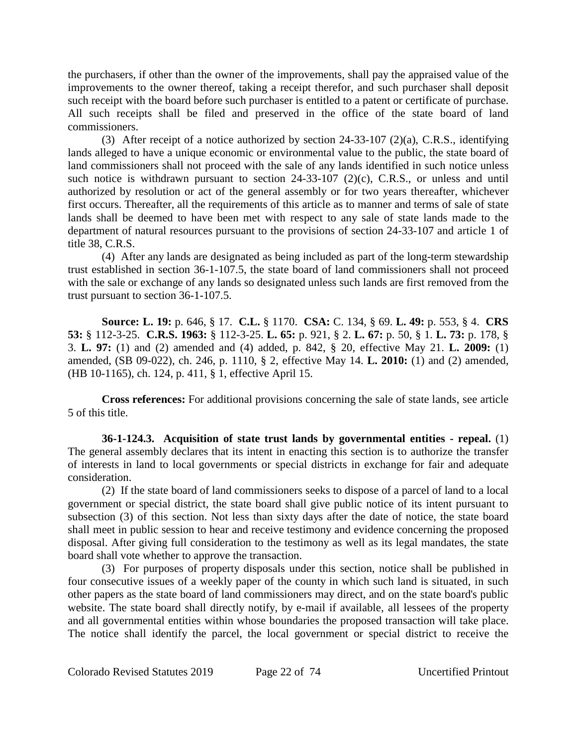the purchasers, if other than the owner of the improvements, shall pay the appraised value of the improvements to the owner thereof, taking a receipt therefor, and such purchaser shall deposit such receipt with the board before such purchaser is entitled to a patent or certificate of purchase. All such receipts shall be filed and preserved in the office of the state board of land commissioners.

(3) After receipt of a notice authorized by section 24-33-107 (2)(a), C.R.S., identifying lands alleged to have a unique economic or environmental value to the public, the state board of land commissioners shall not proceed with the sale of any lands identified in such notice unless such notice is withdrawn pursuant to section 24-33-107 (2)(c), C.R.S., or unless and until authorized by resolution or act of the general assembly or for two years thereafter, whichever first occurs. Thereafter, all the requirements of this article as to manner and terms of sale of state lands shall be deemed to have been met with respect to any sale of state lands made to the department of natural resources pursuant to the provisions of section 24-33-107 and article 1 of title 38, C.R.S.

(4) After any lands are designated as being included as part of the long-term stewardship trust established in section 36-1-107.5, the state board of land commissioners shall not proceed with the sale or exchange of any lands so designated unless such lands are first removed from the trust pursuant to section 36-1-107.5.

**Source: L. 19:** p. 646, § 17. **C.L.** § 1170. **CSA:** C. 134, § 69. **L. 49:** p. 553, § 4. **CRS 53:** § 112-3-25. **C.R.S. 1963:** § 112-3-25. **L. 65:** p. 921, § 2. **L. 67:** p. 50, § 1. **L. 73:** p. 178, § 3. **L. 97:** (1) and (2) amended and (4) added, p. 842, § 20, effective May 21. **L. 2009:** (1) amended, (SB 09-022), ch. 246, p. 1110, § 2, effective May 14. **L. 2010:** (1) and (2) amended, (HB 10-1165), ch. 124, p. 411, § 1, effective April 15.

**Cross references:** For additional provisions concerning the sale of state lands, see article 5 of this title.

**36-1-124.3. Acquisition of state trust lands by governmental entities - repeal.** (1) The general assembly declares that its intent in enacting this section is to authorize the transfer of interests in land to local governments or special districts in exchange for fair and adequate consideration.

(2) If the state board of land commissioners seeks to dispose of a parcel of land to a local government or special district, the state board shall give public notice of its intent pursuant to subsection (3) of this section. Not less than sixty days after the date of notice, the state board shall meet in public session to hear and receive testimony and evidence concerning the proposed disposal. After giving full consideration to the testimony as well as its legal mandates, the state board shall vote whether to approve the transaction.

(3) For purposes of property disposals under this section, notice shall be published in four consecutive issues of a weekly paper of the county in which such land is situated, in such other papers as the state board of land commissioners may direct, and on the state board's public website. The state board shall directly notify, by e-mail if available, all lessees of the property and all governmental entities within whose boundaries the proposed transaction will take place. The notice shall identify the parcel, the local government or special district to receive the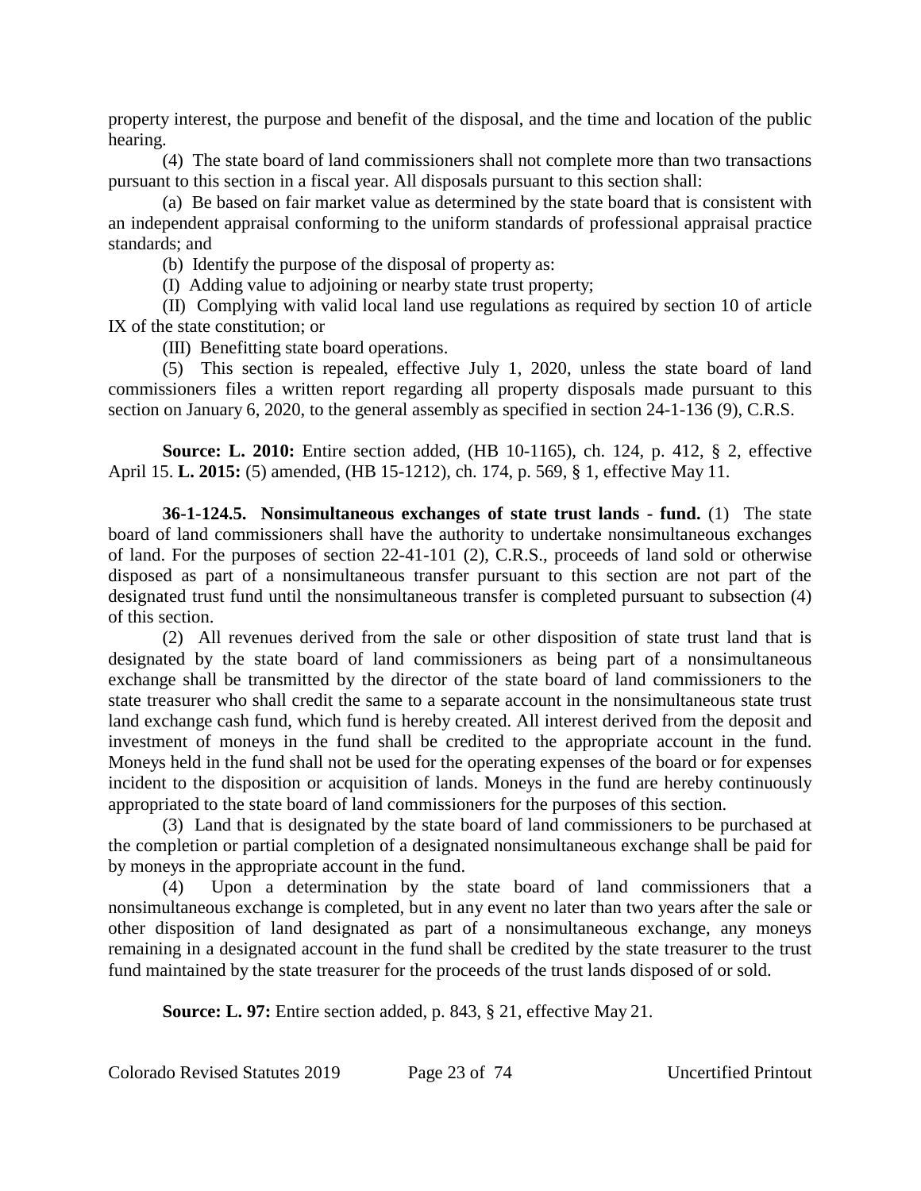property interest, the purpose and benefit of the disposal, and the time and location of the public hearing.

(4) The state board of land commissioners shall not complete more than two transactions pursuant to this section in a fiscal year. All disposals pursuant to this section shall:

(a) Be based on fair market value as determined by the state board that is consistent with an independent appraisal conforming to the uniform standards of professional appraisal practice standards; and

(b) Identify the purpose of the disposal of property as:

(I) Adding value to adjoining or nearby state trust property;

(II) Complying with valid local land use regulations as required by section 10 of article IX of the state constitution; or

(III) Benefitting state board operations.

(5) This section is repealed, effective July 1, 2020, unless the state board of land commissioners files a written report regarding all property disposals made pursuant to this section on January 6, 2020, to the general assembly as specified in section 24-1-136 (9), C.R.S.

**Source: L. 2010:** Entire section added, (HB 10-1165), ch. 124, p. 412, § 2, effective April 15. **L. 2015:** (5) amended, (HB 15-1212), ch. 174, p. 569, § 1, effective May 11.

**36-1-124.5. Nonsimultaneous exchanges of state trust lands - fund.** (1) The state board of land commissioners shall have the authority to undertake nonsimultaneous exchanges of land. For the purposes of section 22-41-101 (2), C.R.S., proceeds of land sold or otherwise disposed as part of a nonsimultaneous transfer pursuant to this section are not part of the designated trust fund until the nonsimultaneous transfer is completed pursuant to subsection (4) of this section.

(2) All revenues derived from the sale or other disposition of state trust land that is designated by the state board of land commissioners as being part of a nonsimultaneous exchange shall be transmitted by the director of the state board of land commissioners to the state treasurer who shall credit the same to a separate account in the nonsimultaneous state trust land exchange cash fund, which fund is hereby created. All interest derived from the deposit and investment of moneys in the fund shall be credited to the appropriate account in the fund. Moneys held in the fund shall not be used for the operating expenses of the board or for expenses incident to the disposition or acquisition of lands. Moneys in the fund are hereby continuously appropriated to the state board of land commissioners for the purposes of this section.

(3) Land that is designated by the state board of land commissioners to be purchased at the completion or partial completion of a designated nonsimultaneous exchange shall be paid for by moneys in the appropriate account in the fund.

(4) Upon a determination by the state board of land commissioners that a nonsimultaneous exchange is completed, but in any event no later than two years after the sale or other disposition of land designated as part of a nonsimultaneous exchange, any moneys remaining in a designated account in the fund shall be credited by the state treasurer to the trust fund maintained by the state treasurer for the proceeds of the trust lands disposed of or sold.

**Source: L. 97:** Entire section added, p. 843, § 21, effective May 21.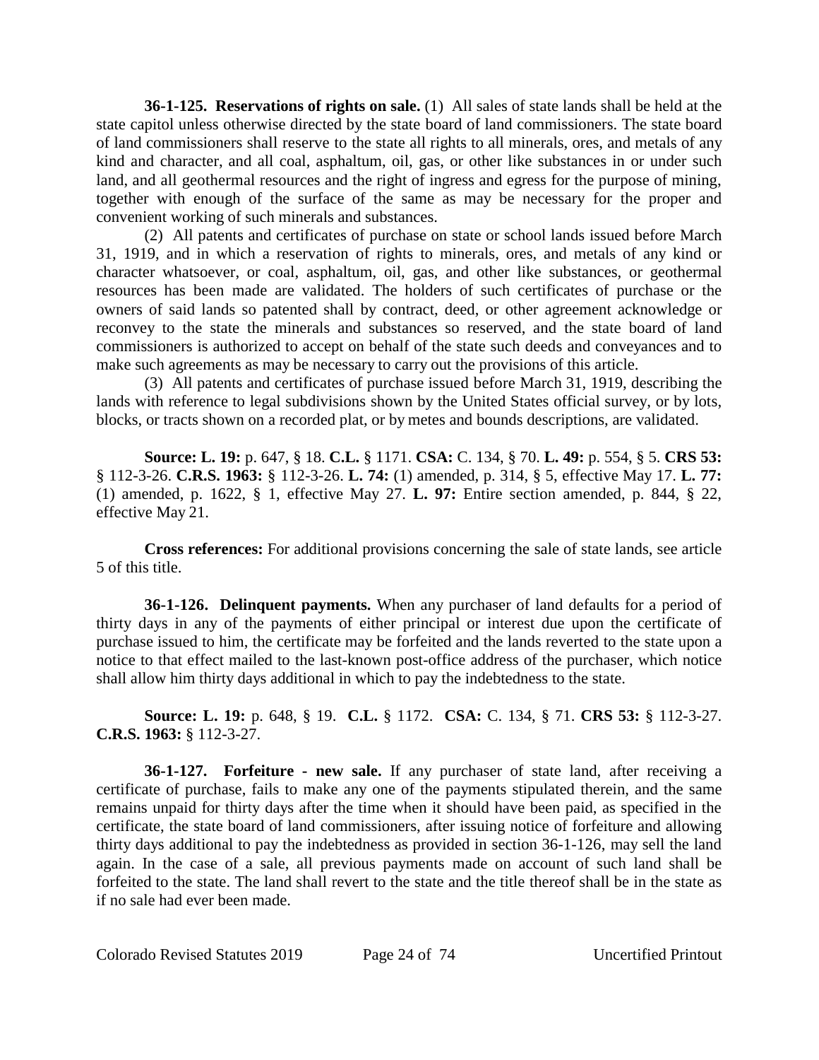**36-1-125. Reservations of rights on sale.** (1) All sales of state lands shall be held at the state capitol unless otherwise directed by the state board of land commissioners. The state board of land commissioners shall reserve to the state all rights to all minerals, ores, and metals of any kind and character, and all coal, asphaltum, oil, gas, or other like substances in or under such land, and all geothermal resources and the right of ingress and egress for the purpose of mining, together with enough of the surface of the same as may be necessary for the proper and convenient working of such minerals and substances.

(2) All patents and certificates of purchase on state or school lands issued before March 31, 1919, and in which a reservation of rights to minerals, ores, and metals of any kind or character whatsoever, or coal, asphaltum, oil, gas, and other like substances, or geothermal resources has been made are validated. The holders of such certificates of purchase or the owners of said lands so patented shall by contract, deed, or other agreement acknowledge or reconvey to the state the minerals and substances so reserved, and the state board of land commissioners is authorized to accept on behalf of the state such deeds and conveyances and to make such agreements as may be necessary to carry out the provisions of this article.

(3) All patents and certificates of purchase issued before March 31, 1919, describing the lands with reference to legal subdivisions shown by the United States official survey, or by lots, blocks, or tracts shown on a recorded plat, or by metes and bounds descriptions, are validated.

**Source: L. 19:** p. 647, § 18. **C.L.** § 1171. **CSA:** C. 134, § 70. **L. 49:** p. 554, § 5. **CRS 53:** § 112-3-26. **C.R.S. 1963:** § 112-3-26. **L. 74:** (1) amended, p. 314, § 5, effective May 17. **L. 77:** (1) amended, p. 1622, § 1, effective May 27. **L. 97:** Entire section amended, p. 844, § 22, effective May 21.

**Cross references:** For additional provisions concerning the sale of state lands, see article 5 of this title.

**36-1-126. Delinquent payments.** When any purchaser of land defaults for a period of thirty days in any of the payments of either principal or interest due upon the certificate of purchase issued to him, the certificate may be forfeited and the lands reverted to the state upon a notice to that effect mailed to the last-known post-office address of the purchaser, which notice shall allow him thirty days additional in which to pay the indebtedness to the state.

**Source: L. 19:** p. 648, § 19. **C.L.** § 1172. **CSA:** C. 134, § 71. **CRS 53:** § 112-3-27. **C.R.S. 1963:** § 112-3-27.

**36-1-127. Forfeiture - new sale.** If any purchaser of state land, after receiving a certificate of purchase, fails to make any one of the payments stipulated therein, and the same remains unpaid for thirty days after the time when it should have been paid, as specified in the certificate, the state board of land commissioners, after issuing notice of forfeiture and allowing thirty days additional to pay the indebtedness as provided in section 36-1-126, may sell the land again. In the case of a sale, all previous payments made on account of such land shall be forfeited to the state. The land shall revert to the state and the title thereof shall be in the state as if no sale had ever been made.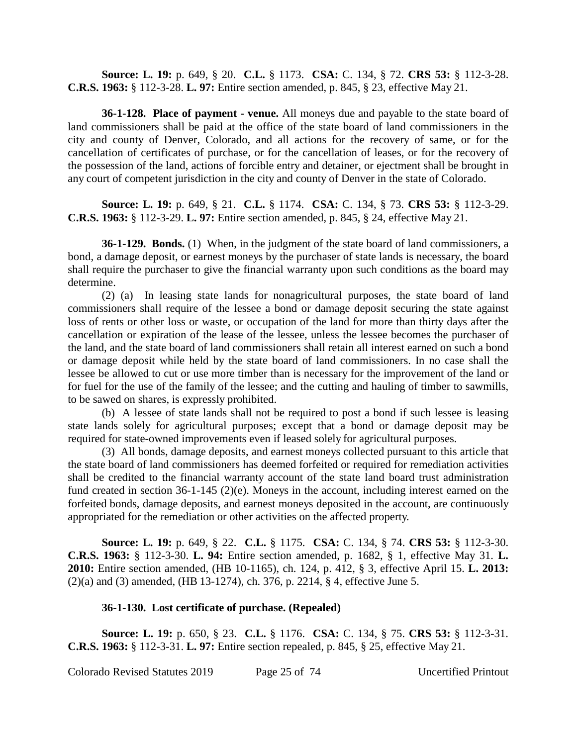**Source: L. 19:** p. 649, § 20. **C.L.** § 1173. **CSA:** C. 134, § 72. **CRS 53:** § 112-3-28. **C.R.S. 1963:** § 112-3-28. **L. 97:** Entire section amended, p. 845, § 23, effective May 21.

**36-1-128. Place of payment - venue.** All moneys due and payable to the state board of land commissioners shall be paid at the office of the state board of land commissioners in the city and county of Denver, Colorado, and all actions for the recovery of same, or for the cancellation of certificates of purchase, or for the cancellation of leases, or for the recovery of the possession of the land, actions of forcible entry and detainer, or ejectment shall be brought in any court of competent jurisdiction in the city and county of Denver in the state of Colorado.

**Source: L. 19:** p. 649, § 21. **C.L.** § 1174. **CSA:** C. 134, § 73. **CRS 53:** § 112-3-29. **C.R.S. 1963:** § 112-3-29. **L. 97:** Entire section amended, p. 845, § 24, effective May 21.

**36-1-129. Bonds.** (1) When, in the judgment of the state board of land commissioners, a bond, a damage deposit, or earnest moneys by the purchaser of state lands is necessary, the board shall require the purchaser to give the financial warranty upon such conditions as the board may determine.

(2) (a) In leasing state lands for nonagricultural purposes, the state board of land commissioners shall require of the lessee a bond or damage deposit securing the state against loss of rents or other loss or waste, or occupation of the land for more than thirty days after the cancellation or expiration of the lease of the lessee, unless the lessee becomes the purchaser of the land, and the state board of land commissioners shall retain all interest earned on such a bond or damage deposit while held by the state board of land commissioners. In no case shall the lessee be allowed to cut or use more timber than is necessary for the improvement of the land or for fuel for the use of the family of the lessee; and the cutting and hauling of timber to sawmills, to be sawed on shares, is expressly prohibited.

(b) A lessee of state lands shall not be required to post a bond if such lessee is leasing state lands solely for agricultural purposes; except that a bond or damage deposit may be required for state-owned improvements even if leased solely for agricultural purposes.

(3) All bonds, damage deposits, and earnest moneys collected pursuant to this article that the state board of land commissioners has deemed forfeited or required for remediation activities shall be credited to the financial warranty account of the state land board trust administration fund created in section 36-1-145 (2)(e). Moneys in the account, including interest earned on the forfeited bonds, damage deposits, and earnest moneys deposited in the account, are continuously appropriated for the remediation or other activities on the affected property.

**Source: L. 19:** p. 649, § 22. **C.L.** § 1175. **CSA:** C. 134, § 74. **CRS 53:** § 112-3-30. **C.R.S. 1963:** § 112-3-30. **L. 94:** Entire section amended, p. 1682, § 1, effective May 31. **L. 2010:** Entire section amended, (HB 10-1165), ch. 124, p. 412, § 3, effective April 15. **L. 2013:** (2)(a) and (3) amended, (HB 13-1274), ch. 376, p. 2214, § 4, effective June 5.

**36-1-130. Lost certificate of purchase. (Repealed)**

**Source: L. 19:** p. 650, § 23. **C.L.** § 1176. **CSA:** C. 134, § 75. **CRS 53:** § 112-3-31. **C.R.S. 1963:** § 112-3-31. **L. 97:** Entire section repealed, p. 845, § 25, effective May 21.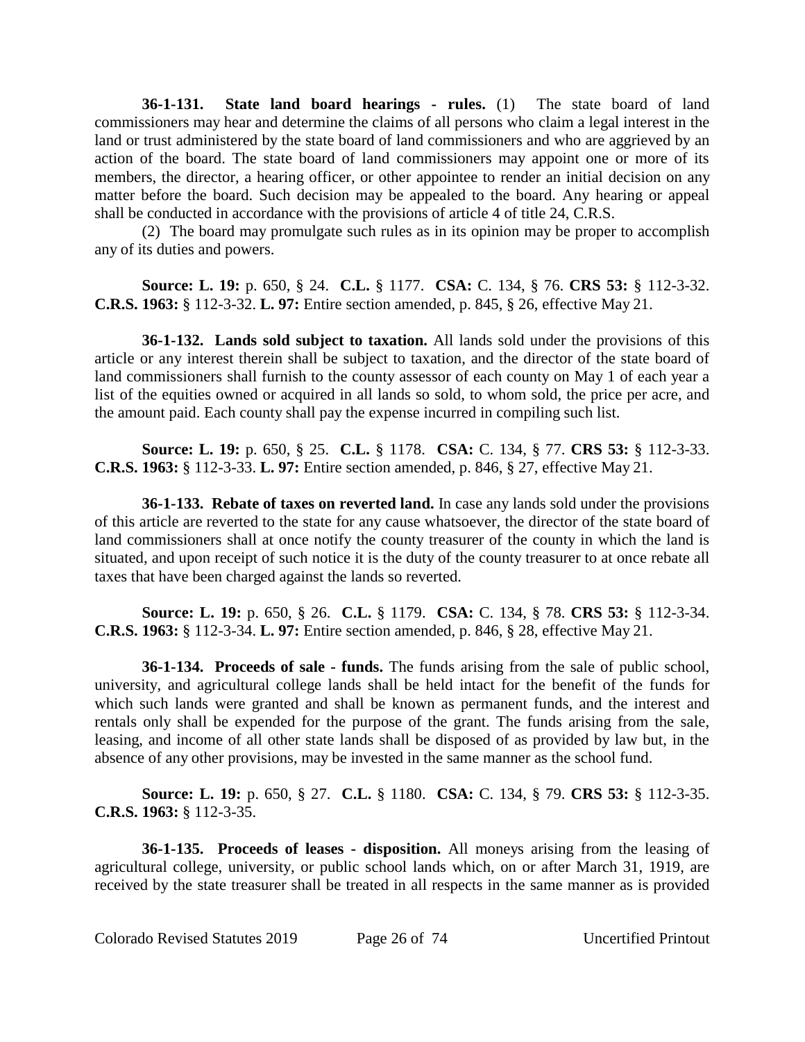**36-1-131. State land board hearings - rules.** (1) The state board of land commissioners may hear and determine the claims of all persons who claim a legal interest in the land or trust administered by the state board of land commissioners and who are aggrieved by an action of the board. The state board of land commissioners may appoint one or more of its members, the director, a hearing officer, or other appointee to render an initial decision on any matter before the board. Such decision may be appealed to the board. Any hearing or appeal shall be conducted in accordance with the provisions of article 4 of title 24, C.R.S.

(2) The board may promulgate such rules as in its opinion may be proper to accomplish any of its duties and powers.

**Source: L. 19:** p. 650, § 24. **C.L.** § 1177. **CSA:** C. 134, § 76. **CRS 53:** § 112-3-32. **C.R.S. 1963:** § 112-3-32. **L. 97:** Entire section amended, p. 845, § 26, effective May 21.

**36-1-132. Lands sold subject to taxation.** All lands sold under the provisions of this article or any interest therein shall be subject to taxation, and the director of the state board of land commissioners shall furnish to the county assessor of each county on May 1 of each year a list of the equities owned or acquired in all lands so sold, to whom sold, the price per acre, and the amount paid. Each county shall pay the expense incurred in compiling such list.

**Source: L. 19:** p. 650, § 25. **C.L.** § 1178. **CSA:** C. 134, § 77. **CRS 53:** § 112-3-33. **C.R.S. 1963:** § 112-3-33. **L. 97:** Entire section amended, p. 846, § 27, effective May 21.

**36-1-133. Rebate of taxes on reverted land.** In case any lands sold under the provisions of this article are reverted to the state for any cause whatsoever, the director of the state board of land commissioners shall at once notify the county treasurer of the county in which the land is situated, and upon receipt of such notice it is the duty of the county treasurer to at once rebate all taxes that have been charged against the lands so reverted.

**Source: L. 19:** p. 650, § 26. **C.L.** § 1179. **CSA:** C. 134, § 78. **CRS 53:** § 112-3-34. **C.R.S. 1963:** § 112-3-34. **L. 97:** Entire section amended, p. 846, § 28, effective May 21.

**36-1-134. Proceeds of sale - funds.** The funds arising from the sale of public school, university, and agricultural college lands shall be held intact for the benefit of the funds for which such lands were granted and shall be known as permanent funds, and the interest and rentals only shall be expended for the purpose of the grant. The funds arising from the sale, leasing, and income of all other state lands shall be disposed of as provided by law but, in the absence of any other provisions, may be invested in the same manner as the school fund.

**Source: L. 19:** p. 650, § 27. **C.L.** § 1180. **CSA:** C. 134, § 79. **CRS 53:** § 112-3-35. **C.R.S. 1963:** § 112-3-35.

**36-1-135. Proceeds of leases - disposition.** All moneys arising from the leasing of agricultural college, university, or public school lands which, on or after March 31, 1919, are received by the state treasurer shall be treated in all respects in the same manner as is provided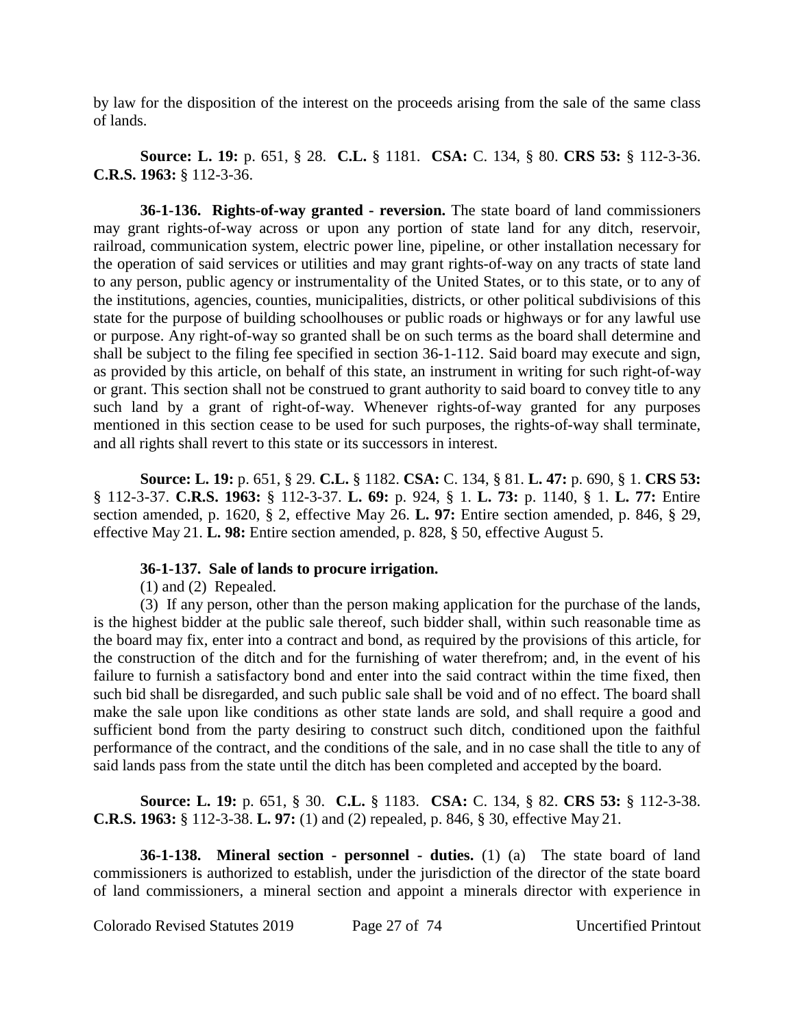by law for the disposition of the interest on the proceeds arising from the sale of the same class of lands.

**Source: L. 19:** p. 651, § 28. **C.L.** § 1181. **CSA:** C. 134, § 80. **CRS 53:** § 112-3-36. **C.R.S. 1963:** § 112-3-36.

**36-1-136. Rights-of-way granted - reversion.** The state board of land commissioners may grant rights-of-way across or upon any portion of state land for any ditch, reservoir, railroad, communication system, electric power line, pipeline, or other installation necessary for the operation of said services or utilities and may grant rights-of-way on any tracts of state land to any person, public agency or instrumentality of the United States, or to this state, or to any of the institutions, agencies, counties, municipalities, districts, or other political subdivisions of this state for the purpose of building schoolhouses or public roads or highways or for any lawful use or purpose. Any right-of-way so granted shall be on such terms as the board shall determine and shall be subject to the filing fee specified in section 36-1-112. Said board may execute and sign, as provided by this article, on behalf of this state, an instrument in writing for such right-of-way or grant. This section shall not be construed to grant authority to said board to convey title to any such land by a grant of right-of-way. Whenever rights-of-way granted for any purposes mentioned in this section cease to be used for such purposes, the rights-of-way shall terminate, and all rights shall revert to this state or its successors in interest.

**Source: L. 19:** p. 651, § 29. **C.L.** § 1182. **CSA:** C. 134, § 81. **L. 47:** p. 690, § 1. **CRS 53:** § 112-3-37. **C.R.S. 1963:** § 112-3-37. **L. 69:** p. 924, § 1. **L. 73:** p. 1140, § 1. **L. 77:** Entire section amended, p. 1620, § 2, effective May 26. **L. 97:** Entire section amended, p. 846, § 29, effective May 21. **L. 98:** Entire section amended, p. 828, § 50, effective August 5.

**36-1-137. Sale of lands to procure irrigation.**

(1) and (2) Repealed.

(3) If any person, other than the person making application for the purchase of the lands, is the highest bidder at the public sale thereof, such bidder shall, within such reasonable time as the board may fix, enter into a contract and bond, as required by the provisions of this article, for the construction of the ditch and for the furnishing of water therefrom; and, in the event of his failure to furnish a satisfactory bond and enter into the said contract within the time fixed, then such bid shall be disregarded, and such public sale shall be void and of no effect. The board shall make the sale upon like conditions as other state lands are sold, and shall require a good and sufficient bond from the party desiring to construct such ditch, conditioned upon the faithful performance of the contract, and the conditions of the sale, and in no case shall the title to any of said lands pass from the state until the ditch has been completed and accepted by the board.

**Source: L. 19:** p. 651, § 30. **C.L.** § 1183. **CSA:** C. 134, § 82. **CRS 53:** § 112-3-38. **C.R.S. 1963:** § 112-3-38. **L. 97:** (1) and (2) repealed, p. 846, § 30, effective May 21.

**36-1-138. Mineral section - personnel - duties.** (1) (a) The state board of land commissioners is authorized to establish, under the jurisdiction of the director of the state board of land commissioners, a mineral section and appoint a minerals director with experience in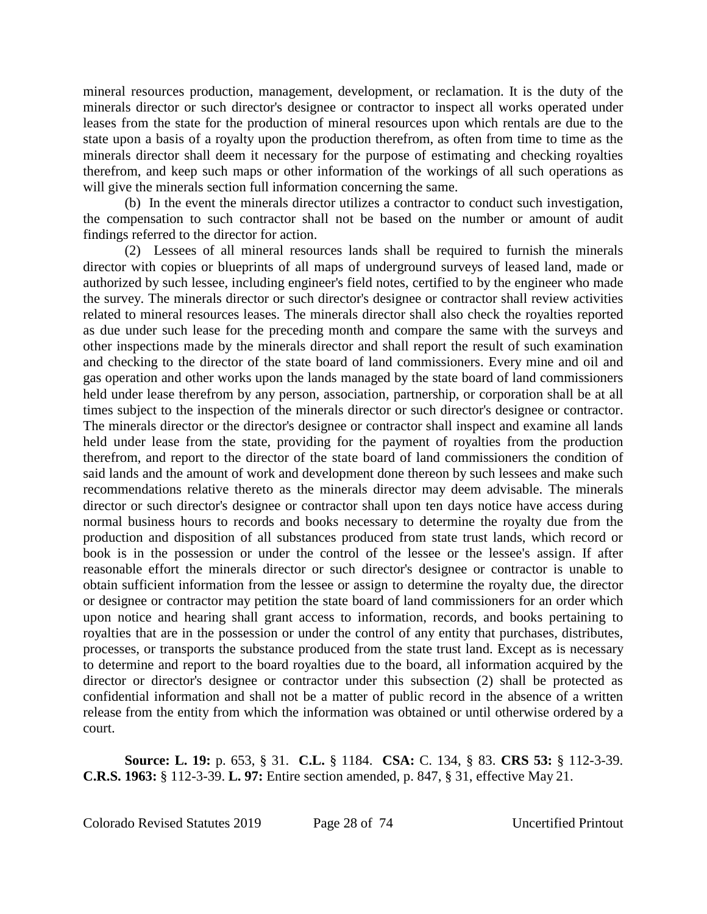mineral resources production, management, development, or reclamation. It is the duty of the minerals director or such director's designee or contractor to inspect all works operated under leases from the state for the production of mineral resources upon which rentals are due to the state upon a basis of a royalty upon the production therefrom, as often from time to time as the minerals director shall deem it necessary for the purpose of estimating and checking royalties therefrom, and keep such maps or other information of the workings of all such operations as will give the minerals section full information concerning the same.

(b) In the event the minerals director utilizes a contractor to conduct such investigation, the compensation to such contractor shall not be based on the number or amount of audit findings referred to the director for action.

(2) Lessees of all mineral resources lands shall be required to furnish the minerals director with copies or blueprints of all maps of underground surveys of leased land, made or authorized by such lessee, including engineer's field notes, certified to by the engineer who made the survey. The minerals director or such director's designee or contractor shall review activities related to mineral resources leases. The minerals director shall also check the royalties reported as due under such lease for the preceding month and compare the same with the surveys and other inspections made by the minerals director and shall report the result of such examination and checking to the director of the state board of land commissioners. Every mine and oil and gas operation and other works upon the lands managed by the state board of land commissioners held under lease therefrom by any person, association, partnership, or corporation shall be at all times subject to the inspection of the minerals director or such director's designee or contractor. The minerals director or the director's designee or contractor shall inspect and examine all lands held under lease from the state, providing for the payment of royalties from the production therefrom, and report to the director of the state board of land commissioners the condition of said lands and the amount of work and development done thereon by such lessees and make such recommendations relative thereto as the minerals director may deem advisable. The minerals director or such director's designee or contractor shall upon ten days notice have access during normal business hours to records and books necessary to determine the royalty due from the production and disposition of all substances produced from state trust lands, which record or book is in the possession or under the control of the lessee or the lessee's assign. If after reasonable effort the minerals director or such director's designee or contractor is unable to obtain sufficient information from the lessee or assign to determine the royalty due, the director or designee or contractor may petition the state board of land commissioners for an order which upon notice and hearing shall grant access to information, records, and books pertaining to royalties that are in the possession or under the control of any entity that purchases, distributes, processes, or transports the substance produced from the state trust land. Except as is necessary to determine and report to the board royalties due to the board, all information acquired by the director or director's designee or contractor under this subsection (2) shall be protected as confidential information and shall not be a matter of public record in the absence of a written release from the entity from which the information was obtained or until otherwise ordered by a court.

**Source: L. 19:** p. 653, § 31. **C.L.** § 1184. **CSA:** C. 134, § 83. **CRS 53:** § 112-3-39. **C.R.S. 1963:** § 112-3-39. **L. 97:** Entire section amended, p. 847, § 31, effective May 21.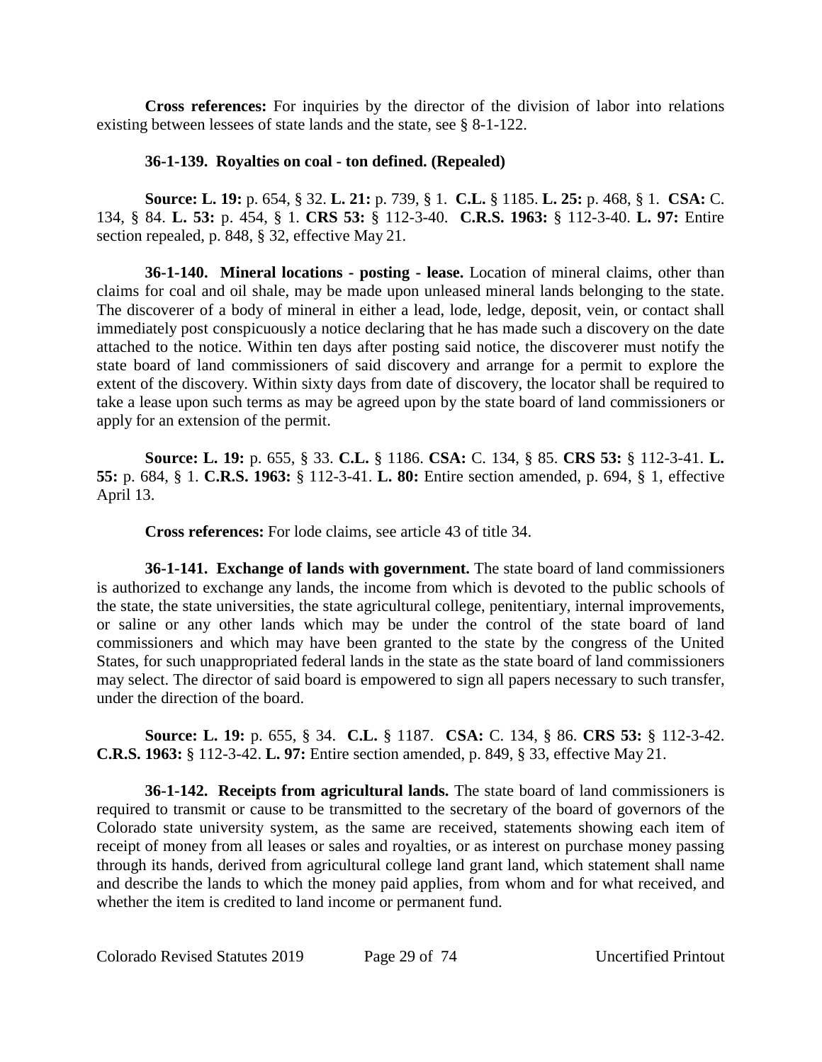**Cross references:** For inquiries by the director of the division of labor into relations existing between lessees of state lands and the state, see § 8-1-122.

**36-1-139. Royalties on coal - ton defined. (Repealed)**

**Source: L. 19:** p. 654, § 32. **L. 21:** p. 739, § 1. **C.L.** § 1185. **L. 25:** p. 468, § 1. **CSA:** C. 134, § 84. **L. 53:** p. 454, § 1. **CRS 53:** § 112-3-40. **C.R.S. 1963:** § 112-3-40. **L. 97:** Entire section repealed, p. 848, § 32, effective May 21.

**36-1-140. Mineral locations - posting - lease.** Location of mineral claims, other than claims for coal and oil shale, may be made upon unleased mineral lands belonging to the state. The discoverer of a body of mineral in either a lead, lode, ledge, deposit, vein, or contact shall immediately post conspicuously a notice declaring that he has made such a discovery on the date attached to the notice. Within ten days after posting said notice, the discoverer must notify the state board of land commissioners of said discovery and arrange for a permit to explore the extent of the discovery. Within sixty days from date of discovery, the locator shall be required to take a lease upon such terms as may be agreed upon by the state board of land commissioners or apply for an extension of the permit.

**Source: L. 19:** p. 655, § 33. **C.L.** § 1186. **CSA:** C. 134, § 85. **CRS 53:** § 112-3-41. **L. 55:** p. 684, § 1. **C.R.S. 1963:** § 112-3-41. **L. 80:** Entire section amended, p. 694, § 1, effective April 13.

**Cross references:** For lode claims, see article 43 of title 34.

**36-1-141. Exchange of lands with government.** The state board of land commissioners is authorized to exchange any lands, the income from which is devoted to the public schools of the state, the state universities, the state agricultural college, penitentiary, internal improvements, or saline or any other lands which may be under the control of the state board of land commissioners and which may have been granted to the state by the congress of the United States, for such unappropriated federal lands in the state as the state board of land commissioners may select. The director of said board is empowered to sign all papers necessary to such transfer, under the direction of the board.

**Source: L. 19:** p. 655, § 34. **C.L.** § 1187. **CSA:** C. 134, § 86. **CRS 53:** § 112-3-42. **C.R.S. 1963:** § 112-3-42. **L. 97:** Entire section amended, p. 849, § 33, effective May 21.

**36-1-142. Receipts from agricultural lands.** The state board of land commissioners is required to transmit or cause to be transmitted to the secretary of the board of governors of the Colorado state university system, as the same are received, statements showing each item of receipt of money from all leases or sales and royalties, or as interest on purchase money passing through its hands, derived from agricultural college land grant land, which statement shall name and describe the lands to which the money paid applies, from whom and for what received, and whether the item is credited to land income or permanent fund.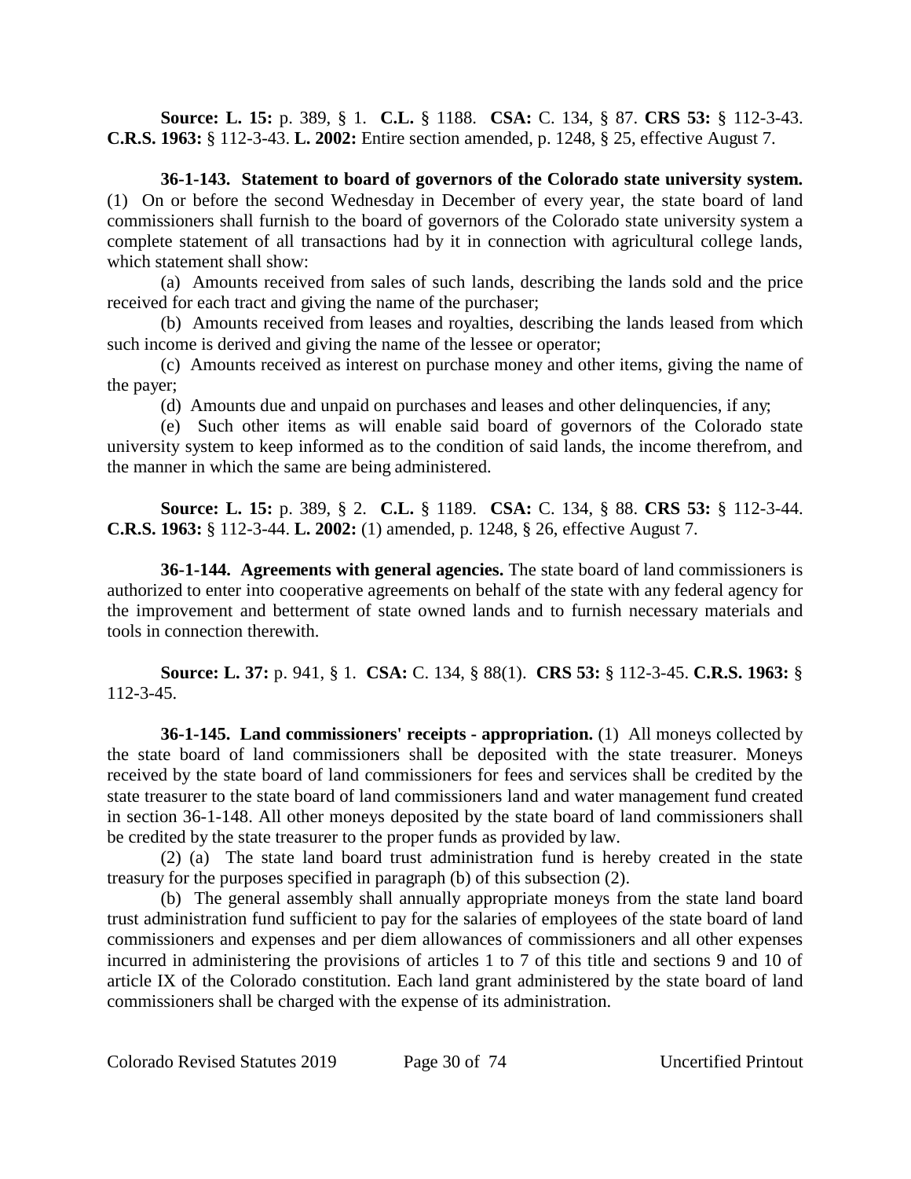**Source: L. 15:** p. 389, § 1. **C.L.** § 1188. **CSA:** C. 134, § 87. **CRS 53:** § 112-3-43. **C.R.S. 1963:** § 112-3-43. **L. 2002:** Entire section amended, p. 1248, § 25, effective August 7.

**36-1-143. Statement to board of governors of the Colorado state university system.** (1) On or before the second Wednesday in December of every year, the state board of land commissioners shall furnish to the board of governors of the Colorado state university system a complete statement of all transactions had by it in connection with agricultural college lands, which statement shall show:

(a) Amounts received from sales of such lands, describing the lands sold and the price received for each tract and giving the name of the purchaser;

(b) Amounts received from leases and royalties, describing the lands leased from which such income is derived and giving the name of the lessee or operator;

(c) Amounts received as interest on purchase money and other items, giving the name of the payer;

(d) Amounts due and unpaid on purchases and leases and other delinquencies, if any;

(e) Such other items as will enable said board of governors of the Colorado state university system to keep informed as to the condition of said lands, the income therefrom, and the manner in which the same are being administered.

**Source: L. 15:** p. 389, § 2. **C.L.** § 1189. **CSA:** C. 134, § 88. **CRS 53:** § 112-3-44. **C.R.S. 1963:** § 112-3-44. **L. 2002:** (1) amended, p. 1248, § 26, effective August 7.

**36-1-144. Agreements with general agencies.** The state board of land commissioners is authorized to enter into cooperative agreements on behalf of the state with any federal agency for the improvement and betterment of state owned lands and to furnish necessary materials and tools in connection therewith.

**Source: L. 37:** p. 941, § 1. **CSA:** C. 134, § 88(1). **CRS 53:** § 112-3-45. **C.R.S. 1963:** § 112-3-45.

**36-1-145. Land commissioners' receipts - appropriation.** (1) All moneys collected by the state board of land commissioners shall be deposited with the state treasurer. Moneys received by the state board of land commissioners for fees and services shall be credited by the state treasurer to the state board of land commissioners land and water management fund created in section 36-1-148. All other moneys deposited by the state board of land commissioners shall be credited by the state treasurer to the proper funds as provided by law.

(2) (a) The state land board trust administration fund is hereby created in the state treasury for the purposes specified in paragraph (b) of this subsection (2).

(b) The general assembly shall annually appropriate moneys from the state land board trust administration fund sufficient to pay for the salaries of employees of the state board of land commissioners and expenses and per diem allowances of commissioners and all other expenses incurred in administering the provisions of articles 1 to 7 of this title and sections 9 and 10 of article IX of the Colorado constitution. Each land grant administered by the state board of land commissioners shall be charged with the expense of its administration.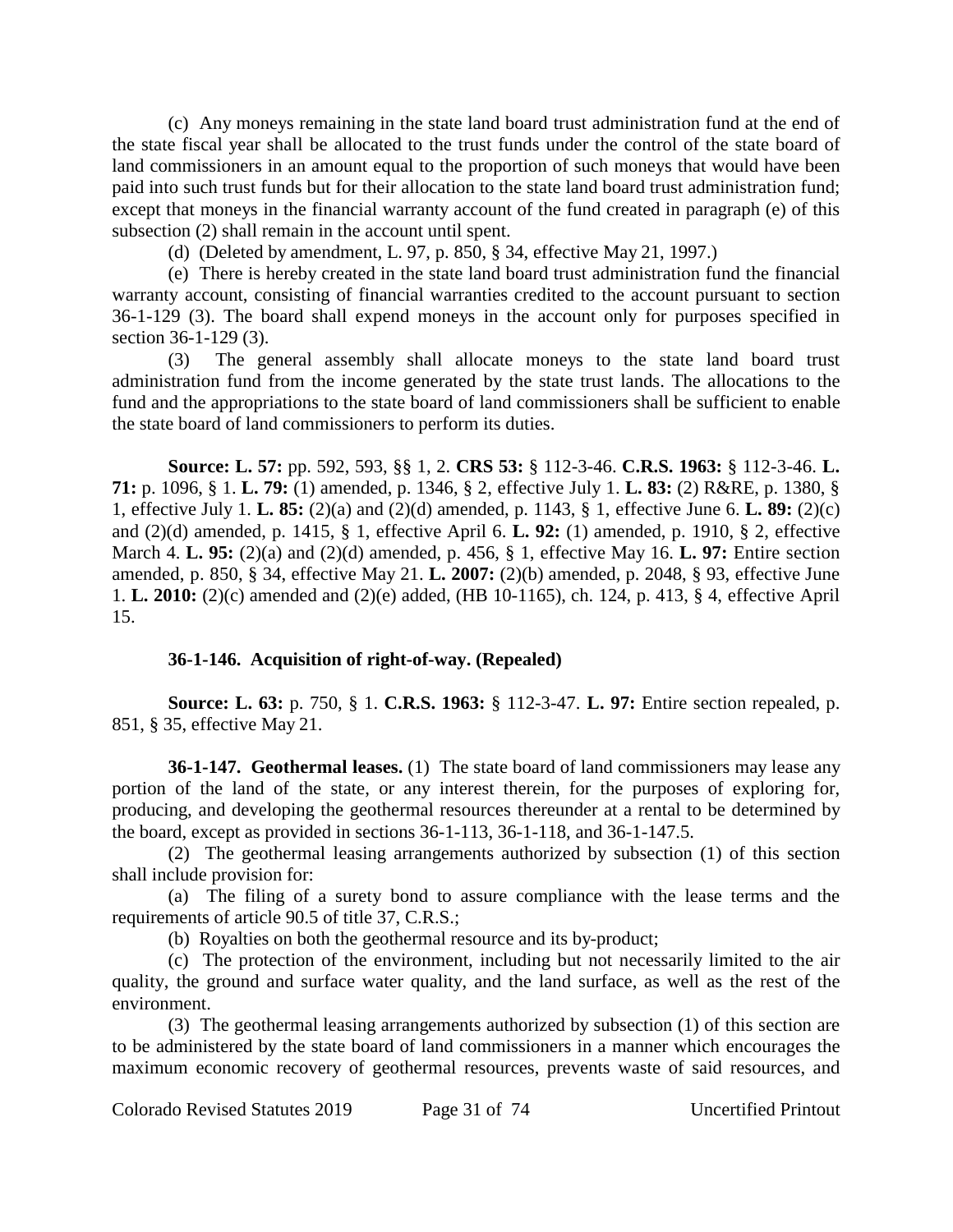(c) Any moneys remaining in the state land board trust administration fund at the end of the state fiscal year shall be allocated to the trust funds under the control of the state board of land commissioners in an amount equal to the proportion of such moneys that would have been paid into such trust funds but for their allocation to the state land board trust administration fund; except that moneys in the financial warranty account of the fund created in paragraph (e) of this subsection (2) shall remain in the account until spent.

(d) (Deleted by amendment, L. 97, p. 850, § 34, effective May 21, 1997.)

(e) There is hereby created in the state land board trust administration fund the financial warranty account, consisting of financial warranties credited to the account pursuant to section 36-1-129 (3). The board shall expend moneys in the account only for purposes specified in section 36-1-129 (3).

(3) The general assembly shall allocate moneys to the state land board trust administration fund from the income generated by the state trust lands. The allocations to the fund and the appropriations to the state board of land commissioners shall be sufficient to enable the state board of land commissioners to perform its duties.

**Source: L. 57:** pp. 592, 593, §§ 1, 2. **CRS 53:** § 112-3-46. **C.R.S. 1963:** § 112-3-46. **L. 71:** p. 1096, § 1. **L. 79:** (1) amended, p. 1346, § 2, effective July 1. **L. 83:** (2) R&RE, p. 1380, § 1, effective July 1. **L. 85:** (2)(a) and (2)(d) amended, p. 1143, § 1, effective June 6. **L. 89:** (2)(c) and (2)(d) amended, p. 1415, § 1, effective April 6. **L. 92:** (1) amended, p. 1910, § 2, effective March 4. **L. 95:** (2)(a) and (2)(d) amended, p. 456, § 1, effective May 16. **L. 97:** Entire section amended, p. 850, § 34, effective May 21. **L. 2007:** (2)(b) amended, p. 2048, § 93, effective June 1. **L. 2010:** (2)(c) amended and (2)(e) added, (HB 10-1165), ch. 124, p. 413, § 4, effective April 15.

**36-1-146. Acquisition of right-of-way. (Repealed)**

**Source: L. 63:** p. 750, § 1. **C.R.S. 1963:** § 112-3-47. **L. 97:** Entire section repealed, p. 851, § 35, effective May 21.

**36-1-147. Geothermal leases.** (1) The state board of land commissioners may lease any portion of the land of the state, or any interest therein, for the purposes of exploring for, producing, and developing the geothermal resources thereunder at a rental to be determined by the board, except as provided in sections 36-1-113, 36-1-118, and 36-1-147.5.

(2) The geothermal leasing arrangements authorized by subsection (1) of this section shall include provision for:

(a) The filing of a surety bond to assure compliance with the lease terms and the requirements of article 90.5 of title 37, C.R.S.;

(b) Royalties on both the geothermal resource and its by-product;

(c) The protection of the environment, including but not necessarily limited to the air quality, the ground and surface water quality, and the land surface, as well as the rest of the environment.

(3) The geothermal leasing arrangements authorized by subsection (1) of this section are to be administered by the state board of land commissioners in a manner which encourages the maximum economic recovery of geothermal resources, prevents waste of said resources, and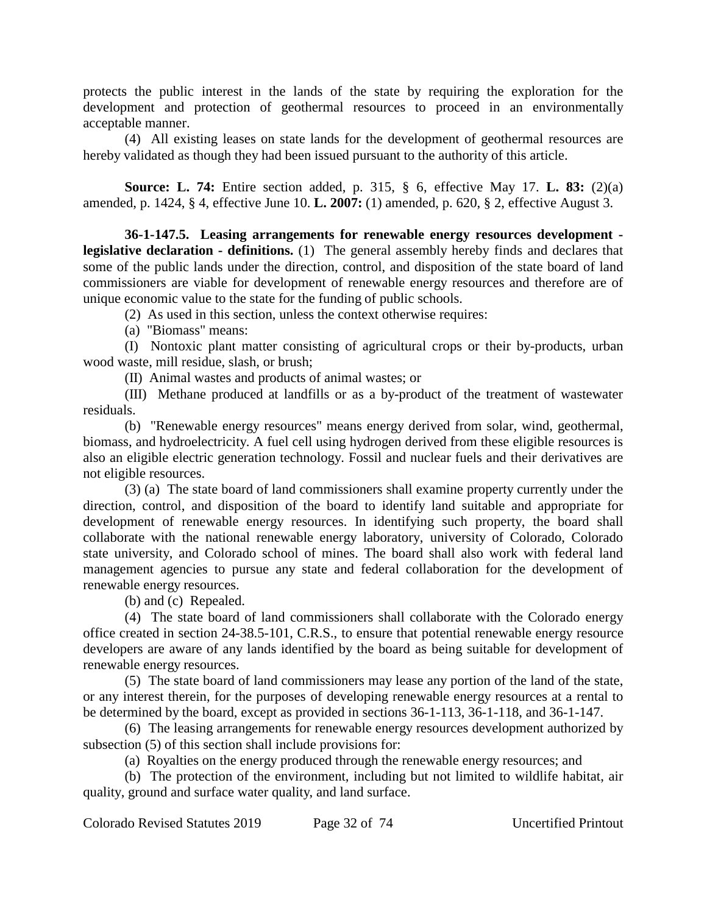protects the public interest in the lands of the state by requiring the exploration for the development and protection of geothermal resources to proceed in an environmentally acceptable manner.

(4) All existing leases on state lands for the development of geothermal resources are hereby validated as though they had been issued pursuant to the authority of this article.

**Source: L. 74:** Entire section added, p. 315, § 6, effective May 17. **L. 83:** (2)(a) amended, p. 1424, § 4, effective June 10. **L. 2007:** (1) amended, p. 620, § 2, effective August 3.

**36-1-147.5. Leasing arrangements for renewable energy resources development - legislative declaration - definitions.** (1) The general assembly hereby finds and declares that some of the public lands under the direction, control, and disposition of the state board of land commissioners are viable for development of renewable energy resources and therefore are of unique economic value to the state for the funding of public schools.

(2) As used in this section, unless the context otherwise requires:

(a) "Biomass" means:

(I) Nontoxic plant matter consisting of agricultural crops or their by-products, urban wood waste, mill residue, slash, or brush;

(II) Animal wastes and products of animal wastes; or

(III) Methane produced at landfills or as a by-product of the treatment of wastewater residuals.

(b) "Renewable energy resources" means energy derived from solar, wind, geothermal, biomass, and hydroelectricity. A fuel cell using hydrogen derived from these eligible resources is also an eligible electric generation technology. Fossil and nuclear fuels and their derivatives are not eligible resources.

(3) (a) The state board of land commissioners shall examine property currently under the direction, control, and disposition of the board to identify land suitable and appropriate for development of renewable energy resources. In identifying such property, the board shall collaborate with the national renewable energy laboratory, university of Colorado, Colorado state university, and Colorado school of mines. The board shall also work with federal land management agencies to pursue any state and federal collaboration for the development of renewable energy resources.

(b) and (c) Repealed.

(4) The state board of land commissioners shall collaborate with the Colorado energy office created in section 24-38.5-101, C.R.S., to ensure that potential renewable energy resource developers are aware of any lands identified by the board as being suitable for development of renewable energy resources.

(5) The state board of land commissioners may lease any portion of the land of the state, or any interest therein, for the purposes of developing renewable energy resources at a rental to be determined by the board, except as provided in sections 36-1-113, 36-1-118, and 36-1-147.

(6) The leasing arrangements for renewable energy resources development authorized by subsection (5) of this section shall include provisions for:

(a) Royalties on the energy produced through the renewable energy resources; and

(b) The protection of the environment, including but not limited to wildlife habitat, air quality, ground and surface water quality, and land surface.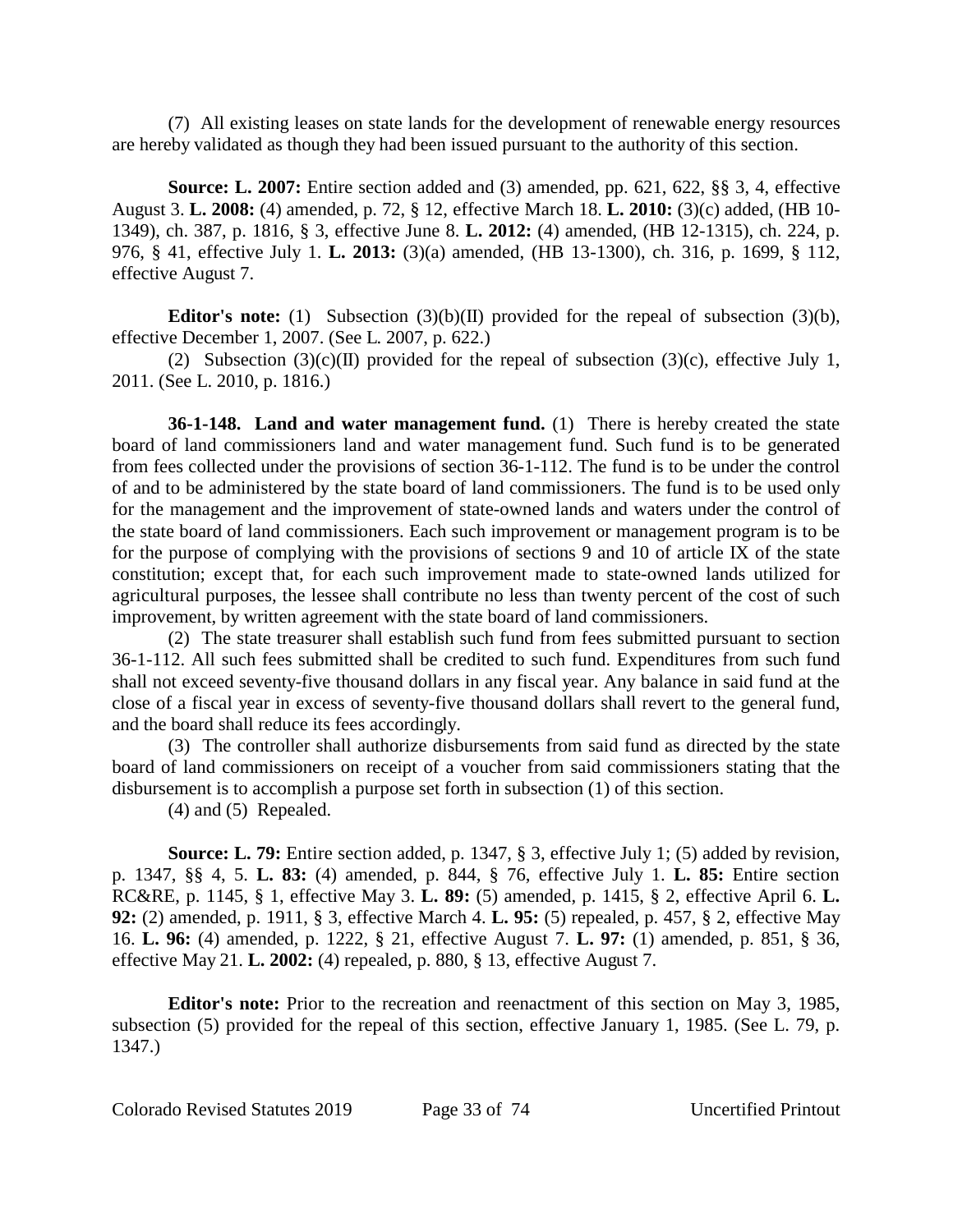(7) All existing leases on state lands for the development of renewable energy resources are hereby validated as though they had been issued pursuant to the authority of this section.

**Source: L. 2007:** Entire section added and (3) amended, pp. 621, 622, §§ 3, 4, effective August 3. **L. 2008:** (4) amended, p. 72, § 12, effective March 18. **L. 2010:** (3)(c) added, (HB 10-1349), ch. 387, p. 1816, § 3, effective June 8. **L. 2012:** (4) amended, (HB 12-1315), ch. 224, p. 976, § 41, effective July 1. **L. 2013:** (3)(a) amended, (HB 13-1300), ch. 316, p. 1699, § 112, effective August 7.

**Editor's note:** (1) Subsection (3)(b)(II) provided for the repeal of subsection (3)(b), effective December 1, 2007. (See L. 2007, p. 622.)

(2) Subsection (3)(c)(II) provided for the repeal of subsection (3)(c), effective July 1, 2011. (See L. 2010, p. 1816.)

**36-1-148. Land and water management fund.** (1) There is hereby created the state board of land commissioners land and water management fund. Such fund is to be generated from fees collected under the provisions of section 36-1-112. The fund is to be under the control of and to be administered by the state board of land commissioners. The fund is to be used only for the management and the improvement of state-owned lands and waters under the control of the state board of land commissioners. Each such improvement or management program is to be for the purpose of complying with the provisions of sections 9 and 10 of article IX of the state constitution; except that, for each such improvement made to state-owned lands utilized for agricultural purposes, the lessee shall contribute no less than twenty percent of the cost of such improvement, by written agreement with the state board of land commissioners.

(2) The state treasurer shall establish such fund from fees submitted pursuant to section 36-1-112. All such fees submitted shall be credited to such fund. Expenditures from such fund shall not exceed seventy-five thousand dollars in any fiscal year. Any balance in said fund at the close of a fiscal year in excess of seventy-five thousand dollars shall revert to the general fund, and the board shall reduce its fees accordingly.

(3) The controller shall authorize disbursements from said fund as directed by the state board of land commissioners on receipt of a voucher from said commissioners stating that the disbursement is to accomplish a purpose set forth in subsection (1) of this section.

(4) and (5) Repealed.

**Source: L. 79:** Entire section added, p. 1347, § 3, effective July 1; (5) added by revision, p. 1347, §§ 4, 5. **L. 83:** (4) amended, p. 844, § 76, effective July 1. **L. 85:** Entire section RC&RE, p. 1145, § 1, effective May 3. **L. 89:** (5) amended, p. 1415, § 2, effective April 6. **L. 92:** (2) amended, p. 1911, § 3, effective March 4. **L. 95:** (5) repealed, p. 457, § 2, effective May 16. **L. 96:** (4) amended, p. 1222, § 21, effective August 7. **L. 97:** (1) amended, p. 851, § 36, effective May 21. **L. 2002:** (4) repealed, p. 880, § 13, effective August 7.

**Editor's note:** Prior to the recreation and reenactment of this section on May 3, 1985, subsection (5) provided for the repeal of this section, effective January 1, 1985. (See L. 79, p. 1347.)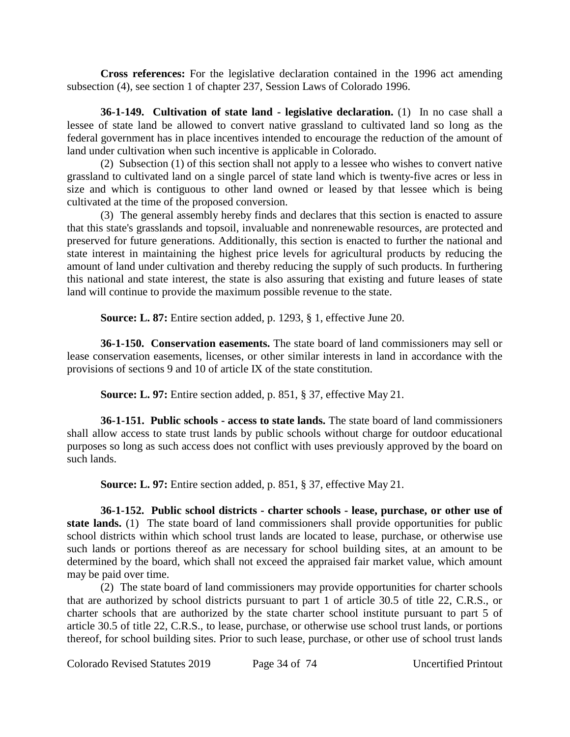**Cross references:** For the legislative declaration contained in the 1996 act amending subsection (4), see section 1 of chapter 237, Session Laws of Colorado 1996.

**36-1-149. Cultivation of state land - legislative declaration.** (1) In no case shall a lessee of state land be allowed to convert native grassland to cultivated land so long as the federal government has in place incentives intended to encourage the reduction of the amount of land under cultivation when such incentive is applicable in Colorado.

(2) Subsection (1) of this section shall not apply to a lessee who wishes to convert native grassland to cultivated land on a single parcel of state land which is twenty-five acres or less in size and which is contiguous to other land owned or leased by that lessee which is being cultivated at the time of the proposed conversion.

(3) The general assembly hereby finds and declares that this section is enacted to assure that this state's grasslands and topsoil, invaluable and nonrenewable resources, are protected and preserved for future generations. Additionally, this section is enacted to further the national and state interest in maintaining the highest price levels for agricultural products by reducing the amount of land under cultivation and thereby reducing the supply of such products. In furthering this national and state interest, the state is also assuring that existing and future leases of state land will continue to provide the maximum possible revenue to the state.

**Source: L. 87:** Entire section added, p. 1293, § 1, effective June 20.

**36-1-150. Conservation easements.** The state board of land commissioners may sell or lease conservation easements, licenses, or other similar interests in land in accordance with the provisions of sections 9 and 10 of article IX of the state constitution.

**Source: L. 97:** Entire section added, p. 851, § 37, effective May 21.

**36-1-151. Public schools - access to state lands.** The state board of land commissioners shall allow access to state trust lands by public schools without charge for outdoor educational purposes so long as such access does not conflict with uses previously approved by the board on such lands.

**Source: L. 97:** Entire section added, p. 851, § 37, effective May 21.

**36-1-152. Public school districts - charter schools - lease, purchase, or other use of state lands.** (1) The state board of land commissioners shall provide opportunities for public school districts within which school trust lands are located to lease, purchase, or otherwise use such lands or portions thereof as are necessary for school building sites, at an amount to be determined by the board, which shall not exceed the appraised fair market value, which amount may be paid over time.

(2) The state board of land commissioners may provide opportunities for charter schools that are authorized by school districts pursuant to part 1 of article 30.5 of title 22, C.R.S., or charter schools that are authorized by the state charter school institute pursuant to part 5 of article 30.5 of title 22, C.R.S., to lease, purchase, or otherwise use school trust lands, or portions thereof, for school building sites. Prior to such lease, purchase, or other use of school trust lands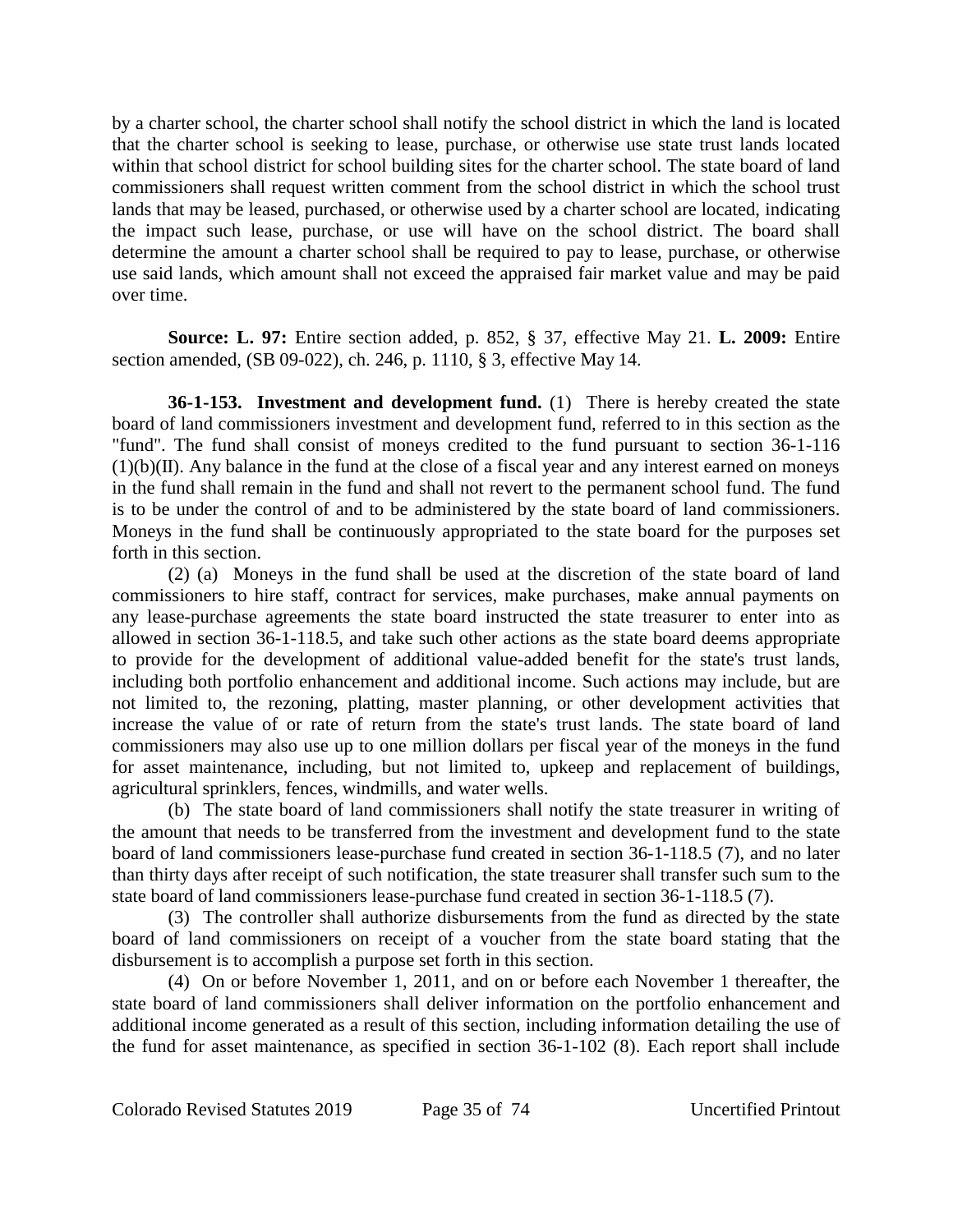by a charter school, the charter school shall notify the school district in which the land is located that the charter school is seeking to lease, purchase, or otherwise use state trust lands located within that school district for school building sites for the charter school. The state board of land commissioners shall request written comment from the school district in which the school trust lands that may be leased, purchased, or otherwise used by a charter school are located, indicating the impact such lease, purchase, or use will have on the school district. The board shall determine the amount a charter school shall be required to pay to lease, purchase, or otherwise use said lands, which amount shall not exceed the appraised fair market value and may be paid over time.

**Source: L. 97:** Entire section added, p. 852, § 37, effective May 21. **L. 2009:** Entire section amended, (SB 09-022), ch. 246, p. 1110, § 3, effective May 14.

**36-1-153. Investment and development fund.** (1) There is hereby created the state board of land commissioners investment and development fund, referred to in this section as the "fund". The fund shall consist of moneys credited to the fund pursuant to section 36-1-116 (1)(b)(II). Any balance in the fund at the close of a fiscal year and any interest earned on moneys in the fund shall remain in the fund and shall not revert to the permanent school fund. The fund is to be under the control of and to be administered by the state board of land commissioners. Moneys in the fund shall be continuously appropriated to the state board for the purposes set forth in this section.

(2) (a) Moneys in the fund shall be used at the discretion of the state board of land commissioners to hire staff, contract for services, make purchases, make annual payments on any lease-purchase agreements the state board instructed the state treasurer to enter into as allowed in section 36-1-118.5, and take such other actions as the state board deems appropriate to provide for the development of additional value-added benefit for the state's trust lands, including both portfolio enhancement and additional income. Such actions may include, but are not limited to, the rezoning, platting, master planning, or other development activities that increase the value of or rate of return from the state's trust lands. The state board of land commissioners may also use up to one million dollars per fiscal year of the moneys in the fund for asset maintenance, including, but not limited to, upkeep and replacement of buildings, agricultural sprinklers, fences, windmills, and water wells.

(b) The state board of land commissioners shall notify the state treasurer in writing of the amount that needs to be transferred from the investment and development fund to the state board of land commissioners lease-purchase fund created in section 36-1-118.5 (7), and no later than thirty days after receipt of such notification, the state treasurer shall transfer such sum to the state board of land commissioners lease-purchase fund created in section 36-1-118.5 (7).

(3) The controller shall authorize disbursements from the fund as directed by the state board of land commissioners on receipt of a voucher from the state board stating that the disbursement is to accomplish a purpose set forth in this section.

(4) On or before November 1, 2011, and on or before each November 1 thereafter, the state board of land commissioners shall deliver information on the portfolio enhancement and additional income generated as a result of this section, including information detailing the use of the fund for asset maintenance, as specified in section 36-1-102 (8). Each report shall include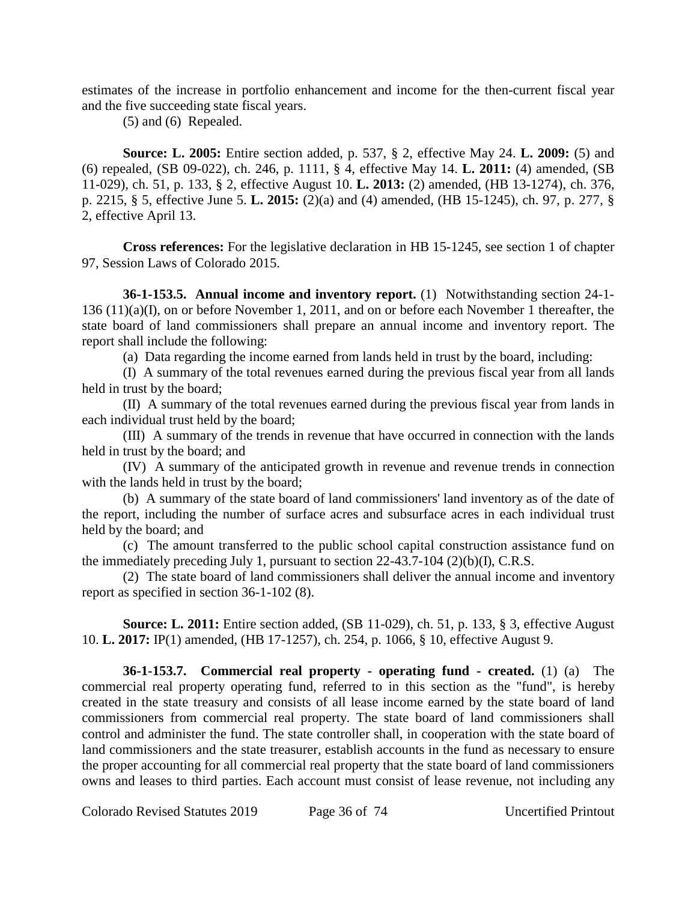estimates of the increase in portfolio enhancement and income for the then-current fiscal year and the five succeeding state fiscal years.

(5) and (6) Repealed.

**Source: L. 2005:** Entire section added, p. 537, § 2, effective May 24. **L. 2009:** (5) and (6) repealed, (SB 09-022), ch. 246, p. 1111, § 4, effective May 14. **L. 2011:** (4) amended, (SB 11-029), ch. 51, p. 133, § 2, effective August 10. **L. 2013:** (2) amended, (HB 13-1274), ch. 376, p. 2215, § 5, effective June 5. **L. 2015:** (2)(a) and (4) amended, (HB 15-1245), ch. 97, p. 277, § 2, effective April 13.

**Cross references:** For the legislative declaration in HB 15-1245, see section 1 of chapter 97, Session Laws of Colorado 2015.

**36-1-153.5. Annual income and inventory report.** (1) Notwithstanding section 24-1-136 (11)(a)(I), on or before November 1, 2011, and on or before each November 1 thereafter, the state board of land commissioners shall prepare an annual income and inventory report. The report shall include the following:

(a) Data regarding the income earned from lands held in trust by the board, including:

(I) A summary of the total revenues earned during the previous fiscal year from all lands held in trust by the board;

(II) A summary of the total revenues earned during the previous fiscal year from lands in each individual trust held by the board;

(III) A summary of the trends in revenue that have occurred in connection with the lands held in trust by the board; and

(IV) A summary of the anticipated growth in revenue and revenue trends in connection with the lands held in trust by the board;

(b) A summary of the state board of land commissioners' land inventory as of the date of the report, including the number of surface acres and subsurface acres in each individual trust held by the board; and

(c) The amount transferred to the public school capital construction assistance fund on the immediately preceding July 1, pursuant to section 22-43.7-104 (2)(b)(I), C.R.S.

(2) The state board of land commissioners shall deliver the annual income and inventory report as specified in section 36-1-102 (8).

**Source: L. 2011:** Entire section added, (SB 11-029), ch. 51, p. 133, § 3, effective August 10. **L. 2017:** IP(1) amended, (HB 17-1257), ch. 254, p. 1066, § 10, effective August 9.

**36-1-153.7. Commercial real property - operating fund - created.** (1) (a) The commercial real property operating fund, referred to in this section as the "fund", is hereby created in the state treasury and consists of all lease income earned by the state board of land commissioners from commercial real property. The state board of land commissioners shall control and administer the fund. The state controller shall, in cooperation with the state board of land commissioners and the state treasurer, establish accounts in the fund as necessary to ensure the proper accounting for all commercial real property that the state board of land commissioners owns and leases to third parties. Each account must consist of lease revenue, not including any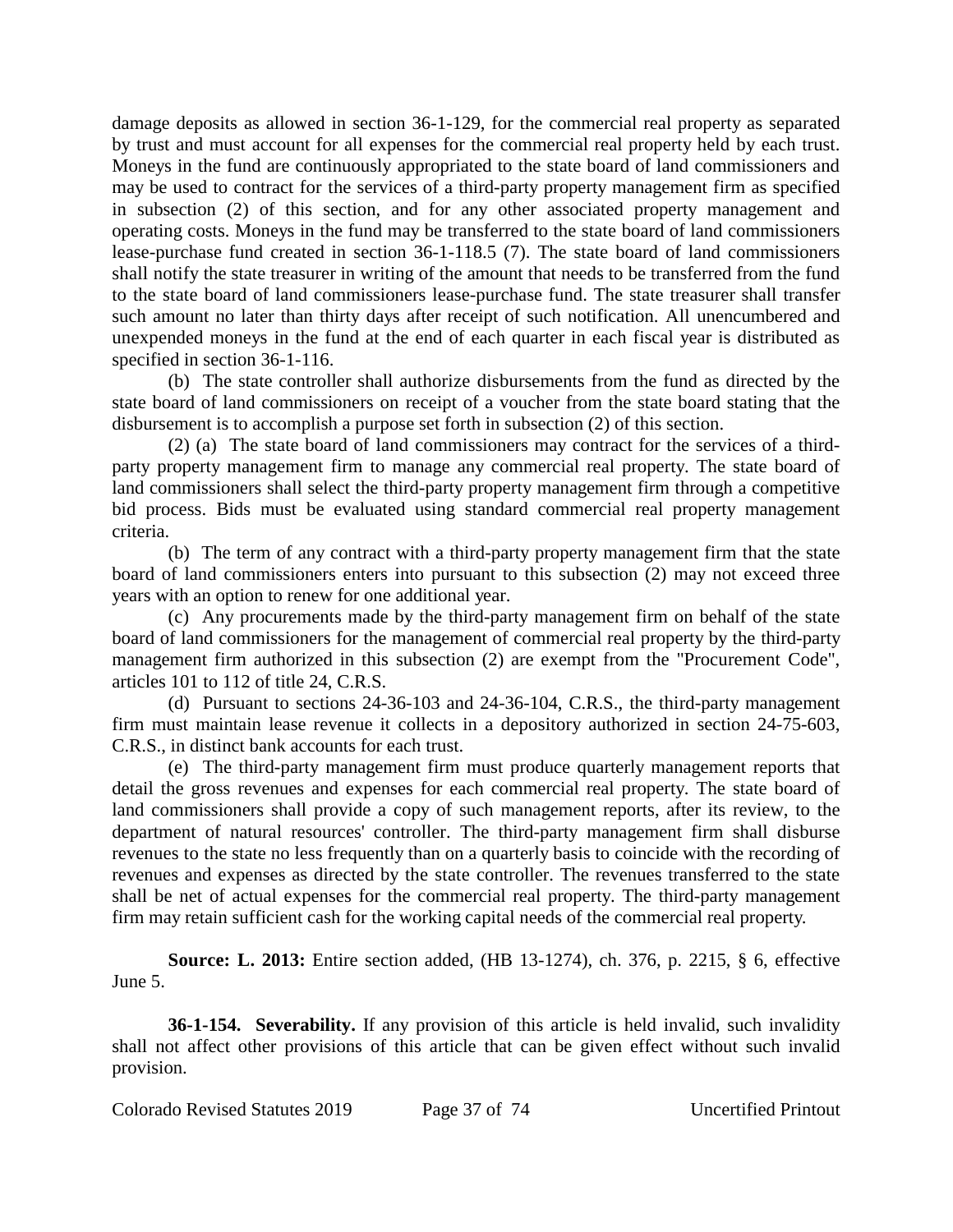damage deposits as allowed in section 36-1-129, for the commercial real property as separated by trust and must account for all expenses for the commercial real property held by each trust. Moneys in the fund are continuously appropriated to the state board of land commissioners and may be used to contract for the services of a third-party property management firm as specified in subsection (2) of this section, and for any other associated property management and operating costs. Moneys in the fund may be transferred to the state board of land commissioners lease-purchase fund created in section 36-1-118.5 (7). The state board of land commissioners shall notify the state treasurer in writing of the amount that needs to be transferred from the fund to the state board of land commissioners lease-purchase fund. The state treasurer shall transfer such amount no later than thirty days after receipt of such notification. All unencumbered and unexpended moneys in the fund at the end of each quarter in each fiscal year is distributed as specified in section 36-1-116.

(b) The state controller shall authorize disbursements from the fund as directed by the state board of land commissioners on receipt of a voucher from the state board stating that the disbursement is to accomplish a purpose set forth in subsection (2) of this section.

(2) (a) The state board of land commissioners may contract for the services of a third-party property management firm to manage any commercial real property. The state board of land commissioners shall select the third-party property management firm through a competitive bid process. Bids must be evaluated using standard commercial real property management criteria.

(b) The term of any contract with a third-party property management firm that the state board of land commissioners enters into pursuant to this subsection (2) may not exceed three years with an option to renew for one additional year.

(c) Any procurements made by the third-party management firm on behalf of the state board of land commissioners for the management of commercial real property by the third-party management firm authorized in this subsection (2) are exempt from the "Procurement Code", articles 101 to 112 of title 24, C.R.S.

(d) Pursuant to sections 24-36-103 and 24-36-104, C.R.S., the third-party management firm must maintain lease revenue it collects in a depository authorized in section 24-75-603, C.R.S., in distinct bank accounts for each trust.

(e) The third-party management firm must produce quarterly management reports that detail the gross revenues and expenses for each commercial real property. The state board of land commissioners shall provide a copy of such management reports, after its review, to the department of natural resources' controller. The third-party management firm shall disburse revenues to the state no less frequently than on a quarterly basis to coincide with the recording of revenues and expenses as directed by the state controller. The revenues transferred to the state shall be net of actual expenses for the commercial real property. The third-party management firm may retain sufficient cash for the working capital needs of the commercial real property.

**Source: L. 2013:** Entire section added, (HB 13-1274), ch. 376, p. 2215, § 6, effective June 5.

**36-1-154. Severability.** If any provision of this article is held invalid, such invalidity shall not affect other provisions of this article that can be given effect without such invalid provision.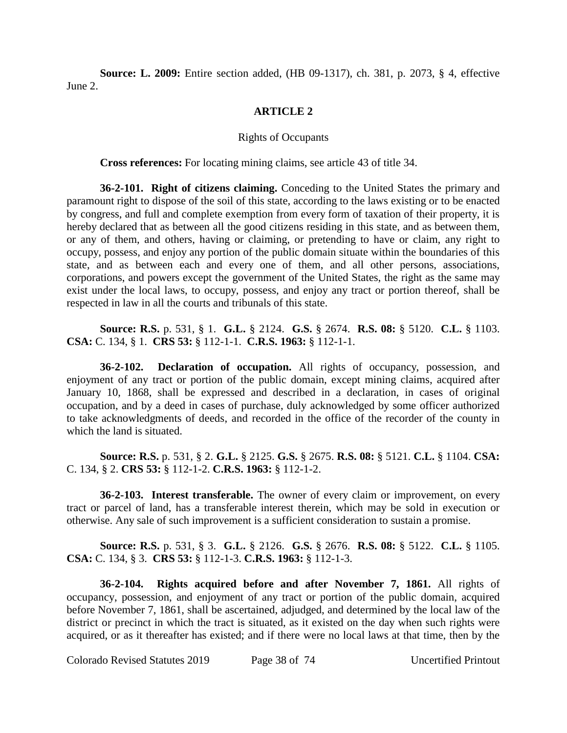**Source: L. 2009:** Entire section added, (HB 09-1317), ch. 381, p. 2073, § 4, effective June 2.

## ARTICLE 2

### Rights of Occupants

**Cross references:** For locating mining claims, see article 43 of title 34.

**36-2-101. Right of citizens claiming.** Conceding to the United States the primary and paramount right to dispose of the soil of this state, according to the laws existing or to be enacted by congress, and full and complete exemption from every form of taxation of their property, it is hereby declared that as between all the good citizens residing in this state, and as between them, or any of them, and others, having or claiming, or pretending to have or claim, any right to occupy, possess, and enjoy any portion of the public domain situate within the boundaries of this state, and as between each and every one of them, and all other persons, associations, corporations, and powers except the government of the United States, the right as the same may exist under the local laws, to occupy, possess, and enjoy any tract or portion thereof, shall be respected in law in all the courts and tribunals of this state.

**Source: R.S.** p. 531, § 1. **G.L.** § 2124. **G.S.** § 2674. **R.S. 08:** § 5120. **C.L.** § 1103. **CSA:** C. 134, § 1. **CRS 53:** § 112-1-1. **C.R.S. 1963:** § 112-1-1.

**36-2-102. Declaration of occupation.** All rights of occupancy, possession, and enjoyment of any tract or portion of the public domain, except mining claims, acquired after January 10, 1868, shall be expressed and described in a declaration, in cases of original occupation, and by a deed in cases of purchase, duly acknowledged by some officer authorized to take acknowledgments of deeds, and recorded in the office of the recorder of the county in which the land is situated.

**Source: R.S.** p. 531, § 2. **G.L.** § 2125. **G.S.** § 2675. **R.S. 08:** § 5121. **C.L.** § 1104. **CSA:** C. 134, § 2. **CRS 53:** § 112-1-2. **C.R.S. 1963:** § 112-1-2.

**36-2-103. Interest transferable.** The owner of every claim or improvement, on every tract or parcel of land, has a transferable interest therein, which may be sold in execution or otherwise. Any sale of such improvement is a sufficient consideration to sustain a promise.

**Source: R.S.** p. 531, § 3. **G.L.** § 2126. **G.S.** § 2676. **R.S. 08:** § 5122. **C.L.** § 1105. **CSA:** C. 134, § 3. **CRS 53:** § 112-1-3. **C.R.S. 1963:** § 112-1-3.

**36-2-104. Rights acquired before and after November 7, 1861.** All rights of occupancy, possession, and enjoyment of any tract or portion of the public domain, acquired before November 7, 1861, shall be ascertained, adjudged, and determined by the local law of the district or precinct in which the tract is situated, as it existed on the day when such rights were acquired, or as it thereafter has existed; and if there were no local laws at that time, then by the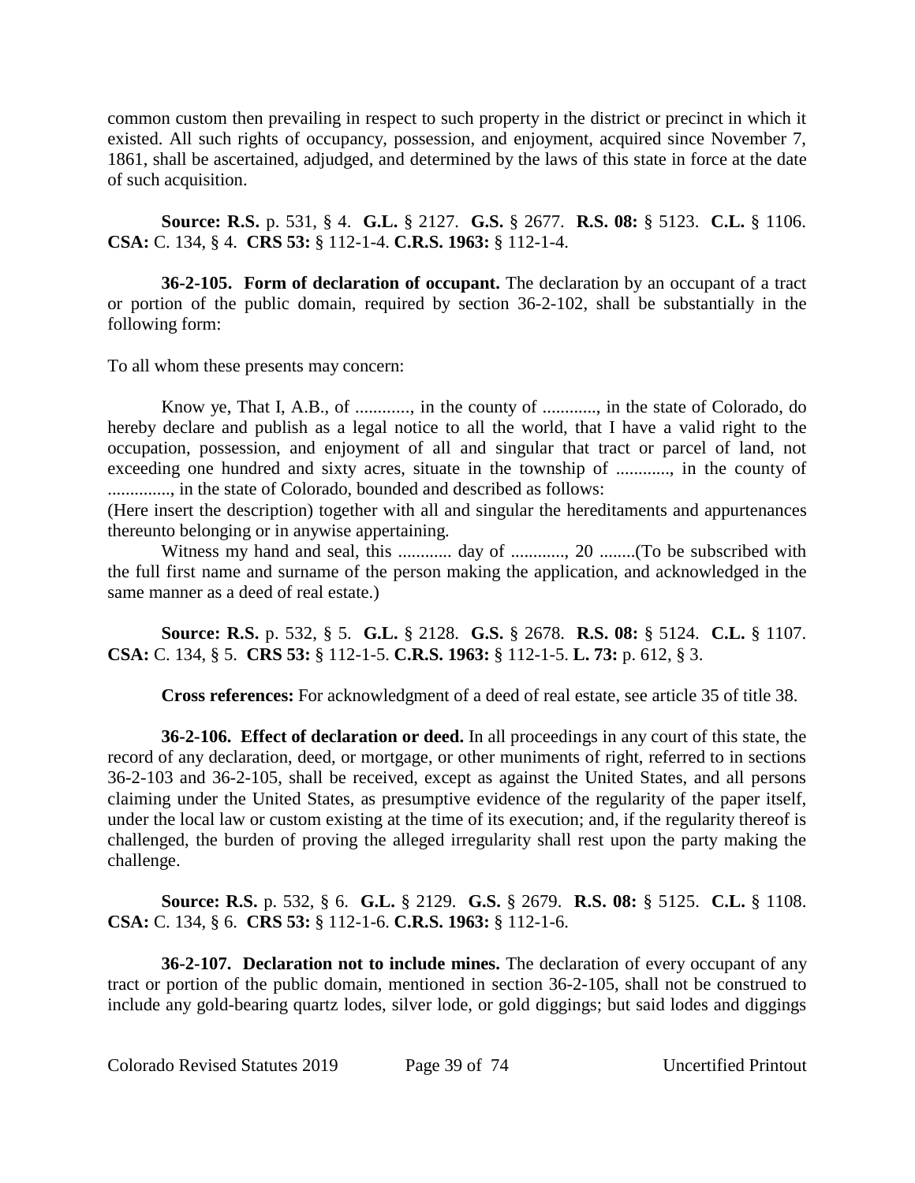common custom then prevailing in respect to such property in the district or precinct in which it existed. All such rights of occupancy, possession, and enjoyment, acquired since November 7, 1861, shall be ascertained, adjudged, and determined by the laws of this state in force at the date of such acquisition.

**Source: R.S.** p. 531, § 4. **G.L.** § 2127. **G.S.** § 2677. **R.S. 08:** § 5123. **C.L.** § 1106. **CSA:** C. 134, § 4. **CRS 53:** § 112-1-4. **C.R.S. 1963:** § 112-1-4.

**36-2-105. Form of declaration of occupant.** The declaration by an occupant of a tract or portion of the public domain, required by section 36-2-102, shall be substantially in the following form:

To all whom these presents may concern:

Know ye, That I, A.B., of ............, in the county of ............, in the state of Colorado, do hereby declare and publish as a legal notice to all the world, that I have a valid right to the occupation, possession, and enjoyment of all and singular that tract or parcel of land, not exceeding one hundred and sixty acres, situate in the township of ............, in the county of .............., in the state of Colorado, bounded and described as follows:
(Here insert the description) together with all and singular the hereditaments and appurtenances thereunto belonging or in anywise appertaining.

Witness my hand and seal, this ............ day of ............, 20 ........(To be subscribed with the full first name and surname of the person making the application, and acknowledged in the same manner as a deed of real estate.)

**Source: R.S.** p. 532, § 5. **G.L.** § 2128. **G.S.** § 2678. **R.S. 08:** § 5124. **C.L.** § 1107. **CSA:** C. 134, § 5. **CRS 53:** § 112-1-5. **C.R.S. 1963:** § 112-1-5. **L. 73:** p. 612, § 3.

**Cross references:** For acknowledgment of a deed of real estate, see article 35 of title 38.

**36-2-106. Effect of declaration or deed.** In all proceedings in any court of this state, the record of any declaration, deed, or mortgage, or other muniments of right, referred to in sections 36-2-103 and 36-2-105, shall be received, except as against the United States, and all persons claiming under the United States, as presumptive evidence of the regularity of the paper itself, under the local law or custom existing at the time of its execution; and, if the regularity thereof is challenged, the burden of proving the alleged irregularity shall rest upon the party making the challenge.

**Source: R.S.** p. 532, § 6. **G.L.** § 2129. **G.S.** § 2679. **R.S. 08:** § 5125. **C.L.** § 1108. **CSA:** C. 134, § 6. **CRS 53:** § 112-1-6. **C.R.S. 1963:** § 112-1-6.

**36-2-107. Declaration not to include mines.** The declaration of every occupant of any tract or portion of the public domain, mentioned in section 36-2-105, shall not be construed to include any gold-bearing quartz lodes, silver lode, or gold diggings; but said lodes and diggings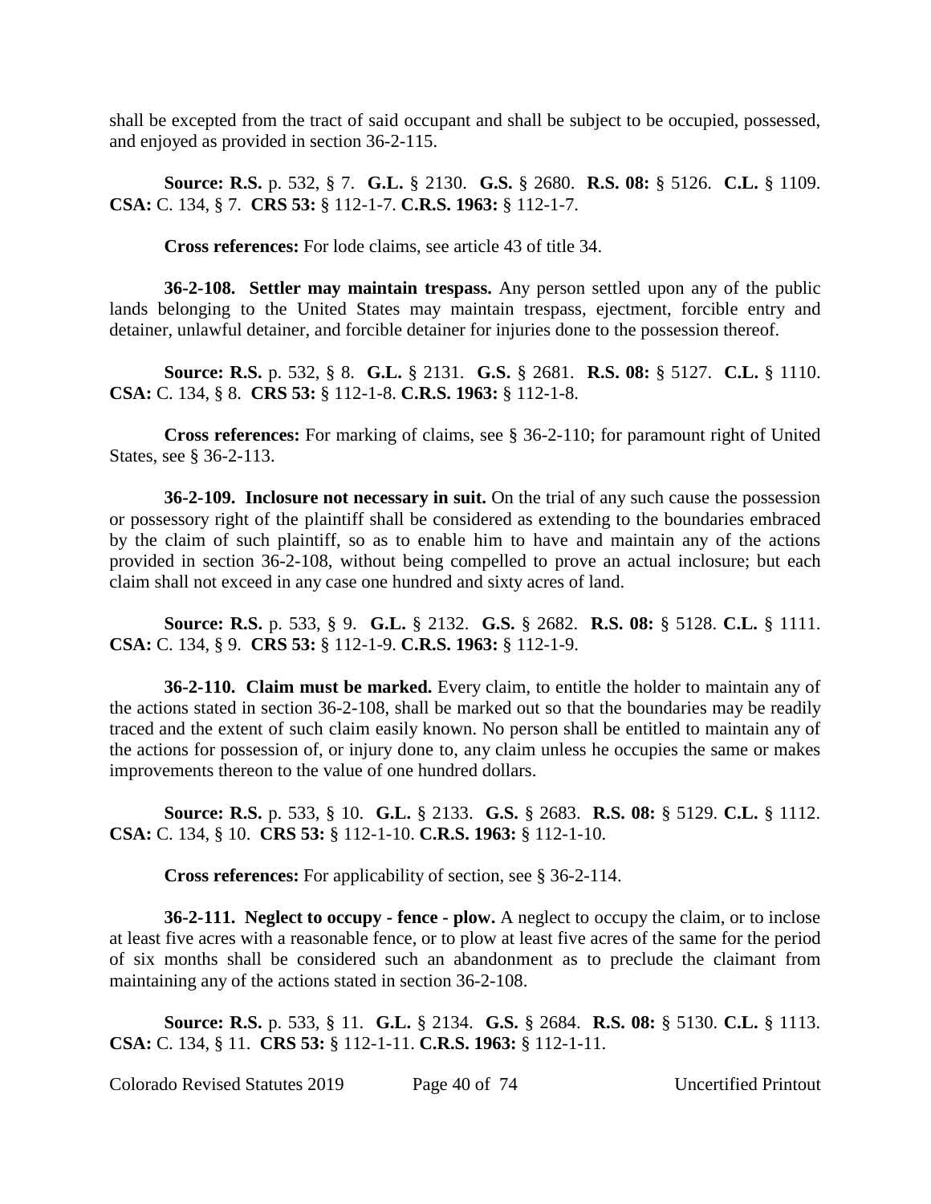shall be excepted from the tract of said occupant and shall be subject to be occupied, possessed, and enjoyed as provided in section 36-2-115.

**Source: R.S.** p. 532, § 7. **G.L.** § 2130. **G.S.** § 2680. **R.S. 08:** § 5126. **C.L.** § 1109. **CSA:** C. 134, § 7. **CRS 53:** § 112-1-7. **C.R.S. 1963:** § 112-1-7.

**Cross references:** For lode claims, see article 43 of title 34.

**36-2-108. Settler may maintain trespass.** Any person settled upon any of the public lands belonging to the United States may maintain trespass, ejectment, forcible entry and detainer, unlawful detainer, and forcible detainer for injuries done to the possession thereof.

**Source: R.S.** p. 532, § 8. **G.L.** § 2131. **G.S.** § 2681. **R.S. 08:** § 5127. **C.L.** § 1110. **CSA:** C. 134, § 8. **CRS 53:** § 112-1-8. **C.R.S. 1963:** § 112-1-8.

**Cross references:** For marking of claims, see § 36-2-110; for paramount right of United States, see § 36-2-113.

**36-2-109. Inclosure not necessary in suit.** On the trial of any such cause the possession or possessory right of the plaintiff shall be considered as extending to the boundaries embraced by the claim of such plaintiff, so as to enable him to have and maintain any of the actions provided in section 36-2-108, without being compelled to prove an actual inclosure; but each claim shall not exceed in any case one hundred and sixty acres of land.

**Source: R.S.** p. 533, § 9. **G.L.** § 2132. **G.S.** § 2682. **R.S. 08:** § 5128. **C.L.** § 1111. **CSA:** C. 134, § 9. **CRS 53:** § 112-1-9. **C.R.S. 1963:** § 112-1-9.

**36-2-110. Claim must be marked.** Every claim, to entitle the holder to maintain any of the actions stated in section 36-2-108, shall be marked out so that the boundaries may be readily traced and the extent of such claim easily known. No person shall be entitled to maintain any of the actions for possession of, or injury done to, any claim unless he occupies the same or makes improvements thereon to the value of one hundred dollars.

**Source: R.S.** p. 533, § 10. **G.L.** § 2133. **G.S.** § 2683. **R.S. 08:** § 5129. **C.L.** § 1112. **CSA:** C. 134, § 10. **CRS 53:** § 112-1-10. **C.R.S. 1963:** § 112-1-10.

**Cross references:** For applicability of section, see § 36-2-114.

**36-2-111. Neglect to occupy - fence - plow.** A neglect to occupy the claim, or to inclose at least five acres with a reasonable fence, or to plow at least five acres of the same for the period of six months shall be considered such an abandonment as to preclude the claimant from maintaining any of the actions stated in section 36-2-108.

**Source: R.S.** p. 533, § 11. **G.L.** § 2134. **G.S.** § 2684. **R.S. 08:** § 5130. **C.L.** § 1113. **CSA:** C. 134, § 11. **CRS 53:** § 112-1-11. **C.R.S. 1963:** § 112-1-11.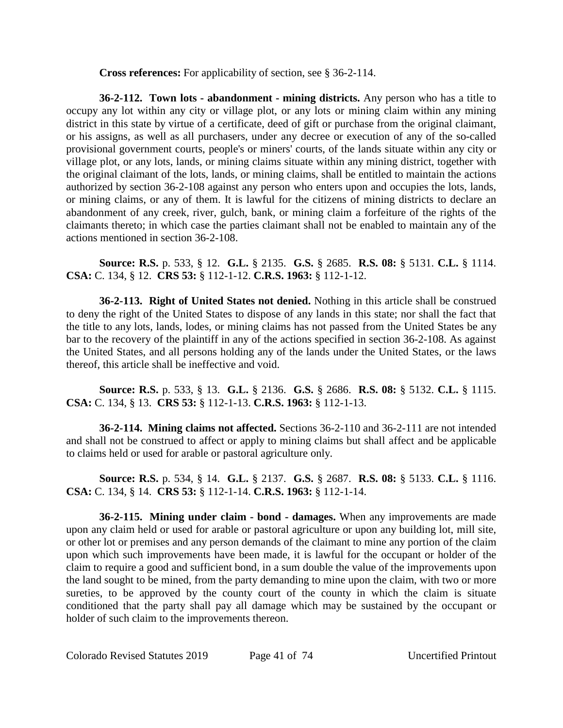**Cross references:** For applicability of section, see § 36-2-114.

**36-2-112. Town lots - abandonment - mining districts.** Any person who has a title to occupy any lot within any city or village plot, or any lots or mining claim within any mining district in this state by virtue of a certificate, deed of gift or purchase from the original claimant, or his assigns, as well as all purchasers, under any decree or execution of any of the so-called provisional government courts, people's or miners' courts, of the lands situate within any city or village plot, or any lots, lands, or mining claims situate within any mining district, together with the original claimant of the lots, lands, or mining claims, shall be entitled to maintain the actions authorized by section 36-2-108 against any person who enters upon and occupies the lots, lands, or mining claims, or any of them. It is lawful for the citizens of mining districts to declare an abandonment of any creek, river, gulch, bank, or mining claim a forfeiture of the rights of the claimants thereto; in which case the parties claimant shall not be enabled to maintain any of the actions mentioned in section 36-2-108.

**Source: R.S.** p. 533, § 12. **G.L.** § 2135. **G.S.** § 2685. **R.S. 08:** § 5131. **C.L.** § 1114. **CSA:** C. 134, § 12. **CRS 53:** § 112-1-12. **C.R.S. 1963:** § 112-1-12.

**36-2-113. Right of United States not denied.** Nothing in this article shall be construed to deny the right of the United States to dispose of any lands in this state; nor shall the fact that the title to any lots, lands, lodes, or mining claims has not passed from the United States be any bar to the recovery of the plaintiff in any of the actions specified in section 36-2-108. As against the United States, and all persons holding any of the lands under the United States, or the laws thereof, this article shall be ineffective and void.

**Source: R.S.** p. 533, § 13. **G.L.** § 2136. **G.S.** § 2686. **R.S. 08:** § 5132. **C.L.** § 1115. **CSA:** C. 134, § 13. **CRS 53:** § 112-1-13. **C.R.S. 1963:** § 112-1-13.

**36-2-114. Mining claims not affected.** Sections 36-2-110 and 36-2-111 are not intended and shall not be construed to affect or apply to mining claims but shall affect and be applicable to claims held or used for arable or pastoral agriculture only.

**Source: R.S.** p. 534, § 14. **G.L.** § 2137. **G.S.** § 2687. **R.S. 08:** § 5133. **C.L.** § 1116. **CSA:** C. 134, § 14. **CRS 53:** § 112-1-14. **C.R.S. 1963:** § 112-1-14.

**36-2-115. Mining under claim - bond - damages.** When any improvements are made upon any claim held or used for arable or pastoral agriculture or upon any building lot, mill site, or other lot or premises and any person demands of the claimant to mine any portion of the claim upon which such improvements have been made, it is lawful for the occupant or holder of the claim to require a good and sufficient bond, in a sum double the value of the improvements upon the land sought to be mined, from the party demanding to mine upon the claim, with two or more sureties, to be approved by the county court of the county in which the claim is situate conditioned that the party shall pay all damage which may be sustained by the occupant or holder of such claim to the improvements thereon.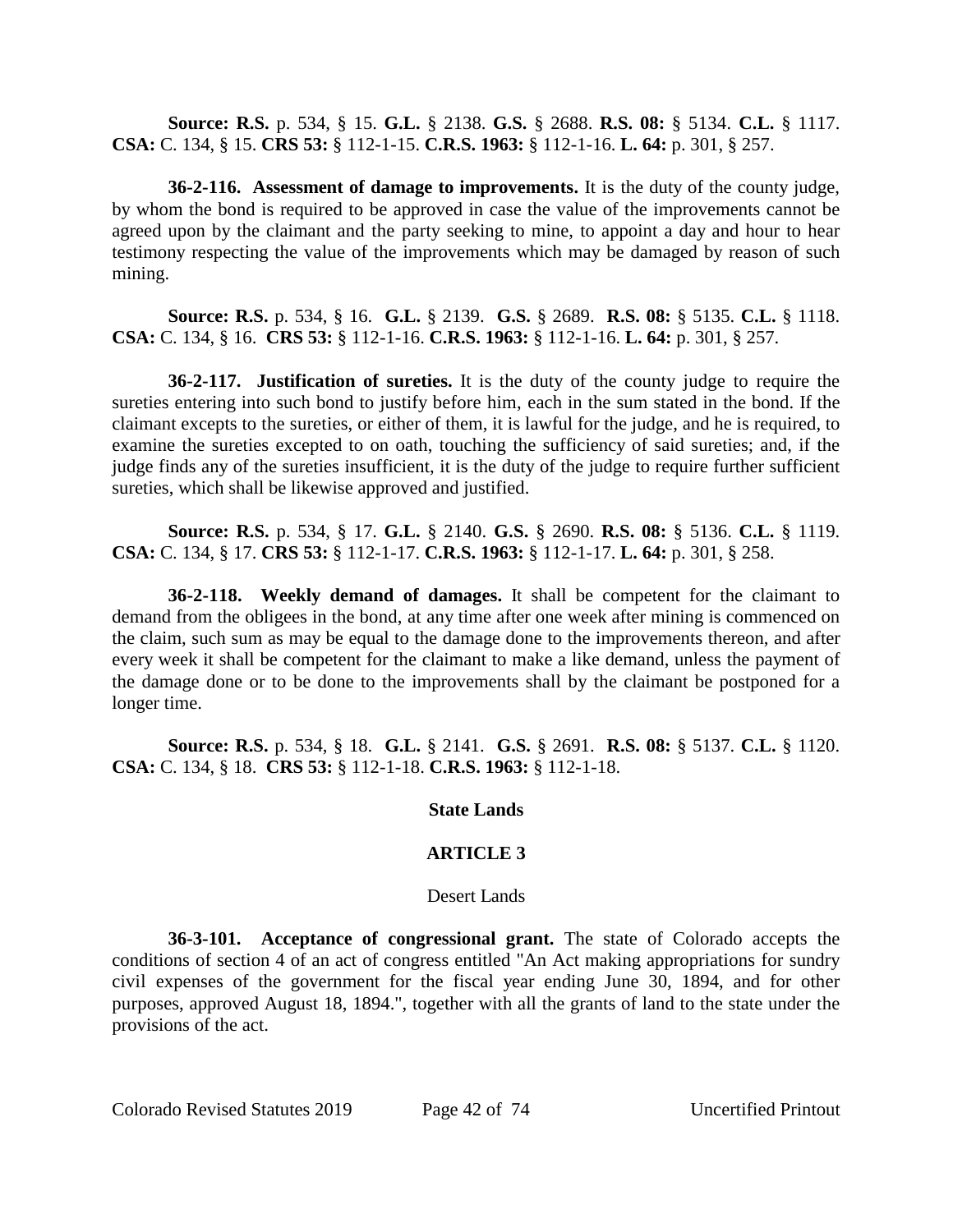**Source: R.S.** p. 534, § 15. **G.L.** § 2138. **G.S.** § 2688. **R.S. 08:** § 5134. **C.L.** § 1117. **CSA:** C. 134, § 15. **CRS 53:** § 112-1-15. **C.R.S. 1963:** § 112-1-16. **L. 64:** p. 301, § 257.

**36-2-116. Assessment of damage to improvements.** It is the duty of the county judge, by whom the bond is required to be approved in case the value of the improvements cannot be agreed upon by the claimant and the party seeking to mine, to appoint a day and hour to hear testimony respecting the value of the improvements which may be damaged by reason of such mining.

**Source: R.S.** p. 534, § 16. **G.L.** § 2139. **G.S.** § 2689. **R.S. 08:** § 5135. **C.L.** § 1118. **CSA:** C. 134, § 16. **CRS 53:** § 112-1-16. **C.R.S. 1963:** § 112-1-16. **L. 64:** p. 301, § 257.

**36-2-117. Justification of sureties.** It is the duty of the county judge to require the sureties entering into such bond to justify before him, each in the sum stated in the bond. If the claimant excepts to the sureties, or either of them, it is lawful for the judge, and he is required, to examine the sureties excepted to on oath, touching the sufficiency of said sureties; and, if the judge finds any of the sureties insufficient, it is the duty of the judge to require further sufficient sureties, which shall be likewise approved and justified.

**Source: R.S.** p. 534, § 17. **G.L.** § 2140. **G.S.** § 2690. **R.S. 08:** § 5136. **C.L.** § 1119. **CSA:** C. 134, § 17. **CRS 53:** § 112-1-17. **C.R.S. 1963:** § 112-1-17. **L. 64:** p. 301, § 258.

**36-2-118. Weekly demand of damages.** It shall be competent for the claimant to demand from the obligees in the bond, at any time after one week after mining is commenced on the claim, such sum as may be equal to the damage done to the improvements thereon, and after every week it shall be competent for the claimant to make a like demand, unless the payment of the damage done or to be done to the improvements shall by the claimant be postponed for a longer time.

**Source: R.S.** p. 534, § 18. **G.L.** § 2141. **G.S.** § 2691. **R.S. 08:** § 5137. **C.L.** § 1120. **CSA:** C. 134, § 18. **CRS 53:** § 112-1-18. **C.R.S. 1963:** § 112-1-18.

## State Lands

## ARTICLE 3

### Desert Lands

**36-3-101. Acceptance of congressional grant.** The state of Colorado accepts the conditions of section 4 of an act of congress entitled "An Act making appropriations for sundry civil expenses of the government for the fiscal year ending June 30, 1894, and for other purposes, approved August 18, 1894.", together with all the grants of land to the state under the provisions of the act.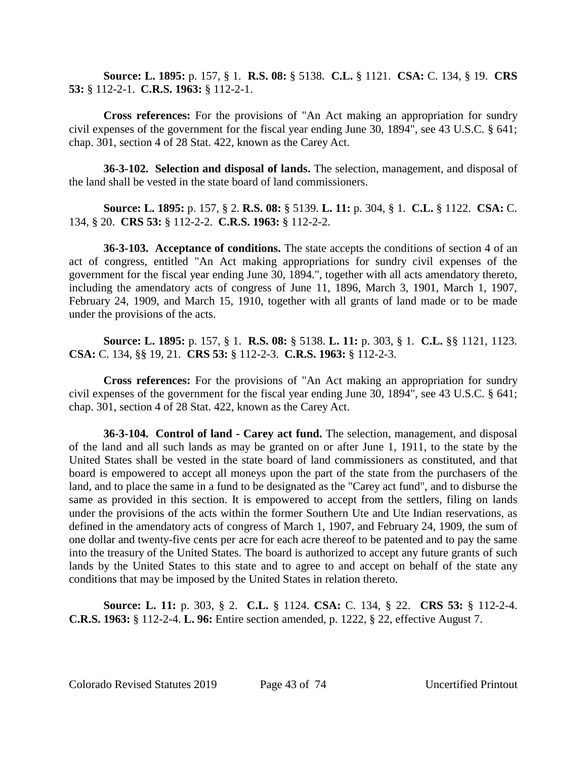**Source: L. 1895:** p. 157, § 1. **R.S. 08:** § 5138. **C.L.** § 1121. **CSA:** C. 134, § 19. **CRS 53:** § 112-2-1. **C.R.S. 1963:** § 112-2-1.

**Cross references:** For the provisions of "An Act making an appropriation for sundry civil expenses of the government for the fiscal year ending June 30, 1894", see 43 U.S.C. § 641; chap. 301, section 4 of 28 Stat. 422, known as the Carey Act.

**36-3-102. Selection and disposal of lands.** The selection, management, and disposal of the land shall be vested in the state board of land commissioners.

**Source: L. 1895:** p. 157, § 2. **R.S. 08:** § 5139. **L. 11:** p. 304, § 1. **C.L.** § 1122. **CSA:** C. 134, § 20. **CRS 53:** § 112-2-2. **C.R.S. 1963:** § 112-2-2.

**36-3-103. Acceptance of conditions.** The state accepts the conditions of section 4 of an act of congress, entitled "An Act making appropriations for sundry civil expenses of the government for the fiscal year ending June 30, 1894.", together with all acts amendatory thereto, including the amendatory acts of congress of June 11, 1896, March 3, 1901, March 1, 1907, February 24, 1909, and March 15, 1910, together with all grants of land made or to be made under the provisions of the acts.

**Source: L. 1895:** p. 157, § 1. **R.S. 08:** § 5138. **L. 11:** p. 303, § 1. **C.L.** §§ 1121, 1123. **CSA:** C. 134, §§ 19, 21. **CRS 53:** § 112-2-3. **C.R.S. 1963:** § 112-2-3.

**Cross references:** For the provisions of "An Act making an appropriation for sundry civil expenses of the government for the fiscal year ending June 30, 1894", see 43 U.S.C. § 641; chap. 301, section 4 of 28 Stat. 422, known as the Carey Act.

**36-3-104. Control of land - Carey act fund.** The selection, management, and disposal of the land and all such lands as may be granted on or after June 1, 1911, to the state by the United States shall be vested in the state board of land commissioners as constituted, and that board is empowered to accept all moneys upon the part of the state from the purchasers of the land, and to place the same in a fund to be designated as the "Carey act fund", and to disburse the same as provided in this section. It is empowered to accept from the settlers, filing on lands under the provisions of the acts within the former Southern Ute and Ute Indian reservations, as defined in the amendatory acts of congress of March 1, 1907, and February 24, 1909, the sum of one dollar and twenty-five cents per acre for each acre thereof to be patented and to pay the same into the treasury of the United States. The board is authorized to accept any future grants of such lands by the United States to this state and to agree to and accept on behalf of the state any conditions that may be imposed by the United States in relation thereto.

**Source: L. 11:** p. 303, § 2. **C.L.** § 1124. **CSA:** C. 134, § 22. **CRS 53:** § 112-2-4. **C.R.S. 1963:** § 112-2-4. **L. 96:** Entire section amended, p. 1222, § 22, effective August 7.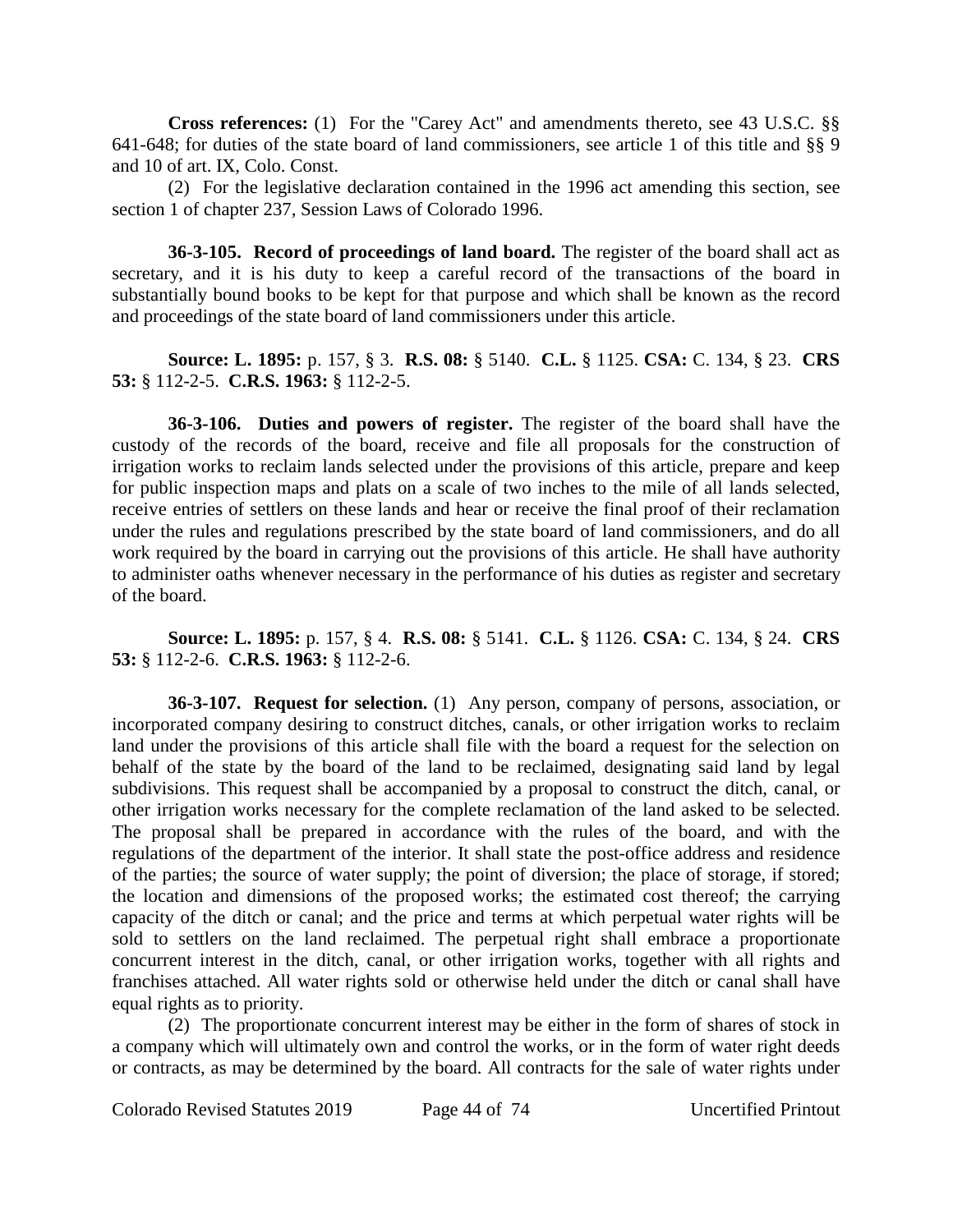**Cross references:** (1) For the "Carey Act" and amendments thereto, see 43 U.S.C. §§ 641-648; for duties of the state board of land commissioners, see article 1 of this title and §§ 9 and 10 of art. IX, Colo. Const.

(2) For the legislative declaration contained in the 1996 act amending this section, see section 1 of chapter 237, Session Laws of Colorado 1996.

**36-3-105. Record of proceedings of land board.** The register of the board shall act as secretary, and it is his duty to keep a careful record of the transactions of the board in substantially bound books to be kept for that purpose and which shall be known as the record and proceedings of the state board of land commissioners under this article.

**Source: L. 1895:** p. 157, § 3. **R.S. 08:** § 5140. **C.L.** § 1125. **CSA:** C. 134, § 23. **CRS 53:** § 112-2-5. **C.R.S. 1963:** § 112-2-5.

**36-3-106. Duties and powers of register.** The register of the board shall have the custody of the records of the board, receive and file all proposals for the construction of irrigation works to reclaim lands selected under the provisions of this article, prepare and keep for public inspection maps and plats on a scale of two inches to the mile of all lands selected, receive entries of settlers on these lands and hear or receive the final proof of their reclamation under the rules and regulations prescribed by the state board of land commissioners, and do all work required by the board in carrying out the provisions of this article. He shall have authority to administer oaths whenever necessary in the performance of his duties as register and secretary of the board.

**Source: L. 1895:** p. 157, § 4. **R.S. 08:** § 5141. **C.L.** § 1126. **CSA:** C. 134, § 24. **CRS 53:** § 112-2-6. **C.R.S. 1963:** § 112-2-6.

**36-3-107. Request for selection.** (1) Any person, company of persons, association, or incorporated company desiring to construct ditches, canals, or other irrigation works to reclaim land under the provisions of this article shall file with the board a request for the selection on behalf of the state by the board of the land to be reclaimed, designating said land by legal subdivisions. This request shall be accompanied by a proposal to construct the ditch, canal, or other irrigation works necessary for the complete reclamation of the land asked to be selected. The proposal shall be prepared in accordance with the rules of the board, and with the regulations of the department of the interior. It shall state the post-office address and residence of the parties; the source of water supply; the point of diversion; the place of storage, if stored; the location and dimensions of the proposed works; the estimated cost thereof; the carrying capacity of the ditch or canal; and the price and terms at which perpetual water rights will be sold to settlers on the land reclaimed. The perpetual right shall embrace a proportionate concurrent interest in the ditch, canal, or other irrigation works, together with all rights and franchises attached. All water rights sold or otherwise held under the ditch or canal shall have equal rights as to priority.

(2) The proportionate concurrent interest may be either in the form of shares of stock in a company which will ultimately own and control the works, or in the form of water right deeds or contracts, as may be determined by the board. All contracts for the sale of water rights under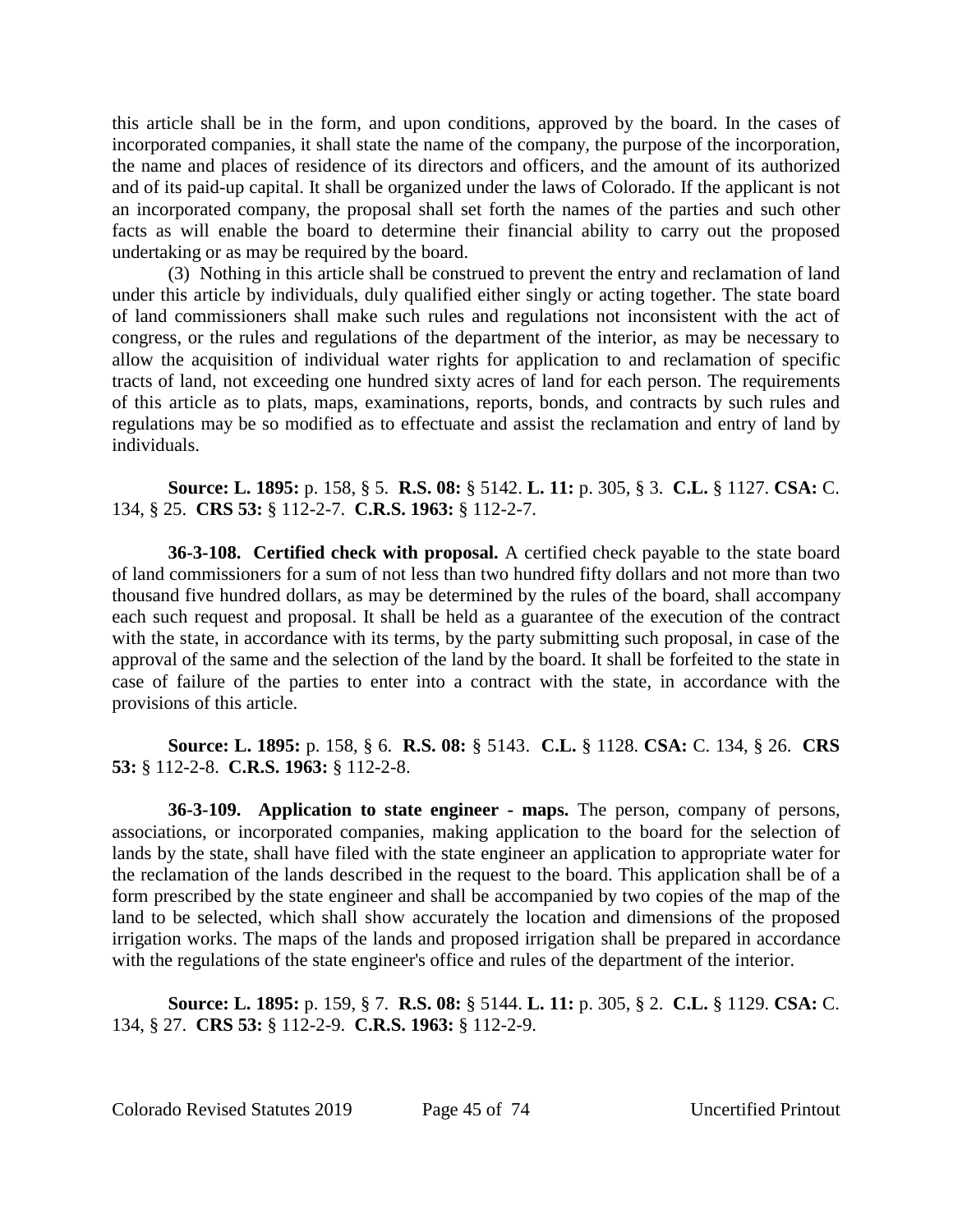this article shall be in the form, and upon conditions, approved by the board. In the cases of incorporated companies, it shall state the name of the company, the purpose of the incorporation, the name and places of residence of its directors and officers, and the amount of its authorized and of its paid-up capital. It shall be organized under the laws of Colorado. If the applicant is not an incorporated company, the proposal shall set forth the names of the parties and such other facts as will enable the board to determine their financial ability to carry out the proposed undertaking or as may be required by the board.

(3) Nothing in this article shall be construed to prevent the entry and reclamation of land under this article by individuals, duly qualified either singly or acting together. The state board of land commissioners shall make such rules and regulations not inconsistent with the act of congress, or the rules and regulations of the department of the interior, as may be necessary to allow the acquisition of individual water rights for application to and reclamation of specific tracts of land, not exceeding one hundred sixty acres of land for each person. The requirements of this article as to plats, maps, examinations, reports, bonds, and contracts by such rules and regulations may be so modified as to effectuate and assist the reclamation and entry of land by individuals.

**Source: L. 1895:** p. 158, § 5. **R.S. 08:** § 5142. **L. 11:** p. 305, § 3. **C.L.** § 1127. **CSA:** C. 134, § 25. **CRS 53:** § 112-2-7. **C.R.S. 1963:** § 112-2-7.

**36-3-108. Certified check with proposal.** A certified check payable to the state board of land commissioners for a sum of not less than two hundred fifty dollars and not more than two thousand five hundred dollars, as may be determined by the rules of the board, shall accompany each such request and proposal. It shall be held as a guarantee of the execution of the contract with the state, in accordance with its terms, by the party submitting such proposal, in case of the approval of the same and the selection of the land by the board. It shall be forfeited to the state in case of failure of the parties to enter into a contract with the state, in accordance with the provisions of this article.

**Source: L. 1895:** p. 158, § 6. **R.S. 08:** § 5143. **C.L.** § 1128. **CSA:** C. 134, § 26. **CRS 53:** § 112-2-8. **C.R.S. 1963:** § 112-2-8.

**36-3-109. Application to state engineer - maps.** The person, company of persons, associations, or incorporated companies, making application to the board for the selection of lands by the state, shall have filed with the state engineer an application to appropriate water for the reclamation of the lands described in the request to the board. This application shall be of a form prescribed by the state engineer and shall be accompanied by two copies of the map of the land to be selected, which shall show accurately the location and dimensions of the proposed irrigation works. The maps of the lands and proposed irrigation shall be prepared in accordance with the regulations of the state engineer's office and rules of the department of the interior.

**Source: L. 1895:** p. 159, § 7. **R.S. 08:** § 5144. **L. 11:** p. 305, § 2. **C.L.** § 1129. **CSA:** C. 134, § 27. **CRS 53:** § 112-2-9. **C.R.S. 1963:** § 112-2-9.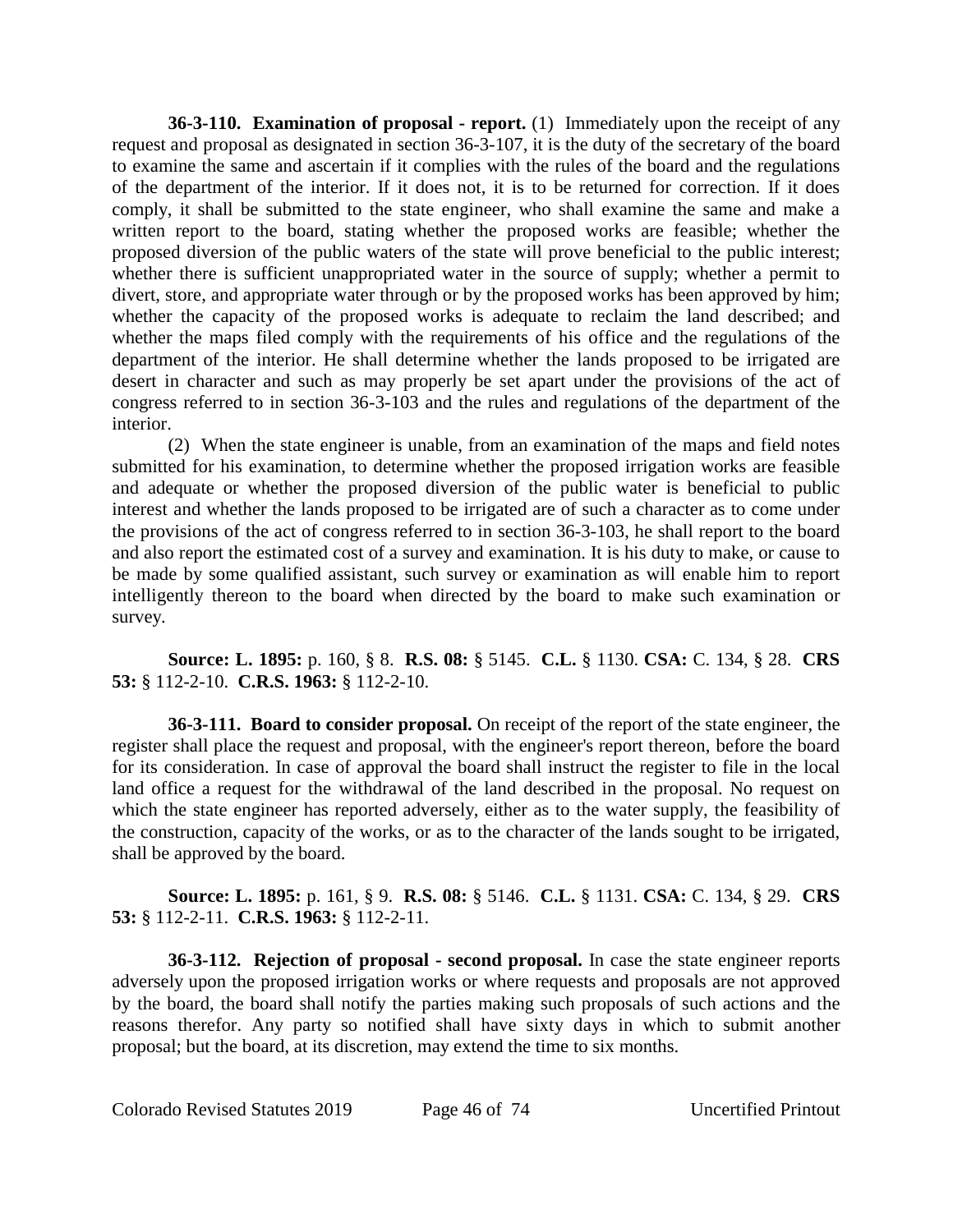**36-3-110. Examination of proposal - report.** (1) Immediately upon the receipt of any request and proposal as designated in section 36-3-107, it is the duty of the secretary of the board to examine the same and ascertain if it complies with the rules of the board and the regulations of the department of the interior. If it does not, it is to be returned for correction. If it does comply, it shall be submitted to the state engineer, who shall examine the same and make a written report to the board, stating whether the proposed works are feasible; whether the proposed diversion of the public waters of the state will prove beneficial to the public interest; whether there is sufficient unappropriated water in the source of supply; whether a permit to divert, store, and appropriate water through or by the proposed works has been approved by him; whether the capacity of the proposed works is adequate to reclaim the land described; and whether the maps filed comply with the requirements of his office and the regulations of the department of the interior. He shall determine whether the lands proposed to be irrigated are desert in character and such as may properly be set apart under the provisions of the act of congress referred to in section 36-3-103 and the rules and regulations of the department of the interior.

(2) When the state engineer is unable, from an examination of the maps and field notes submitted for his examination, to determine whether the proposed irrigation works are feasible and adequate or whether the proposed diversion of the public water is beneficial to public interest and whether the lands proposed to be irrigated are of such a character as to come under the provisions of the act of congress referred to in section 36-3-103, he shall report to the board and also report the estimated cost of a survey and examination. It is his duty to make, or cause to be made by some qualified assistant, such survey or examination as will enable him to report intelligently thereon to the board when directed by the board to make such examination or survey.

**Source: L. 1895:** p. 160, § 8. **R.S. 08:** § 5145. **C.L.** § 1130. **CSA:** C. 134, § 28. **CRS 53:** § 112-2-10. **C.R.S. 1963:** § 112-2-10.

**36-3-111. Board to consider proposal.** On receipt of the report of the state engineer, the register shall place the request and proposal, with the engineer's report thereon, before the board for its consideration. In case of approval the board shall instruct the register to file in the local land office a request for the withdrawal of the land described in the proposal. No request on which the state engineer has reported adversely, either as to the water supply, the feasibility of the construction, capacity of the works, or as to the character of the lands sought to be irrigated, shall be approved by the board.

**Source: L. 1895:** p. 161, § 9. **R.S. 08:** § 5146. **C.L.** § 1131. **CSA:** C. 134, § 29. **CRS 53:** § 112-2-11. **C.R.S. 1963:** § 112-2-11.

**36-3-112. Rejection of proposal - second proposal.** In case the state engineer reports adversely upon the proposed irrigation works or where requests and proposals are not approved by the board, the board shall notify the parties making such proposals of such actions and the reasons therefor. Any party so notified shall have sixty days in which to submit another proposal; but the board, at its discretion, may extend the time to six months.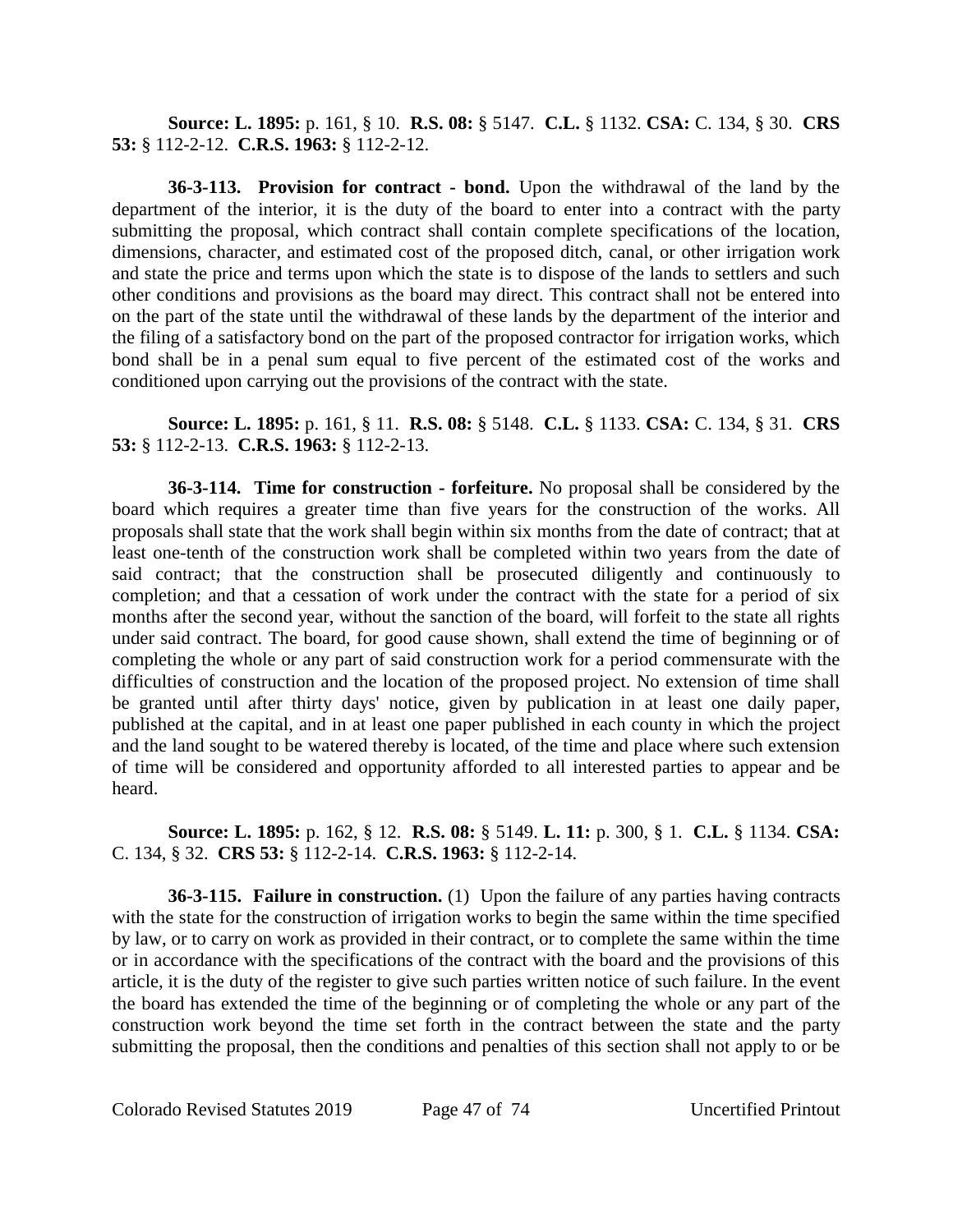**Source: L. 1895:** p. 161, § 10. **R.S. 08:** § 5147. **C.L.** § 1132. **CSA:** C. 134, § 30. **CRS 53:** § 112-2-12. **C.R.S. 1963:** § 112-2-12.

**36-3-113. Provision for contract - bond.** Upon the withdrawal of the land by the department of the interior, it is the duty of the board to enter into a contract with the party submitting the proposal, which contract shall contain complete specifications of the location, dimensions, character, and estimated cost of the proposed ditch, canal, or other irrigation work and state the price and terms upon which the state is to dispose of the lands to settlers and such other conditions and provisions as the board may direct. This contract shall not be entered into on the part of the state until the withdrawal of these lands by the department of the interior and the filing of a satisfactory bond on the part of the proposed contractor for irrigation works, which bond shall be in a penal sum equal to five percent of the estimated cost of the works and conditioned upon carrying out the provisions of the contract with the state.

**Source: L. 1895:** p. 161, § 11. **R.S. 08:** § 5148. **C.L.** § 1133. **CSA:** C. 134, § 31. **CRS 53:** § 112-2-13. **C.R.S. 1963:** § 112-2-13.

**36-3-114. Time for construction - forfeiture.** No proposal shall be considered by the board which requires a greater time than five years for the construction of the works. All proposals shall state that the work shall begin within six months from the date of contract; that at least one-tenth of the construction work shall be completed within two years from the date of said contract; that the construction shall be prosecuted diligently and continuously to completion; and that a cessation of work under the contract with the state for a period of six months after the second year, without the sanction of the board, will forfeit to the state all rights under said contract. The board, for good cause shown, shall extend the time of beginning or of completing the whole or any part of said construction work for a period commensurate with the difficulties of construction and the location of the proposed project. No extension of time shall be granted until after thirty days' notice, given by publication in at least one daily paper, published at the capital, and in at least one paper published in each county in which the project and the land sought to be watered thereby is located, of the time and place where such extension of time will be considered and opportunity afforded to all interested parties to appear and be heard.

**Source: L. 1895:** p. 162, § 12. **R.S. 08:** § 5149. **L. 11:** p. 300, § 1. **C.L.** § 1134. **CSA:** C. 134, § 32. **CRS 53:** § 112-2-14. **C.R.S. 1963:** § 112-2-14.

**36-3-115. Failure in construction.** (1) Upon the failure of any parties having contracts with the state for the construction of irrigation works to begin the same within the time specified by law, or to carry on work as provided in their contract, or to complete the same within the time or in accordance with the specifications of the contract with the board and the provisions of this article, it is the duty of the register to give such parties written notice of such failure. In the event the board has extended the time of the beginning or of completing the whole or any part of the construction work beyond the time set forth in the contract between the state and the party submitting the proposal, then the conditions and penalties of this section shall not apply to or be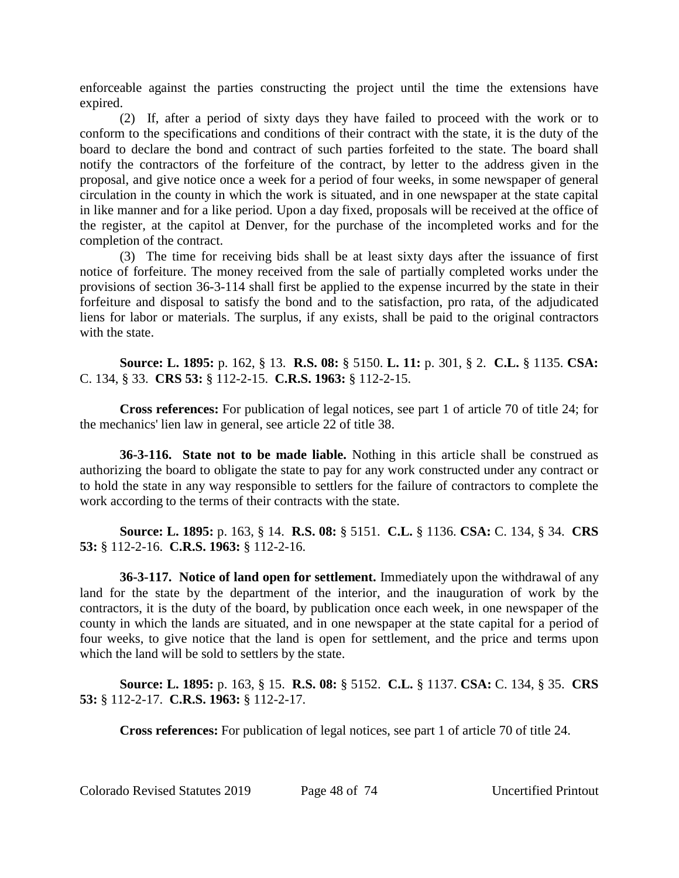enforceable against the parties constructing the project until the time the extensions have expired.

(2) If, after a period of sixty days they have failed to proceed with the work or to conform to the specifications and conditions of their contract with the state, it is the duty of the board to declare the bond and contract of such parties forfeited to the state. The board shall notify the contractors of the forfeiture of the contract, by letter to the address given in the proposal, and give notice once a week for a period of four weeks, in some newspaper of general circulation in the county in which the work is situated, and in one newspaper at the state capital in like manner and for a like period. Upon a day fixed, proposals will be received at the office of the register, at the capitol at Denver, for the purchase of the incompleted works and for the completion of the contract.

(3) The time for receiving bids shall be at least sixty days after the issuance of first notice of forfeiture. The money received from the sale of partially completed works under the provisions of section 36-3-114 shall first be applied to the expense incurred by the state in their forfeiture and disposal to satisfy the bond and to the satisfaction, pro rata, of the adjudicated liens for labor or materials. The surplus, if any exists, shall be paid to the original contractors with the state.

**Source: L. 1895:** p. 162, § 13. **R.S. 08:** § 5150. **L. 11:** p. 301, § 2. **C.L.** § 1135. **CSA:** C. 134, § 33. **CRS 53:** § 112-2-15. **C.R.S. 1963:** § 112-2-15.

**Cross references:** For publication of legal notices, see part 1 of article 70 of title 24; for the mechanics' lien law in general, see article 22 of title 38.

**36-3-116. State not to be made liable.** Nothing in this article shall be construed as authorizing the board to obligate the state to pay for any work constructed under any contract or to hold the state in any way responsible to settlers for the failure of contractors to complete the work according to the terms of their contracts with the state.

**Source: L. 1895:** p. 163, § 14. **R.S. 08:** § 5151. **C.L.** § 1136. **CSA:** C. 134, § 34. **CRS 53:** § 112-2-16. **C.R.S. 1963:** § 112-2-16.

**36-3-117. Notice of land open for settlement.** Immediately upon the withdrawal of any land for the state by the department of the interior, and the inauguration of work by the contractors, it is the duty of the board, by publication once each week, in one newspaper of the county in which the lands are situated, and in one newspaper at the state capital for a period of four weeks, to give notice that the land is open for settlement, and the price and terms upon which the land will be sold to settlers by the state.

**Source: L. 1895:** p. 163, § 15. **R.S. 08:** § 5152. **C.L.** § 1137. **CSA:** C. 134, § 35. **CRS 53:** § 112-2-17. **C.R.S. 1963:** § 112-2-17.

**Cross references:** For publication of legal notices, see part 1 of article 70 of title 24.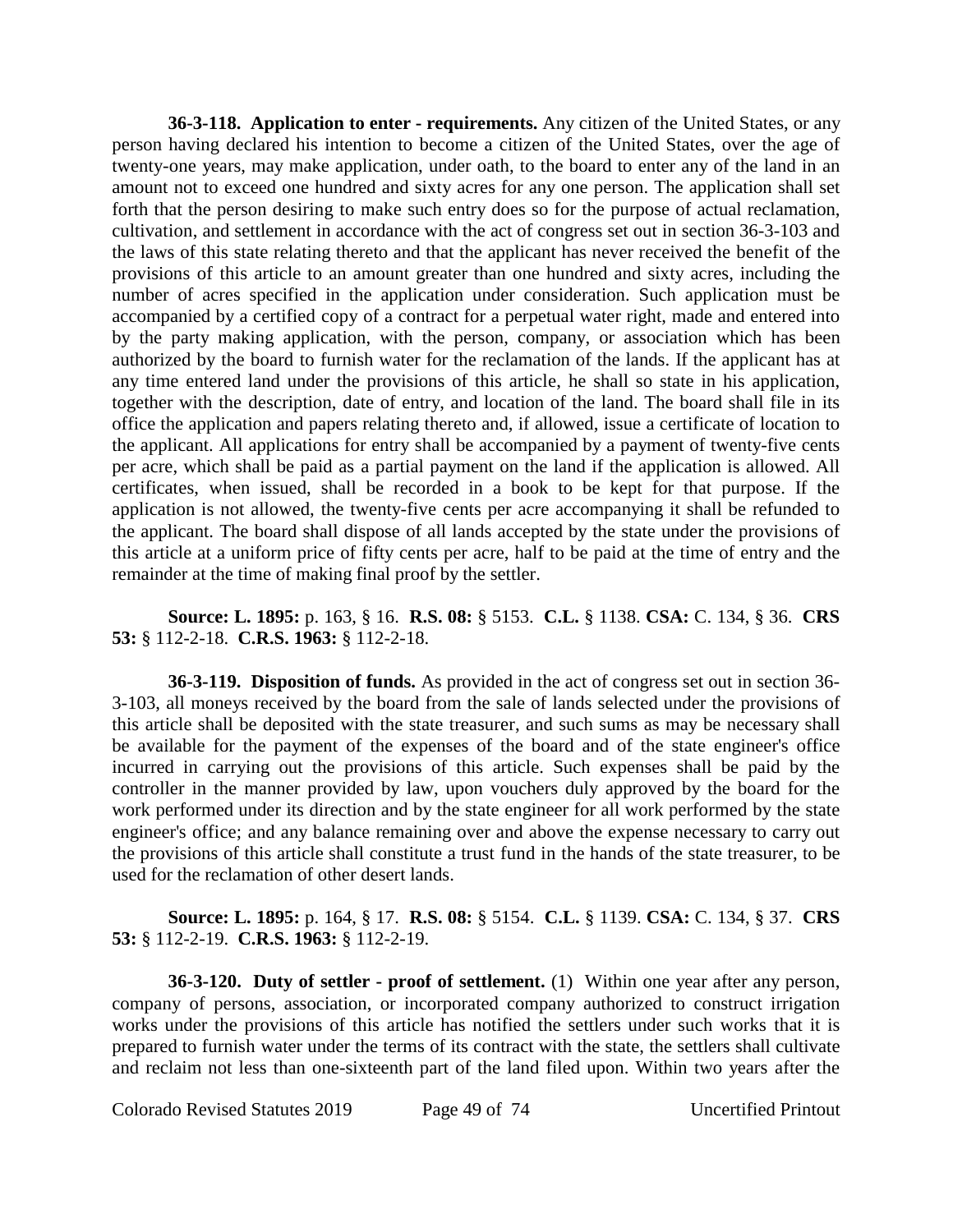**36-3-118. Application to enter - requirements.** Any citizen of the United States, or any person having declared his intention to become a citizen of the United States, over the age of twenty-one years, may make application, under oath, to the board to enter any of the land in an amount not to exceed one hundred and sixty acres for any one person. The application shall set forth that the person desiring to make such entry does so for the purpose of actual reclamation, cultivation, and settlement in accordance with the act of congress set out in section 36-3-103 and the laws of this state relating thereto and that the applicant has never received the benefit of the provisions of this article to an amount greater than one hundred and sixty acres, including the number of acres specified in the application under consideration. Such application must be accompanied by a certified copy of a contract for a perpetual water right, made and entered into by the party making application, with the person, company, or association which has been authorized by the board to furnish water for the reclamation of the lands. If the applicant has at any time entered land under the provisions of this article, he shall so state in his application, together with the description, date of entry, and location of the land. The board shall file in its office the application and papers relating thereto and, if allowed, issue a certificate of location to the applicant. All applications for entry shall be accompanied by a payment of twenty-five cents per acre, which shall be paid as a partial payment on the land if the application is allowed. All certificates, when issued, shall be recorded in a book to be kept for that purpose. If the application is not allowed, the twenty-five cents per acre accompanying it shall be refunded to the applicant. The board shall dispose of all lands accepted by the state under the provisions of this article at a uniform price of fifty cents per acre, half to be paid at the time of entry and the remainder at the time of making final proof by the settler.

**Source: L. 1895:** p. 163, § 16. **R.S. 08:** § 5153. **C.L.** § 1138. **CSA:** C. 134, § 36. **CRS 53:** § 112-2-18. **C.R.S. 1963:** § 112-2-18.

**36-3-119. Disposition of funds.** As provided in the act of congress set out in section 36-3-103, all moneys received by the board from the sale of lands selected under the provisions of this article shall be deposited with the state treasurer, and such sums as may be necessary shall be available for the payment of the expenses of the board and of the state engineer's office incurred in carrying out the provisions of this article. Such expenses shall be paid by the controller in the manner provided by law, upon vouchers duly approved by the board for the work performed under its direction and by the state engineer for all work performed by the state engineer's office; and any balance remaining over and above the expense necessary to carry out the provisions of this article shall constitute a trust fund in the hands of the state treasurer, to be used for the reclamation of other desert lands.

**Source: L. 1895:** p. 164, § 17. **R.S. 08:** § 5154. **C.L.** § 1139. **CSA:** C. 134, § 37. **CRS 53:** § 112-2-19. **C.R.S. 1963:** § 112-2-19.

**36-3-120. Duty of settler - proof of settlement.** (1) Within one year after any person, company of persons, association, or incorporated company authorized to construct irrigation works under the provisions of this article has notified the settlers under such works that it is prepared to furnish water under the terms of its contract with the state, the settlers shall cultivate and reclaim not less than one-sixteenth part of the land filed upon. Within two years after the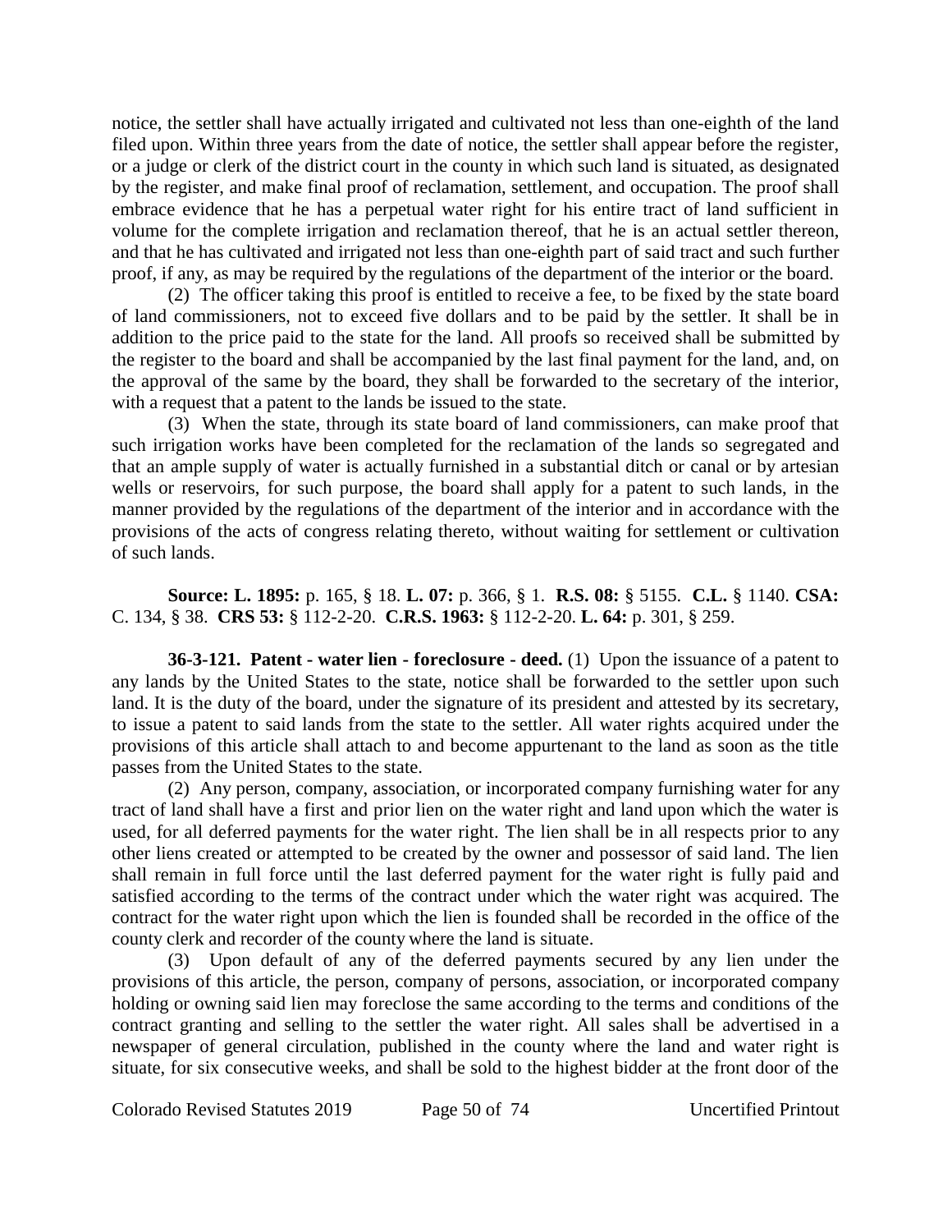notice, the settler shall have actually irrigated and cultivated not less than one-eighth of the land filed upon. Within three years from the date of notice, the settler shall appear before the register, or a judge or clerk of the district court in the county in which such land is situated, as designated by the register, and make final proof of reclamation, settlement, and occupation. The proof shall embrace evidence that he has a perpetual water right for his entire tract of land sufficient in volume for the complete irrigation and reclamation thereof, that he is an actual settler thereon, and that he has cultivated and irrigated not less than one-eighth part of said tract and such further proof, if any, as may be required by the regulations of the department of the interior or the board.

(2) The officer taking this proof is entitled to receive a fee, to be fixed by the state board of land commissioners, not to exceed five dollars and to be paid by the settler. It shall be in addition to the price paid to the state for the land. All proofs so received shall be submitted by the register to the board and shall be accompanied by the last final payment for the land, and, on the approval of the same by the board, they shall be forwarded to the secretary of the interior, with a request that a patent to the lands be issued to the state.

(3) When the state, through its state board of land commissioners, can make proof that such irrigation works have been completed for the reclamation of the lands so segregated and that an ample supply of water is actually furnished in a substantial ditch or canal or by artesian wells or reservoirs, for such purpose, the board shall apply for a patent to such lands, in the manner provided by the regulations of the department of the interior and in accordance with the provisions of the acts of congress relating thereto, without waiting for settlement or cultivation of such lands.

**Source: L. 1895:** p. 165, § 18. **L. 07:** p. 366, § 1. **R.S. 08:** § 5155. **C.L.** § 1140. **CSA:** C. 134, § 38. **CRS 53:** § 112-2-20. **C.R.S. 1963:** § 112-2-20. **L. 64:** p. 301, § 259.

**36-3-121. Patent - water lien - foreclosure - deed.** (1) Upon the issuance of a patent to any lands by the United States to the state, notice shall be forwarded to the settler upon such land. It is the duty of the board, under the signature of its president and attested by its secretary, to issue a patent to said lands from the state to the settler. All water rights acquired under the provisions of this article shall attach to and become appurtenant to the land as soon as the title passes from the United States to the state.

(2) Any person, company, association, or incorporated company furnishing water for any tract of land shall have a first and prior lien on the water right and land upon which the water is used, for all deferred payments for the water right. The lien shall be in all respects prior to any other liens created or attempted to be created by the owner and possessor of said land. The lien shall remain in full force until the last deferred payment for the water right is fully paid and satisfied according to the terms of the contract under which the water right was acquired. The contract for the water right upon which the lien is founded shall be recorded in the office of the county clerk and recorder of the county where the land is situate.

(3) Upon default of any of the deferred payments secured by any lien under the provisions of this article, the person, company of persons, association, or incorporated company holding or owning said lien may foreclose the same according to the terms and conditions of the contract granting and selling to the settler the water right. All sales shall be advertised in a newspaper of general circulation, published in the county where the land and water right is situate, for six consecutive weeks, and shall be sold to the highest bidder at the front door of the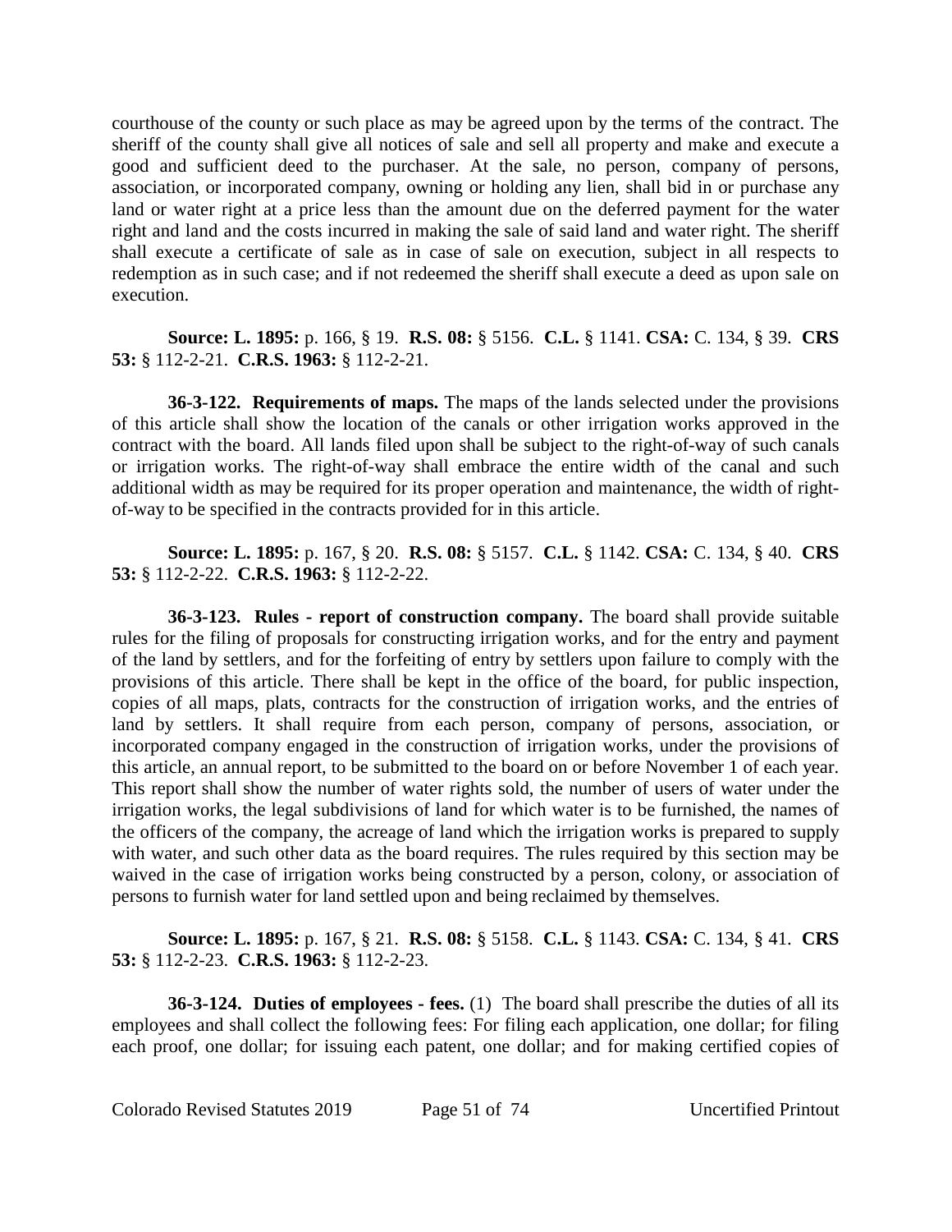courthouse of the county or such place as may be agreed upon by the terms of the contract. The sheriff of the county shall give all notices of sale and sell all property and make and execute a good and sufficient deed to the purchaser. At the sale, no person, company of persons, association, or incorporated company, owning or holding any lien, shall bid in or purchase any land or water right at a price less than the amount due on the deferred payment for the water right and land and the costs incurred in making the sale of said land and water right. The sheriff shall execute a certificate of sale as in case of sale on execution, subject in all respects to redemption as in such case; and if not redeemed the sheriff shall execute a deed as upon sale on execution.

**Source: L. 1895:** p. 166, § 19. **R.S. 08:** § 5156. **C.L.** § 1141. **CSA:** C. 134, § 39. **CRS 53:** § 112-2-21. **C.R.S. 1963:** § 112-2-21.

**36-3-122. Requirements of maps.** The maps of the lands selected under the provisions of this article shall show the location of the canals or other irrigation works approved in the contract with the board. All lands filed upon shall be subject to the right-of-way of such canals or irrigation works. The right-of-way shall embrace the entire width of the canal and such additional width as may be required for its proper operation and maintenance, the width of right-of-way to be specified in the contracts provided for in this article.

**Source: L. 1895:** p. 167, § 20. **R.S. 08:** § 5157. **C.L.** § 1142. **CSA:** C. 134, § 40. **CRS 53:** § 112-2-22. **C.R.S. 1963:** § 112-2-22.

**36-3-123. Rules - report of construction company.** The board shall provide suitable rules for the filing of proposals for constructing irrigation works, and for the entry and payment of the land by settlers, and for the forfeiting of entry by settlers upon failure to comply with the provisions of this article. There shall be kept in the office of the board, for public inspection, copies of all maps, plats, contracts for the construction of irrigation works, and the entries of land by settlers. It shall require from each person, company of persons, association, or incorporated company engaged in the construction of irrigation works, under the provisions of this article, an annual report, to be submitted to the board on or before November 1 of each year. This report shall show the number of water rights sold, the number of users of water under the irrigation works, the legal subdivisions of land for which water is to be furnished, the names of the officers of the company, the acreage of land which the irrigation works is prepared to supply with water, and such other data as the board requires. The rules required by this section may be waived in the case of irrigation works being constructed by a person, colony, or association of persons to furnish water for land settled upon and being reclaimed by themselves.

**Source: L. 1895:** p. 167, § 21. **R.S. 08:** § 5158. **C.L.** § 1143. **CSA:** C. 134, § 41. **CRS 53:** § 112-2-23. **C.R.S. 1963:** § 112-2-23.

**36-3-124. Duties of employees - fees.** (1) The board shall prescribe the duties of all its employees and shall collect the following fees: For filing each application, one dollar; for filing each proof, one dollar; for issuing each patent, one dollar; and for making certified copies of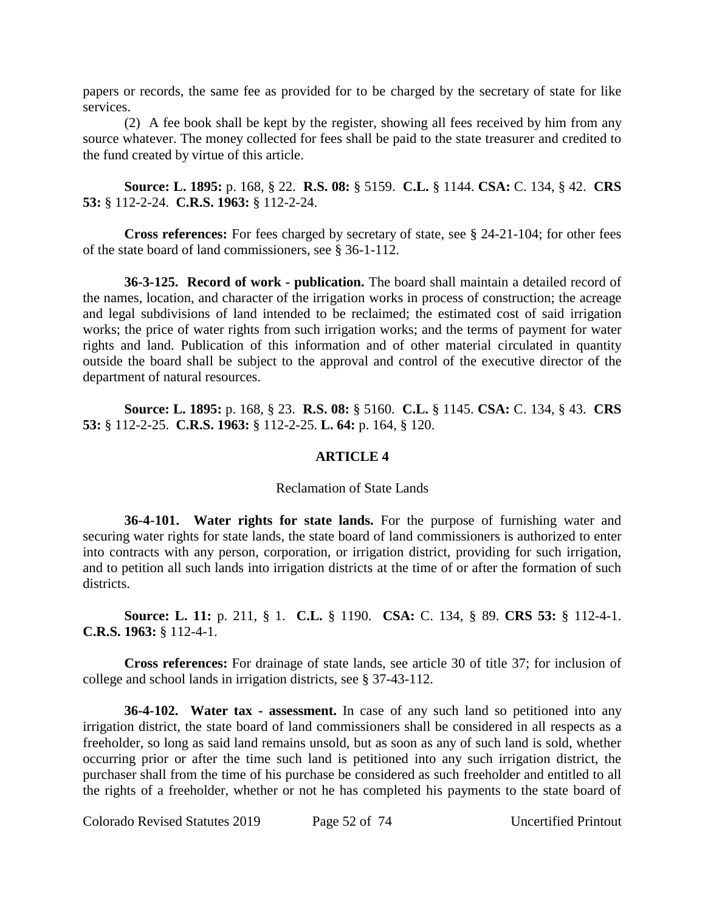papers or records, the same fee as provided for to be charged by the secretary of state for like services.

(2) A fee book shall be kept by the register, showing all fees received by him from any source whatever. The money collected for fees shall be paid to the state treasurer and credited to the fund created by virtue of this article.

**Source: L. 1895:** p. 168, § 22. **R.S. 08:** § 5159. **C.L.** § 1144. **CSA:** C. 134, § 42. **CRS 53:** § 112-2-24. **C.R.S. 1963:** § 112-2-24.

**Cross references:** For fees charged by secretary of state, see § 24-21-104; for other fees of the state board of land commissioners, see § 36-1-112.

**36-3-125. Record of work - publication.** The board shall maintain a detailed record of the names, location, and character of the irrigation works in process of construction; the acreage and legal subdivisions of land intended to be reclaimed; the estimated cost of said irrigation works; the price of water rights from such irrigation works; and the terms of payment for water rights and land. Publication of this information and of other material circulated in quantity outside the board shall be subject to the approval and control of the executive director of the department of natural resources.

**Source: L. 1895:** p. 168, § 23. **R.S. 08:** § 5160. **C.L.** § 1145. **CSA:** C. 134, § 43. **CRS 53:** § 112-2-25. **C.R.S. 1963:** § 112-2-25. **L. 64:** p. 164, § 120.

## ARTICLE 4

### Reclamation of State Lands

**36-4-101. Water rights for state lands.** For the purpose of furnishing water and securing water rights for state lands, the state board of land commissioners is authorized to enter into contracts with any person, corporation, or irrigation district, providing for such irrigation, and to petition all such lands into irrigation districts at the time of or after the formation of such districts.

**Source: L. 11:** p. 211, § 1. **C.L.** § 1190. **CSA:** C. 134, § 89. **CRS 53:** § 112-4-1. **C.R.S. 1963:** § 112-4-1.

**Cross references:** For drainage of state lands, see article 30 of title 37; for inclusion of college and school lands in irrigation districts, see § 37-43-112.

**36-4-102. Water tax - assessment.** In case of any such land so petitioned into any irrigation district, the state board of land commissioners shall be considered in all respects as a freeholder, so long as said land remains unsold, but as soon as any of such land is sold, whether occurring prior or after the time such land is petitioned into any such irrigation district, the purchaser shall from the time of his purchase be considered as such freeholder and entitled to all the rights of a freeholder, whether or not he has completed his payments to the state board of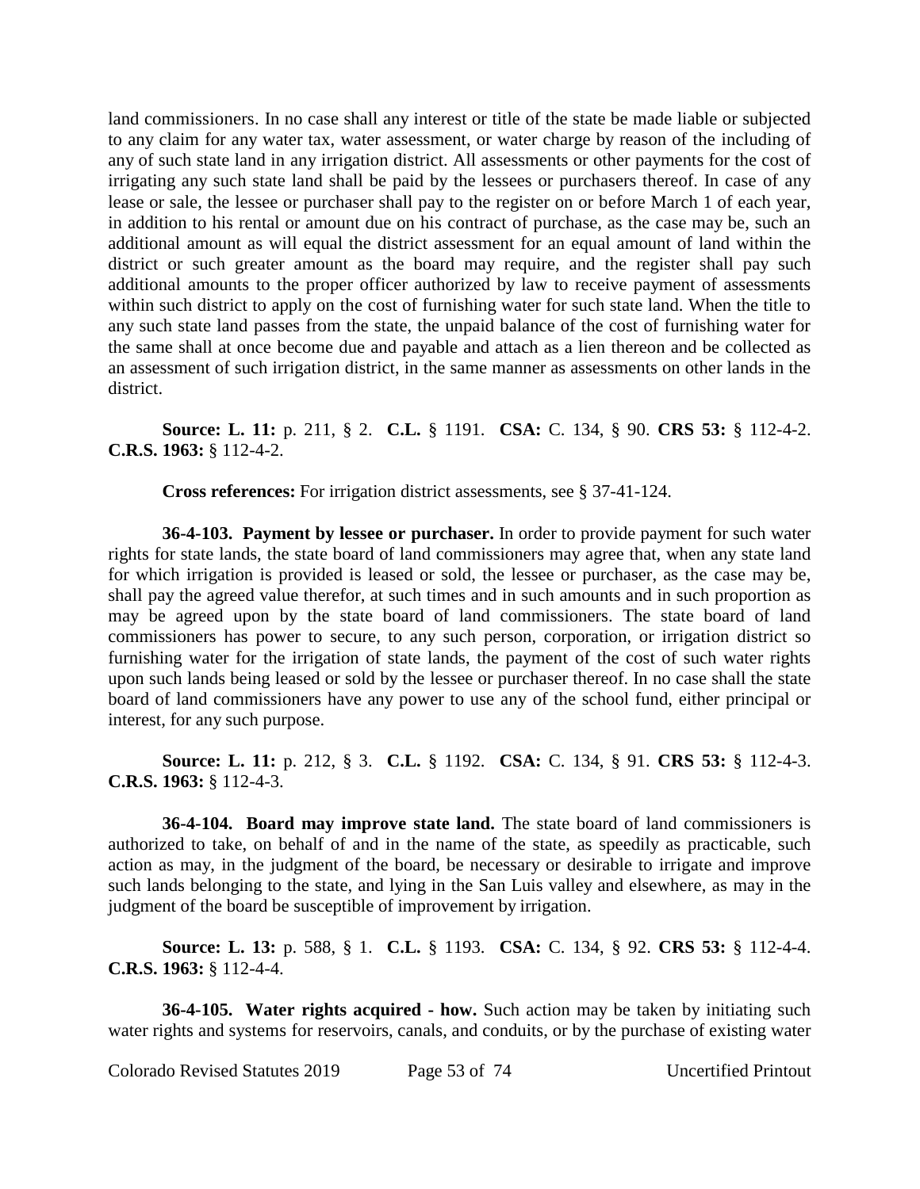land commissioners. In no case shall any interest or title of the state be made liable or subjected to any claim for any water tax, water assessment, or water charge by reason of the including of any of such state land in any irrigation district. All assessments or other payments for the cost of irrigating any such state land shall be paid by the lessees or purchasers thereof. In case of any lease or sale, the lessee or purchaser shall pay to the register on or before March 1 of each year, in addition to his rental or amount due on his contract of purchase, as the case may be, such an additional amount as will equal the district assessment for an equal amount of land within the district or such greater amount as the board may require, and the register shall pay such additional amounts to the proper officer authorized by law to receive payment of assessments within such district to apply on the cost of furnishing water for such state land. When the title to any such state land passes from the state, the unpaid balance of the cost of furnishing water for the same shall at once become due and payable and attach as a lien thereon and be collected as an assessment of such irrigation district, in the same manner as assessments on other lands in the district.

**Source: L. 11:** p. 211, § 2. **C.L.** § 1191. **CSA:** C. 134, § 90. **CRS 53:** § 112-4-2. **C.R.S. 1963:** § 112-4-2.

**Cross references:** For irrigation district assessments, see § 37-41-124.

**36-4-103. Payment by lessee or purchaser.** In order to provide payment for such water rights for state lands, the state board of land commissioners may agree that, when any state land for which irrigation is provided is leased or sold, the lessee or purchaser, as the case may be, shall pay the agreed value therefor, at such times and in such amounts and in such proportion as may be agreed upon by the state board of land commissioners. The state board of land commissioners has power to secure, to any such person, corporation, or irrigation district so furnishing water for the irrigation of state lands, the payment of the cost of such water rights upon such lands being leased or sold by the lessee or purchaser thereof. In no case shall the state board of land commissioners have any power to use any of the school fund, either principal or interest, for any such purpose.

**Source: L. 11:** p. 212, § 3. **C.L.** § 1192. **CSA:** C. 134, § 91. **CRS 53:** § 112-4-3. **C.R.S. 1963:** § 112-4-3.

**36-4-104. Board may improve state land.** The state board of land commissioners is authorized to take, on behalf of and in the name of the state, as speedily as practicable, such action as may, in the judgment of the board, be necessary or desirable to irrigate and improve such lands belonging to the state, and lying in the San Luis valley and elsewhere, as may in the judgment of the board be susceptible of improvement by irrigation.

**Source: L. 13:** p. 588, § 1. **C.L.** § 1193. **CSA:** C. 134, § 92. **CRS 53:** § 112-4-4. **C.R.S. 1963:** § 112-4-4.

**36-4-105. Water rights acquired - how.** Such action may be taken by initiating such water rights and systems for reservoirs, canals, and conduits, or by the purchase of existing water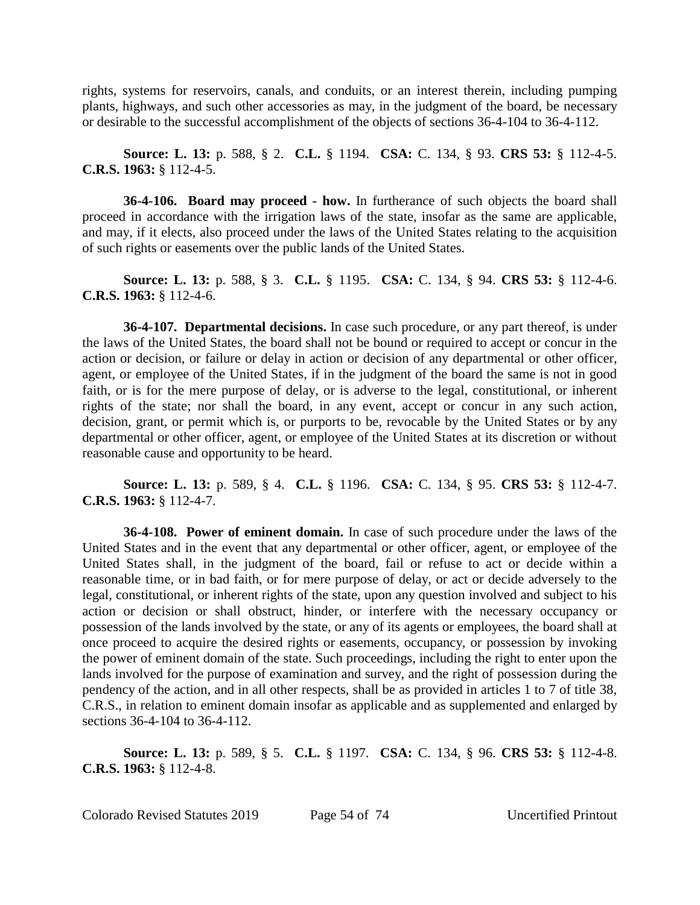rights, systems for reservoirs, canals, and conduits, or an interest therein, including pumping plants, highways, and such other accessories as may, in the judgment of the board, be necessary or desirable to the successful accomplishment of the objects of sections 36-4-104 to 36-4-112.

**Source: L. 13:** p. 588, § 2. **C.L.** § 1194. **CSA:** C. 134, § 93. **CRS 53:** § 112-4-5. **C.R.S. 1963:** § 112-4-5.

**36-4-106. Board may proceed - how.** In furtherance of such objects the board shall proceed in accordance with the irrigation laws of the state, insofar as the same are applicable, and may, if it elects, also proceed under the laws of the United States relating to the acquisition of such rights or easements over the public lands of the United States.

**Source: L. 13:** p. 588, § 3. **C.L.** § 1195. **CSA:** C. 134, § 94. **CRS 53:** § 112-4-6. **C.R.S. 1963:** § 112-4-6.

**36-4-107. Departmental decisions.** In case such procedure, or any part thereof, is under the laws of the United States, the board shall not be bound or required to accept or concur in the action or decision, or failure or delay in action or decision of any departmental or other officer, agent, or employee of the United States, if in the judgment of the board the same is not in good faith, or is for the mere purpose of delay, or is adverse to the legal, constitutional, or inherent rights of the state; nor shall the board, in any event, accept or concur in any such action, decision, grant, or permit which is, or purports to be, revocable by the United States or by any departmental or other officer, agent, or employee of the United States at its discretion or without reasonable cause and opportunity to be heard.

**Source: L. 13:** p. 589, § 4. **C.L.** § 1196. **CSA:** C. 134, § 95. **CRS 53:** § 112-4-7. **C.R.S. 1963:** § 112-4-7.

**36-4-108. Power of eminent domain.** In case of such procedure under the laws of the United States and in the event that any departmental or other officer, agent, or employee of the United States shall, in the judgment of the board, fail or refuse to act or decide within a reasonable time, or in bad faith, or for mere purpose of delay, or act or decide adversely to the legal, constitutional, or inherent rights of the state, upon any question involved and subject to his action or decision or shall obstruct, hinder, or interfere with the necessary occupancy or possession of the lands involved by the state, or any of its agents or employees, the board shall at once proceed to acquire the desired rights or easements, occupancy, or possession by invoking the power of eminent domain of the state. Such proceedings, including the right to enter upon the lands involved for the purpose of examination and survey, and the right of possession during the pendency of the action, and in all other respects, shall be as provided in articles 1 to 7 of title 38, C.R.S., in relation to eminent domain insofar as applicable and as supplemented and enlarged by sections 36-4-104 to 36-4-112.

**Source: L. 13:** p. 589, § 5. **C.L.** § 1197. **CSA:** C. 134, § 96. **CRS 53:** § 112-4-8. **C.R.S. 1963:** § 112-4-8.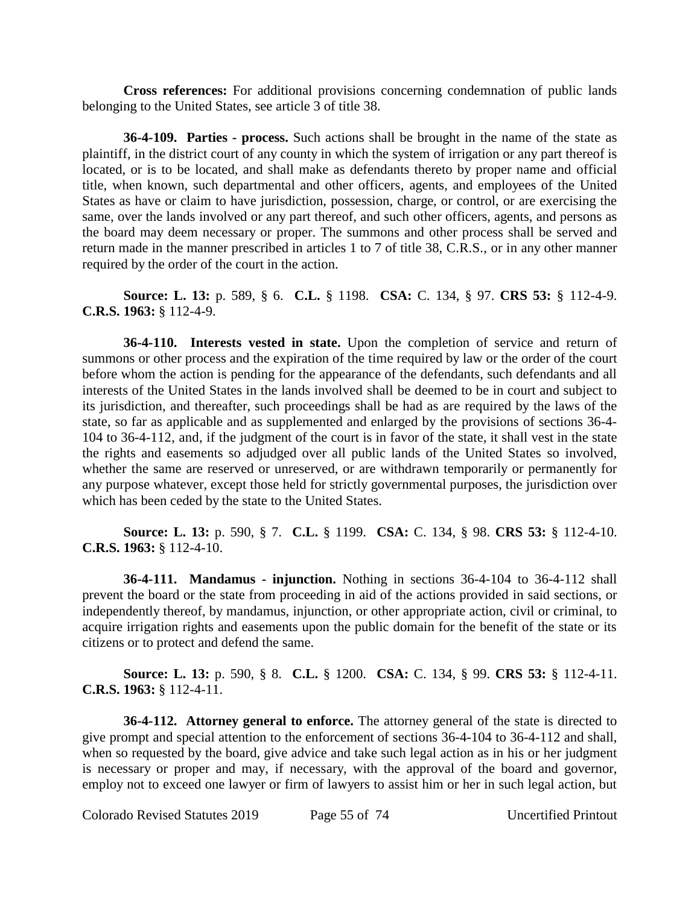**Cross references:** For additional provisions concerning condemnation of public lands belonging to the United States, see article 3 of title 38.

**36-4-109. Parties - process.** Such actions shall be brought in the name of the state as plaintiff, in the district court of any county in which the system of irrigation or any part thereof is located, or is to be located, and shall make as defendants thereto by proper name and official title, when known, such departmental and other officers, agents, and employees of the United States as have or claim to have jurisdiction, possession, charge, or control, or are exercising the same, over the lands involved or any part thereof, and such other officers, agents, and persons as the board may deem necessary or proper. The summons and other process shall be served and return made in the manner prescribed in articles 1 to 7 of title 38, C.R.S., or in any other manner required by the order of the court in the action.

**Source: L. 13:** p. 589, § 6. **C.L.** § 1198. **CSA:** C. 134, § 97. **CRS 53:** § 112-4-9. **C.R.S. 1963:** § 112-4-9.

**36-4-110. Interests vested in state.** Upon the completion of service and return of summons or other process and the expiration of the time required by law or the order of the court before whom the action is pending for the appearance of the defendants, such defendants and all interests of the United States in the lands involved shall be deemed to be in court and subject to its jurisdiction, and thereafter, such proceedings shall be had as are required by the laws of the state, so far as applicable and as supplemented and enlarged by the provisions of sections 36-4-104 to 36-4-112, and, if the judgment of the court is in favor of the state, it shall vest in the state the rights and easements so adjudged over all public lands of the United States so involved, whether the same are reserved or unreserved, or are withdrawn temporarily or permanently for any purpose whatever, except those held for strictly governmental purposes, the jurisdiction over which has been ceded by the state to the United States.

**Source: L. 13:** p. 590, § 7. **C.L.** § 1199. **CSA:** C. 134, § 98. **CRS 53:** § 112-4-10. **C.R.S. 1963:** § 112-4-10.

**36-4-111. Mandamus - injunction.** Nothing in sections 36-4-104 to 36-4-112 shall prevent the board or the state from proceeding in aid of the actions provided in said sections, or independently thereof, by mandamus, injunction, or other appropriate action, civil or criminal, to acquire irrigation rights and easements upon the public domain for the benefit of the state or its citizens or to protect and defend the same.

**Source: L. 13:** p. 590, § 8. **C.L.** § 1200. **CSA:** C. 134, § 99. **CRS 53:** § 112-4-11. **C.R.S. 1963:** § 112-4-11.

**36-4-112. Attorney general to enforce.** The attorney general of the state is directed to give prompt and special attention to the enforcement of sections 36-4-104 to 36-4-112 and shall, when so requested by the board, give advice and take such legal action as in his or her judgment is necessary or proper and may, if necessary, with the approval of the board and governor, employ not to exceed one lawyer or firm of lawyers to assist him or her in such legal action, but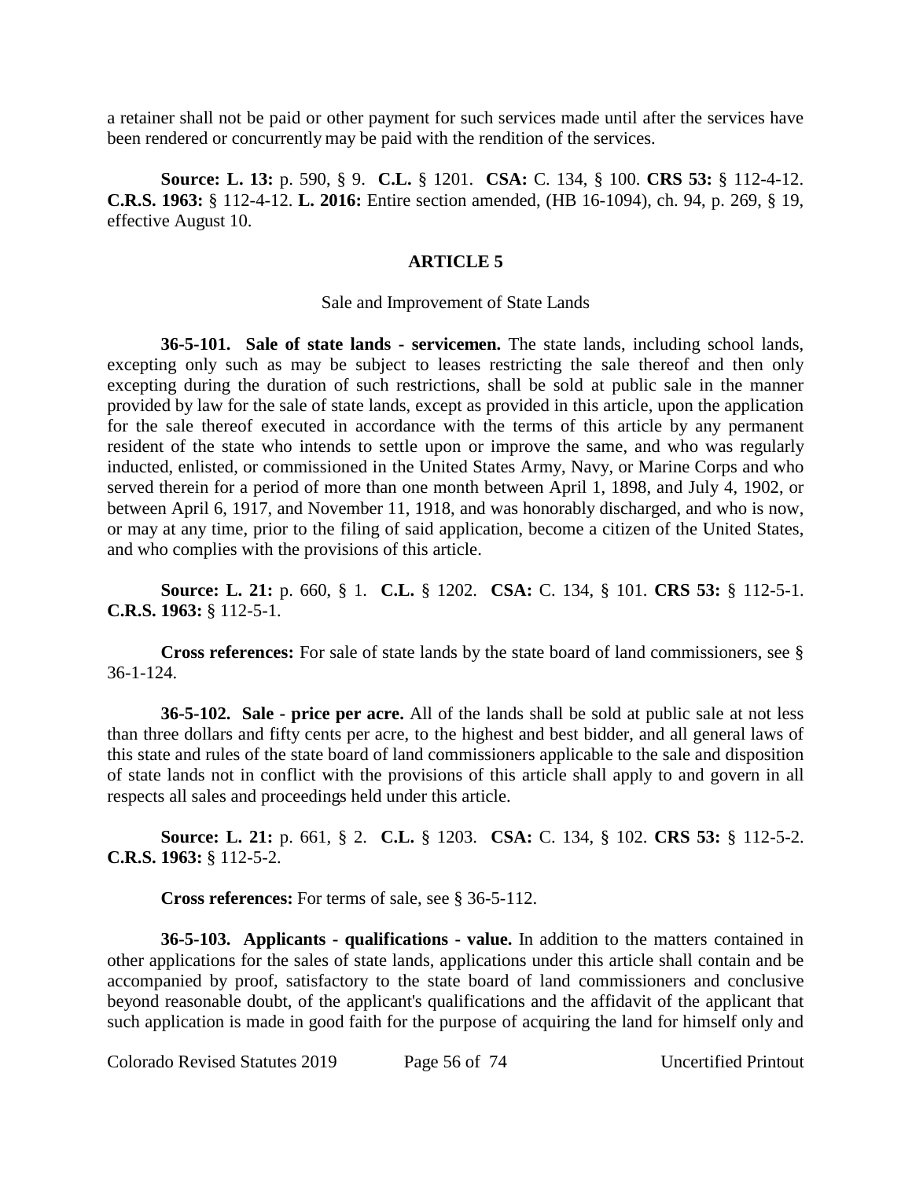a retainer shall not be paid or other payment for such services made until after the services have been rendered or concurrently may be paid with the rendition of the services.

**Source: L. 13:** p. 590, § 9. **C.L.** § 1201. **CSA:** C. 134, § 100. **CRS 53:** § 112-4-12. **C.R.S. 1963:** § 112-4-12. **L. 2016:** Entire section amended, (HB 16-1094), ch. 94, p. 269, § 19, effective August 10.

## ARTICLE 5

### Sale and Improvement of State Lands

**36-5-101. Sale of state lands - servicemen.** The state lands, including school lands, excepting only such as may be subject to leases restricting the sale thereof and then only excepting during the duration of such restrictions, shall be sold at public sale in the manner provided by law for the sale of state lands, except as provided in this article, upon the application for the sale thereof executed in accordance with the terms of this article by any permanent resident of the state who intends to settle upon or improve the same, and who was regularly inducted, enlisted, or commissioned in the United States Army, Navy, or Marine Corps and who served therein for a period of more than one month between April 1, 1898, and July 4, 1902, or between April 6, 1917, and November 11, 1918, and was honorably discharged, and who is now, or may at any time, prior to the filing of said application, become a citizen of the United States, and who complies with the provisions of this article.

**Source: L. 21:** p. 660, § 1. **C.L.** § 1202. **CSA:** C. 134, § 101. **CRS 53:** § 112-5-1. **C.R.S. 1963:** § 112-5-1.

**Cross references:** For sale of state lands by the state board of land commissioners, see § 36-1-124.

**36-5-102. Sale - price per acre.** All of the lands shall be sold at public sale at not less than three dollars and fifty cents per acre, to the highest and best bidder, and all general laws of this state and rules of the state board of land commissioners applicable to the sale and disposition of state lands not in conflict with the provisions of this article shall apply to and govern in all respects all sales and proceedings held under this article.

**Source: L. 21:** p. 661, § 2. **C.L.** § 1203. **CSA:** C. 134, § 102. **CRS 53:** § 112-5-2. **C.R.S. 1963:** § 112-5-2.

**Cross references:** For terms of sale, see § 36-5-112.

**36-5-103. Applicants - qualifications - value.** In addition to the matters contained in other applications for the sales of state lands, applications under this article shall contain and be accompanied by proof, satisfactory to the state board of land commissioners and conclusive beyond reasonable doubt, of the applicant's qualifications and the affidavit of the applicant that such application is made in good faith for the purpose of acquiring the land for himself only and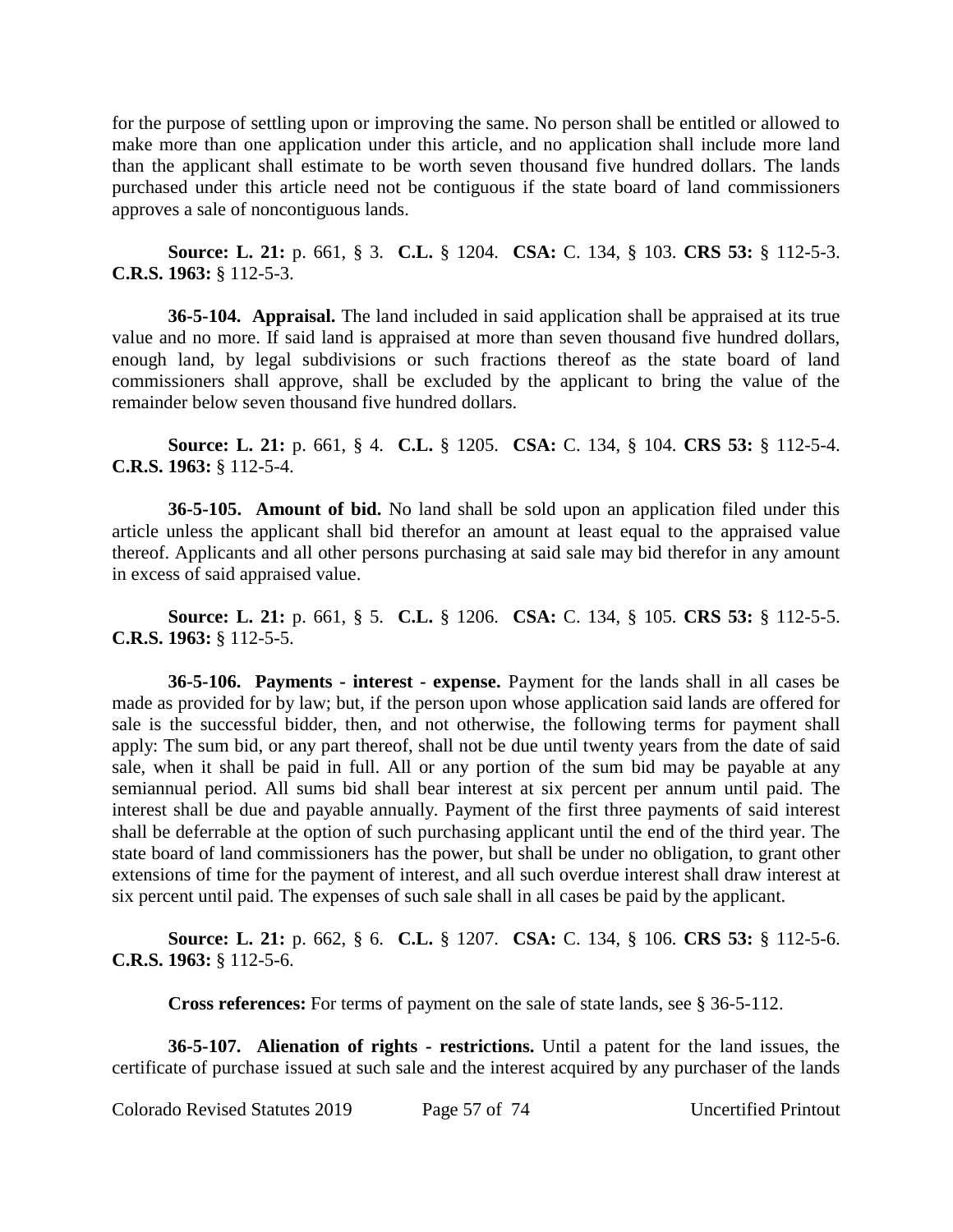for the purpose of settling upon or improving the same. No person shall be entitled or allowed to make more than one application under this article, and no application shall include more land than the applicant shall estimate to be worth seven thousand five hundred dollars. The lands purchased under this article need not be contiguous if the state board of land commissioners approves a sale of noncontiguous lands.

**Source: L. 21:** p. 661, § 3. **C.L.** § 1204. **CSA:** C. 134, § 103. **CRS 53:** § 112-5-3. **C.R.S. 1963:** § 112-5-3.

**36-5-104. Appraisal.** The land included in said application shall be appraised at its true value and no more. If said land is appraised at more than seven thousand five hundred dollars, enough land, by legal subdivisions or such fractions thereof as the state board of land commissioners shall approve, shall be excluded by the applicant to bring the value of the remainder below seven thousand five hundred dollars.

**Source: L. 21:** p. 661, § 4. **C.L.** § 1205. **CSA:** C. 134, § 104. **CRS 53:** § 112-5-4. **C.R.S. 1963:** § 112-5-4.

**36-5-105. Amount of bid.** No land shall be sold upon an application filed under this article unless the applicant shall bid therefor an amount at least equal to the appraised value thereof. Applicants and all other persons purchasing at said sale may bid therefor in any amount in excess of said appraised value.

**Source: L. 21:** p. 661, § 5. **C.L.** § 1206. **CSA:** C. 134, § 105. **CRS 53:** § 112-5-5. **C.R.S. 1963:** § 112-5-5.

**36-5-106. Payments - interest - expense.** Payment for the lands shall in all cases be made as provided for by law; but, if the person upon whose application said lands are offered for sale is the successful bidder, then, and not otherwise, the following terms for payment shall apply: The sum bid, or any part thereof, shall not be due until twenty years from the date of said sale, when it shall be paid in full. All or any portion of the sum bid may be payable at any semiannual period. All sums bid shall bear interest at six percent per annum until paid. The interest shall be due and payable annually. Payment of the first three payments of said interest shall be deferrable at the option of such purchasing applicant until the end of the third year. The state board of land commissioners has the power, but shall be under no obligation, to grant other extensions of time for the payment of interest, and all such overdue interest shall draw interest at six percent until paid. The expenses of such sale shall in all cases be paid by the applicant.

**Source: L. 21:** p. 662, § 6. **C.L.** § 1207. **CSA:** C. 134, § 106. **CRS 53:** § 112-5-6. **C.R.S. 1963:** § 112-5-6.

**Cross references:** For terms of payment on the sale of state lands, see § 36-5-112.

**36-5-107. Alienation of rights - restrictions.** Until a patent for the land issues, the certificate of purchase issued at such sale and the interest acquired by any purchaser of the lands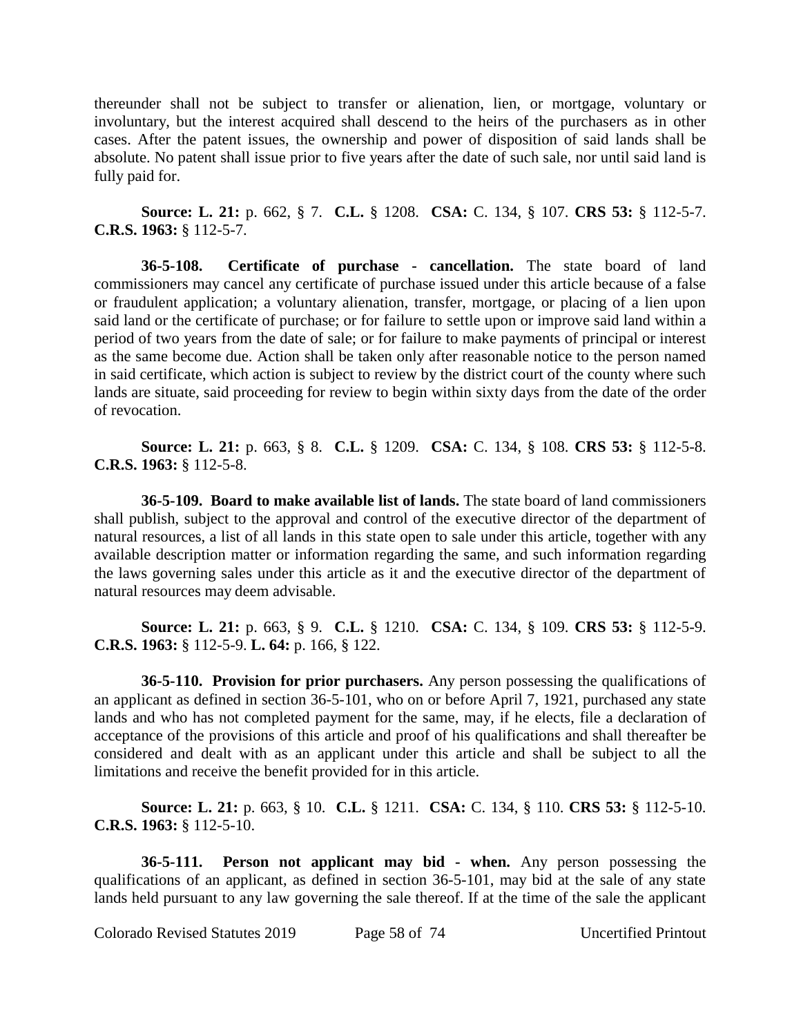thereunder shall not be subject to transfer or alienation, lien, or mortgage, voluntary or involuntary, but the interest acquired shall descend to the heirs of the purchasers as in other cases. After the patent issues, the ownership and power of disposition of said lands shall be absolute. No patent shall issue prior to five years after the date of such sale, nor until said land is fully paid for.

**Source: L. 21:** p. 662, § 7. **C.L.** § 1208. **CSA:** C. 134, § 107. **CRS 53:** § 112-5-7. **C.R.S. 1963:** § 112-5-7.

**36-5-108. Certificate of purchase - cancellation.** The state board of land commissioners may cancel any certificate of purchase issued under this article because of a false or fraudulent application; a voluntary alienation, transfer, mortgage, or placing of a lien upon said land or the certificate of purchase; or for failure to settle upon or improve said land within a period of two years from the date of sale; or for failure to make payments of principal or interest as the same become due. Action shall be taken only after reasonable notice to the person named in said certificate, which action is subject to review by the district court of the county where such lands are situate, said proceeding for review to begin within sixty days from the date of the order of revocation.

**Source: L. 21:** p. 663, § 8. **C.L.** § 1209. **CSA:** C. 134, § 108. **CRS 53:** § 112-5-8. **C.R.S. 1963:** § 112-5-8.

**36-5-109. Board to make available list of lands.** The state board of land commissioners shall publish, subject to the approval and control of the executive director of the department of natural resources, a list of all lands in this state open to sale under this article, together with any available description matter or information regarding the same, and such information regarding the laws governing sales under this article as it and the executive director of the department of natural resources may deem advisable.

**Source: L. 21:** p. 663, § 9. **C.L.** § 1210. **CSA:** C. 134, § 109. **CRS 53:** § 112-5-9. **C.R.S. 1963:** § 112-5-9. **L. 64:** p. 166, § 122.

**36-5-110. Provision for prior purchasers.** Any person possessing the qualifications of an applicant as defined in section 36-5-101, who on or before April 7, 1921, purchased any state lands and who has not completed payment for the same, may, if he elects, file a declaration of acceptance of the provisions of this article and proof of his qualifications and shall thereafter be considered and dealt with as an applicant under this article and shall be subject to all the limitations and receive the benefit provided for in this article.

**Source: L. 21:** p. 663, § 10. **C.L.** § 1211. **CSA:** C. 134, § 110. **CRS 53:** § 112-5-10. **C.R.S. 1963:** § 112-5-10.

**36-5-111. Person not applicant may bid - when.** Any person possessing the qualifications of an applicant, as defined in section 36-5-101, may bid at the sale of any state lands held pursuant to any law governing the sale thereof. If at the time of the sale the applicant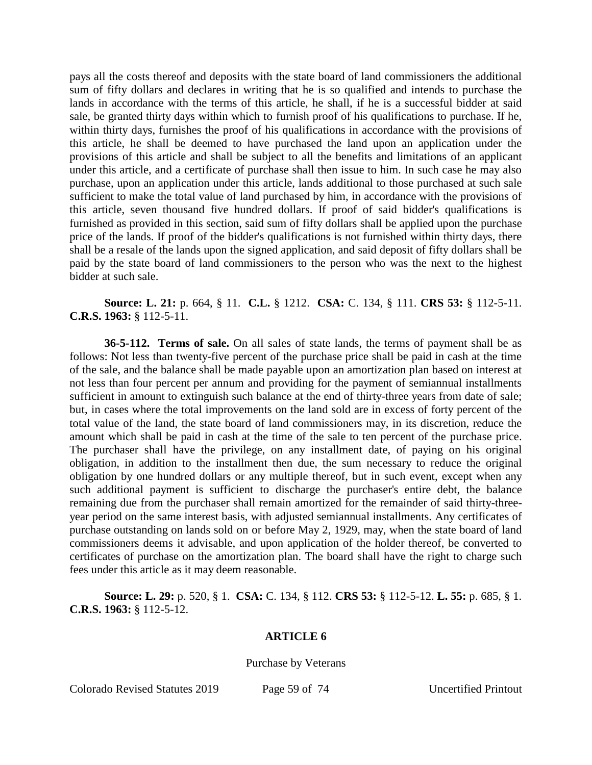pays all the costs thereof and deposits with the state board of land commissioners the additional sum of fifty dollars and declares in writing that he is so qualified and intends to purchase the lands in accordance with the terms of this article, he shall, if he is a successful bidder at said sale, be granted thirty days within which to furnish proof of his qualifications to purchase. If he, within thirty days, furnishes the proof of his qualifications in accordance with the provisions of this article, he shall be deemed to have purchased the land upon an application under the provisions of this article and shall be subject to all the benefits and limitations of an applicant under this article, and a certificate of purchase shall then issue to him. In such case he may also purchase, upon an application under this article, lands additional to those purchased at such sale sufficient to make the total value of land purchased by him, in accordance with the provisions of this article, seven thousand five hundred dollars. If proof of said bidder's qualifications is furnished as provided in this section, said sum of fifty dollars shall be applied upon the purchase price of the lands. If proof of the bidder's qualifications is not furnished within thirty days, there shall be a resale of the lands upon the signed application, and said deposit of fifty dollars shall be paid by the state board of land commissioners to the person who was the next to the highest bidder at such sale.

**Source: L. 21:** p. 664, § 11. **C.L.** § 1212. **CSA:** C. 134, § 111. **CRS 53:** § 112-5-11. **C.R.S. 1963:** § 112-5-11.

**36-5-112. Terms of sale.** On all sales of state lands, the terms of payment shall be as follows: Not less than twenty-five percent of the purchase price shall be paid in cash at the time of the sale, and the balance shall be made payable upon an amortization plan based on interest at not less than four percent per annum and providing for the payment of semiannual installments sufficient in amount to extinguish such balance at the end of thirty-three years from date of sale; but, in cases where the total improvements on the land sold are in excess of forty percent of the total value of the land, the state board of land commissioners may, in its discretion, reduce the amount which shall be paid in cash at the time of the sale to ten percent of the purchase price. The purchaser shall have the privilege, on any installment date, of paying on his original obligation, in addition to the installment then due, the sum necessary to reduce the original obligation by one hundred dollars or any multiple thereof, but in such event, except when any such additional payment is sufficient to discharge the purchaser's entire debt, the balance remaining due from the purchaser shall remain amortized for the remainder of said thirty-three-year period on the same interest basis, with adjusted semiannual installments. Any certificates of purchase outstanding on lands sold on or before May 2, 1929, may, when the state board of land commissioners deems it advisable, and upon application of the holder thereof, be converted to certificates of purchase on the amortization plan. The board shall have the right to charge such fees under this article as it may deem reasonable.

**Source: L. 29:** p. 520, § 1. **CSA:** C. 134, § 112. **CRS 53:** § 112-5-12. **L. 55:** p. 685, § 1. **C.R.S. 1963:** § 112-5-12.

## ARTICLE 6

Purchase by Veterans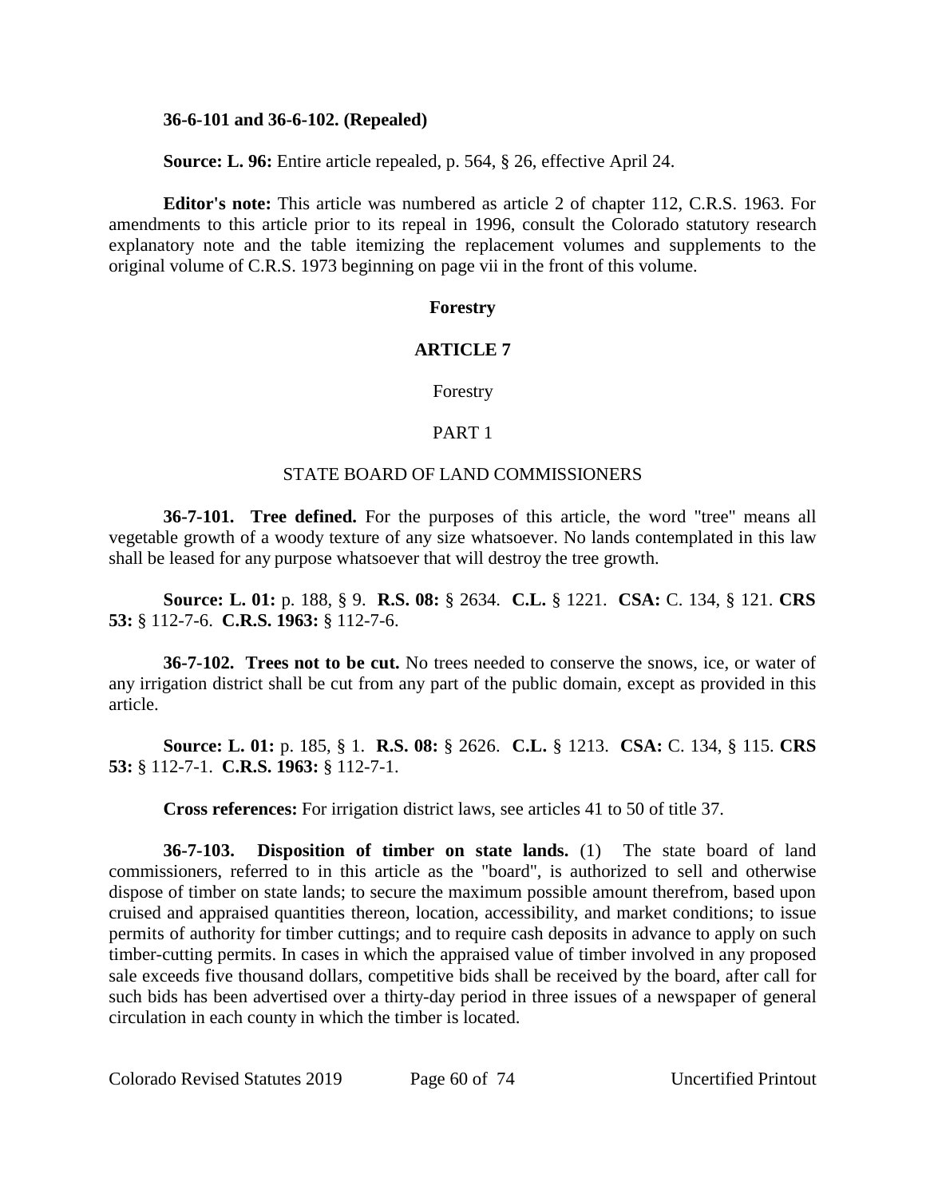**36-6-101 and 36-6-102. (Repealed)**

**Source: L. 96:** Entire article repealed, p. 564, § 26, effective April 24.

**Editor's note:** This article was numbered as article 2 of chapter 112, C.R.S. 1963. For amendments to this article prior to its repeal in 1996, consult the Colorado statutory research explanatory note and the table itemizing the replacement volumes and supplements to the original volume of C.R.S. 1973 beginning on page vii in the front of this volume.

**Forestry**

## ARTICLE 7

Forestry

PART 1

STATE BOARD OF LAND COMMISSIONERS

**36-7-101. Tree defined.** For the purposes of this article, the word "tree" means all vegetable growth of a woody texture of any size whatsoever. No lands contemplated in this law shall be leased for any purpose whatsoever that will destroy the tree growth.

**Source: L. 01:** p. 188, § 9. **R.S. 08:** § 2634. **C.L.** § 1221. **CSA:** C. 134, § 121. **CRS 53:** § 112-7-6. **C.R.S. 1963:** § 112-7-6.

**36-7-102. Trees not to be cut.** No trees needed to conserve the snows, ice, or water of any irrigation district shall be cut from any part of the public domain, except as provided in this article.

**Source: L. 01:** p. 185, § 1. **R.S. 08:** § 2626. **C.L.** § 1213. **CSA:** C. 134, § 115. **CRS 53:** § 112-7-1. **C.R.S. 1963:** § 112-7-1.

**Cross references:** For irrigation district laws, see articles 41 to 50 of title 37.

**36-7-103. Disposition of timber on state lands.** (1) The state board of land commissioners, referred to in this article as the "board", is authorized to sell and otherwise dispose of timber on state lands; to secure the maximum possible amount therefrom, based upon cruised and appraised quantities thereon, location, accessibility, and market conditions; to issue permits of authority for timber cuttings; and to require cash deposits in advance to apply on such timber-cutting permits. In cases in which the appraised value of timber involved in any proposed sale exceeds five thousand dollars, competitive bids shall be received by the board, after call for such bids has been advertised over a thirty-day period in three issues of a newspaper of general circulation in each county in which the timber is located.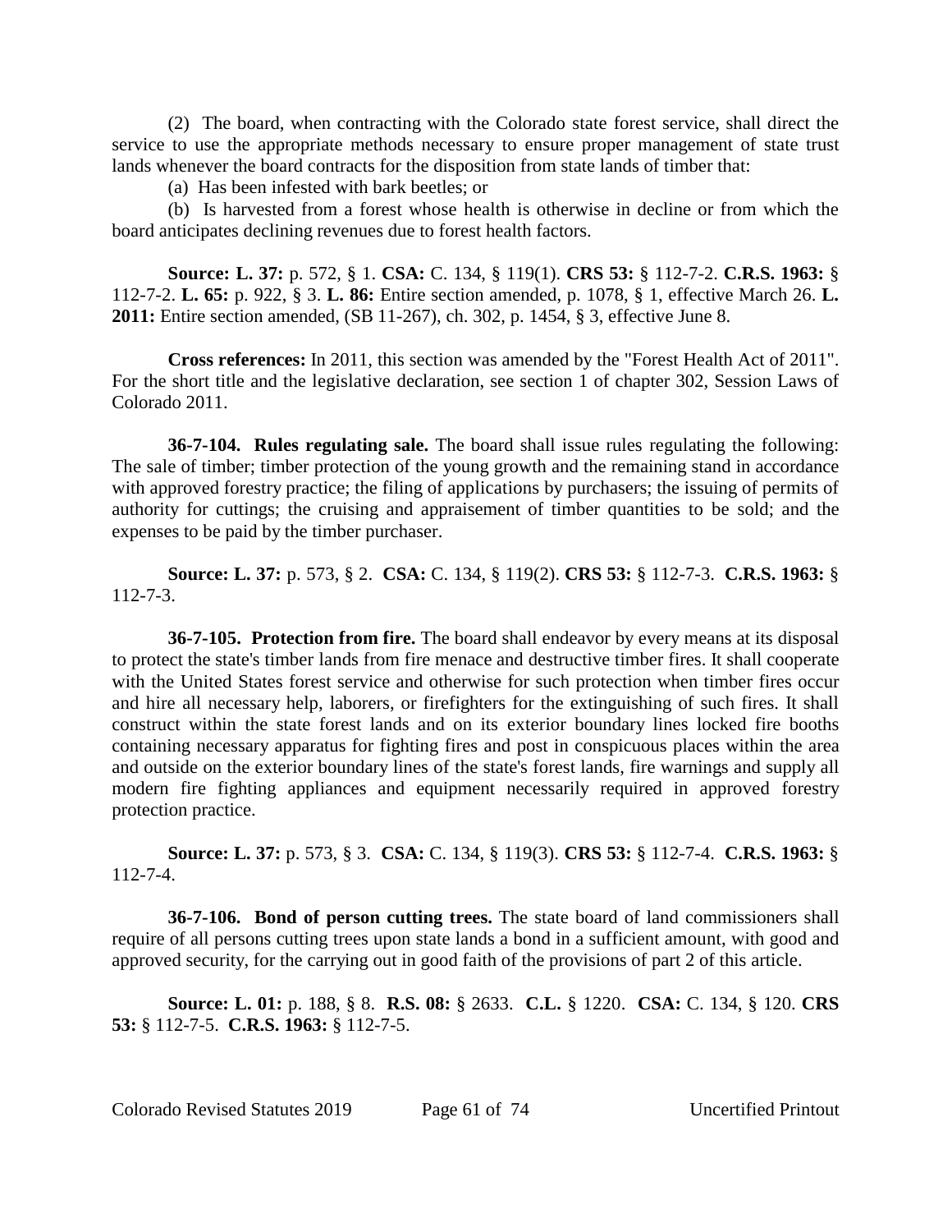(2) The board, when contracting with the Colorado state forest service, shall direct the service to use the appropriate methods necessary to ensure proper management of state trust lands whenever the board contracts for the disposition from state lands of timber that:

(a) Has been infested with bark beetles; or

(b) Is harvested from a forest whose health is otherwise in decline or from which the board anticipates declining revenues due to forest health factors.

**Source: L. 37:** p. 572, § 1. **CSA:** C. 134, § 119(1). **CRS 53:** § 112-7-2. **C.R.S. 1963:** § 112-7-2. **L. 65:** p. 922, § 3. **L. 86:** Entire section amended, p. 1078, § 1, effective March 26. **L. 2011:** Entire section amended, (SB 11-267), ch. 302, p. 1454, § 3, effective June 8.

**Cross references:** In 2011, this section was amended by the "Forest Health Act of 2011". For the short title and the legislative declaration, see section 1 of chapter 302, Session Laws of Colorado 2011.

**36-7-104. Rules regulating sale.** The board shall issue rules regulating the following: The sale of timber; timber protection of the young growth and the remaining stand in accordance with approved forestry practice; the filing of applications by purchasers; the issuing of permits of authority for cuttings; the cruising and appraisement of timber quantities to be sold; and the expenses to be paid by the timber purchaser.

**Source: L. 37:** p. 573, § 2. **CSA:** C. 134, § 119(2). **CRS 53:** § 112-7-3. **C.R.S. 1963:** § 112-7-3.

**36-7-105. Protection from fire.** The board shall endeavor by every means at its disposal to protect the state's timber lands from fire menace and destructive timber fires. It shall cooperate with the United States forest service and otherwise for such protection when timber fires occur and hire all necessary help, laborers, or firefighters for the extinguishing of such fires. It shall construct within the state forest lands and on its exterior boundary lines locked fire booths containing necessary apparatus for fighting fires and post in conspicuous places within the area and outside on the exterior boundary lines of the state's forest lands, fire warnings and supply all modern fire fighting appliances and equipment necessarily required in approved forestry protection practice.

**Source: L. 37:** p. 573, § 3. **CSA:** C. 134, § 119(3). **CRS 53:** § 112-7-4. **C.R.S. 1963:** § 112-7-4.

**36-7-106. Bond of person cutting trees.** The state board of land commissioners shall require of all persons cutting trees upon state lands a bond in a sufficient amount, with good and approved security, for the carrying out in good faith of the provisions of part 2 of this article.

**Source: L. 01:** p. 188, § 8. **R.S. 08:** § 2633. **C.L.** § 1220. **CSA:** C. 134, § 120. **CRS 53:** § 112-7-5. **C.R.S. 1963:** § 112-7-5.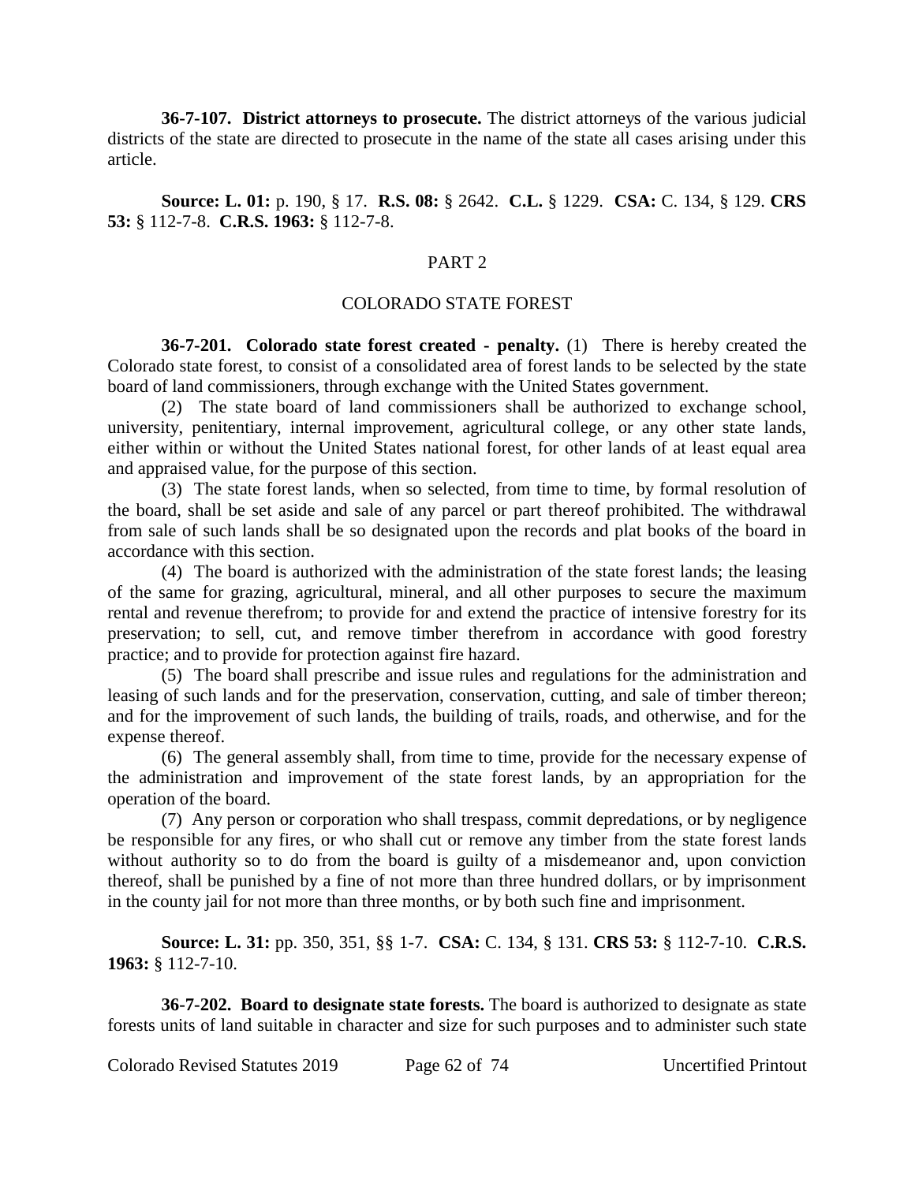**36-7-107. District attorneys to prosecute.** The district attorneys of the various judicial districts of the state are directed to prosecute in the name of the state all cases arising under this article.

**Source: L. 01:** p. 190, § 17. **R.S. 08:** § 2642. **C.L.** § 1229. **CSA:** C. 134, § 129. **CRS 53:** § 112-7-8. **C.R.S. 1963:** § 112-7-8.

## PART 2

## COLORADO STATE FOREST

**36-7-201. Colorado state forest created - penalty.** (1) There is hereby created the Colorado state forest, to consist of a consolidated area of forest lands to be selected by the state board of land commissioners, through exchange with the United States government.

(2) The state board of land commissioners shall be authorized to exchange school, university, penitentiary, internal improvement, agricultural college, or any other state lands, either within or without the United States national forest, for other lands of at least equal area and appraised value, for the purpose of this section.

(3) The state forest lands, when so selected, from time to time, by formal resolution of the board, shall be set aside and sale of any parcel or part thereof prohibited. The withdrawal from sale of such lands shall be so designated upon the records and plat books of the board in accordance with this section.

(4) The board is authorized with the administration of the state forest lands; the leasing of the same for grazing, agricultural, mineral, and all other purposes to secure the maximum rental and revenue therefrom; to provide for and extend the practice of intensive forestry for its preservation; to sell, cut, and remove timber therefrom in accordance with good forestry practice; and to provide for protection against fire hazard.

(5) The board shall prescribe and issue rules and regulations for the administration and leasing of such lands and for the preservation, conservation, cutting, and sale of timber thereon; and for the improvement of such lands, the building of trails, roads, and otherwise, and for the expense thereof.

(6) The general assembly shall, from time to time, provide for the necessary expense of the administration and improvement of the state forest lands, by an appropriation for the operation of the board.

(7) Any person or corporation who shall trespass, commit depredations, or by negligence be responsible for any fires, or who shall cut or remove any timber from the state forest lands without authority so to do from the board is guilty of a misdemeanor and, upon conviction thereof, shall be punished by a fine of not more than three hundred dollars, or by imprisonment in the county jail for not more than three months, or by both such fine and imprisonment.

**Source: L. 31:** pp. 350, 351, §§ 1-7. **CSA:** C. 134, § 131. **CRS 53:** § 112-7-10. **C.R.S. 1963:** § 112-7-10.

**36-7-202. Board to designate state forests.** The board is authorized to designate as state forests units of land suitable in character and size for such purposes and to administer such state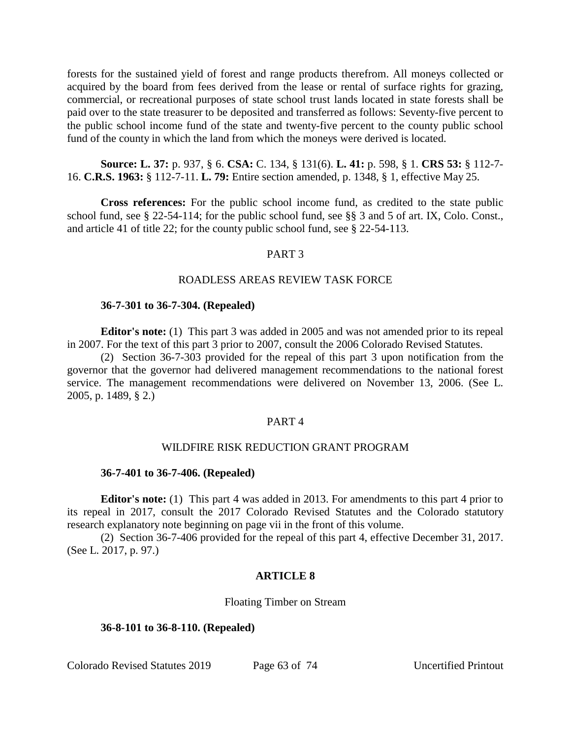forests for the sustained yield of forest and range products therefrom. All moneys collected or acquired by the board from fees derived from the lease or rental of surface rights for grazing, commercial, or recreational purposes of state school trust lands located in state forests shall be paid over to the state treasurer to be deposited and transferred as follows: Seventy-five percent to the public school income fund of the state and twenty-five percent to the county public school fund of the county in which the land from which the moneys were derived is located.

**Source: L. 37:** p. 937, § 6. **CSA:** C. 134, § 131(6). **L. 41:** p. 598, § 1. **CRS 53:** § 112-7-16. **C.R.S. 1963:** § 112-7-11. **L. 79:** Entire section amended, p. 1348, § 1, effective May 25.

**Cross references:** For the public school income fund, as credited to the state public school fund, see § 22-54-114; for the public school fund, see §§ 3 and 5 of art. IX, Colo. Const., and article 41 of title 22; for the county public school fund, see § 22-54-113.

## PART 3

## ROADLESS AREAS REVIEW TASK FORCE

**36-7-301 to 36-7-304. (Repealed)**

**Editor's note:** (1) This part 3 was added in 2005 and was not amended prior to its repeal in 2007. For the text of this part 3 prior to 2007, consult the 2006 Colorado Revised Statutes.

(2) Section 36-7-303 provided for the repeal of this part 3 upon notification from the governor that the governor had delivered management recommendations to the national forest service. The management recommendations were delivered on November 13, 2006. (See L. 2005, p. 1489, § 2.)

## PART 4

## WILDFIRE RISK REDUCTION GRANT PROGRAM

**36-7-401 to 36-7-406. (Repealed)**

**Editor's note:** (1) This part 4 was added in 2013. For amendments to this part 4 prior to its repeal in 2017, consult the 2017 Colorado Revised Statutes and the Colorado statutory research explanatory note beginning on page vii in the front of this volume.

(2) Section 36-7-406 provided for the repeal of this part 4, effective December 31, 2017. (See L. 2017, p. 97.)

## ARTICLE 8

### Floating Timber on Stream

**36-8-101 to 36-8-110. (Repealed)**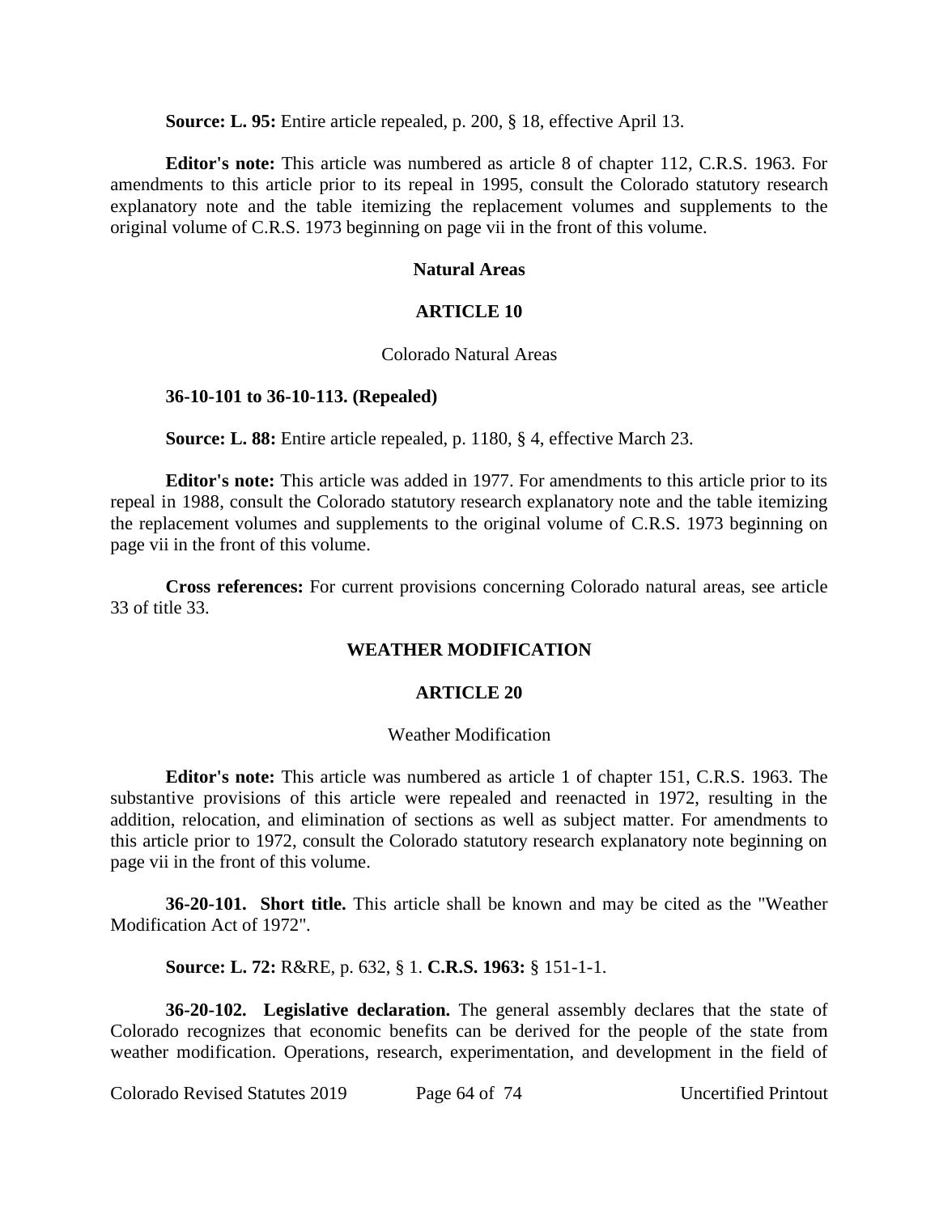**Source: L. 95:** Entire article repealed, p. 200, § 18, effective April 13.

**Editor's note:** This article was numbered as article 8 of chapter 112, C.R.S. 1963. For amendments to this article prior to its repeal in 1995, consult the Colorado statutory research explanatory note and the table itemizing the replacement volumes and supplements to the original volume of C.R.S. 1973 beginning on page vii in the front of this volume.

## Natural Areas

## ARTICLE 10

### Colorado Natural Areas

**36-10-101 to 36-10-113. (Repealed)**

**Source: L. 88:** Entire article repealed, p. 1180, § 4, effective March 23.

**Editor's note:** This article was added in 1977. For amendments to this article prior to its repeal in 1988, consult the Colorado statutory research explanatory note and the table itemizing the replacement volumes and supplements to the original volume of C.R.S. 1973 beginning on page vii in the front of this volume.

**Cross references:** For current provisions concerning Colorado natural areas, see article 33 of title 33.

## WEATHER MODIFICATION

## ARTICLE 20

### Weather Modification

**Editor's note:** This article was numbered as article 1 of chapter 151, C.R.S. 1963. The substantive provisions of this article were repealed and reenacted in 1972, resulting in the addition, relocation, and elimination of sections as well as subject matter. For amendments to this article prior to 1972, consult the Colorado statutory research explanatory note beginning on page vii in the front of this volume.

**36-20-101. Short title.** This article shall be known and may be cited as the "Weather Modification Act of 1972".

**Source: L. 72:** R&RE, p. 632, § 1. **C.R.S. 1963:** § 151-1-1.

**36-20-102. Legislative declaration.** The general assembly declares that the state of Colorado recognizes that economic benefits can be derived for the people of the state from weather modification. Operations, research, experimentation, and development in the field of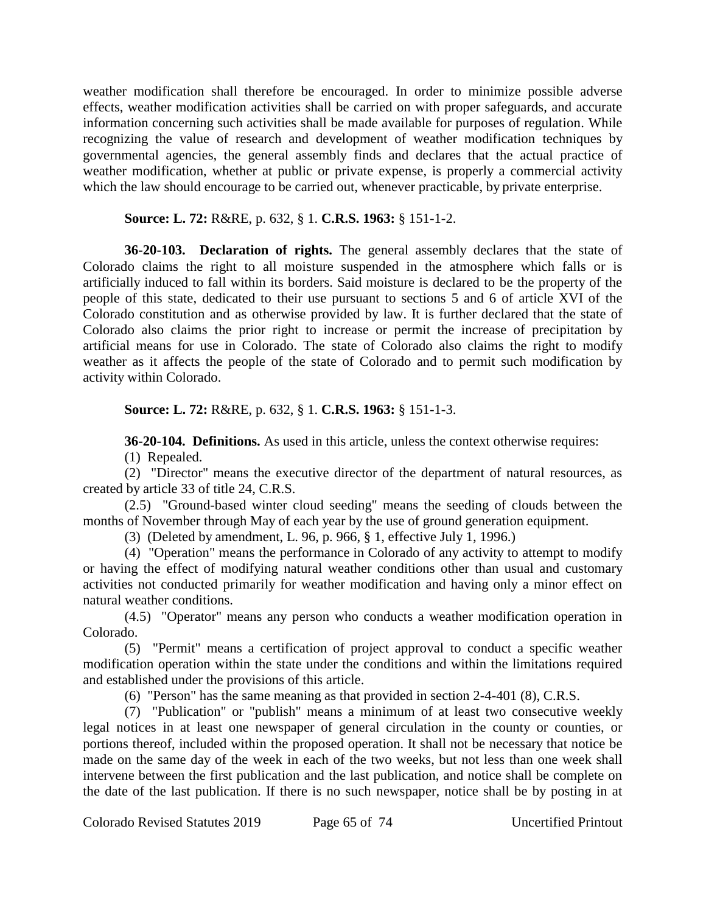weather modification shall therefore be encouraged. In order to minimize possible adverse effects, weather modification activities shall be carried on with proper safeguards, and accurate information concerning such activities shall be made available for purposes of regulation. While recognizing the value of research and development of weather modification techniques by governmental agencies, the general assembly finds and declares that the actual practice of weather modification, whether at public or private expense, is properly a commercial activity which the law should encourage to be carried out, whenever practicable, by private enterprise.

**Source: L. 72:** R&RE, p. 632, § 1. **C.R.S. 1963:** § 151-1-2.

**36-20-103. Declaration of rights.** The general assembly declares that the state of Colorado claims the right to all moisture suspended in the atmosphere which falls or is artificially induced to fall within its borders. Said moisture is declared to be the property of the people of this state, dedicated to their use pursuant to sections 5 and 6 of article XVI of the Colorado constitution and as otherwise provided by law. It is further declared that the state of Colorado also claims the prior right to increase or permit the increase of precipitation by artificial means for use in Colorado. The state of Colorado also claims the right to modify weather as it affects the people of the state of Colorado and to permit such modification by activity within Colorado.

**Source: L. 72:** R&RE, p. 632, § 1. **C.R.S. 1963:** § 151-1-3.

**36-20-104. Definitions.** As used in this article, unless the context otherwise requires:

(1) Repealed.

(2) "Director" means the executive director of the department of natural resources, as created by article 33 of title 24, C.R.S.

(2.5) "Ground-based winter cloud seeding" means the seeding of clouds between the months of November through May of each year by the use of ground generation equipment.

(3) (Deleted by amendment, L. 96, p. 966, § 1, effective July 1, 1996.)

(4) "Operation" means the performance in Colorado of any activity to attempt to modify or having the effect of modifying natural weather conditions other than usual and customary activities not conducted primarily for weather modification and having only a minor effect on natural weather conditions.

(4.5) "Operator" means any person who conducts a weather modification operation in Colorado.

(5) "Permit" means a certification of project approval to conduct a specific weather modification operation within the state under the conditions and within the limitations required and established under the provisions of this article.

(6) "Person" has the same meaning as that provided in section 2-4-401 (8), C.R.S.

(7) "Publication" or "publish" means a minimum of at least two consecutive weekly legal notices in at least one newspaper of general circulation in the county or counties, or portions thereof, included within the proposed operation. It shall not be necessary that notice be made on the same day of the week in each of the two weeks, but not less than one week shall intervene between the first publication and the last publication, and notice shall be complete on the date of the last publication. If there is no such newspaper, notice shall be by posting in at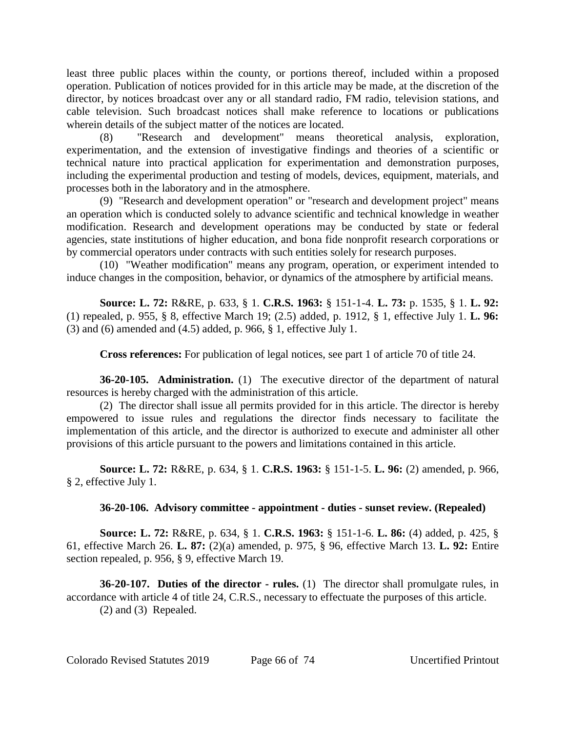least three public places within the county, or portions thereof, included within a proposed operation. Publication of notices provided for in this article may be made, at the discretion of the director, by notices broadcast over any or all standard radio, FM radio, television stations, and cable television. Such broadcast notices shall make reference to locations or publications wherein details of the subject matter of the notices are located.

(8) "Research and development" means theoretical analysis, exploration, experimentation, and the extension of investigative findings and theories of a scientific or technical nature into practical application for experimentation and demonstration purposes, including the experimental production and testing of models, devices, equipment, materials, and processes both in the laboratory and in the atmosphere.

(9) "Research and development operation" or "research and development project" means an operation which is conducted solely to advance scientific and technical knowledge in weather modification. Research and development operations may be conducted by state or federal agencies, state institutions of higher education, and bona fide nonprofit research corporations or by commercial operators under contracts with such entities solely for research purposes.

(10) "Weather modification" means any program, operation, or experiment intended to induce changes in the composition, behavior, or dynamics of the atmosphere by artificial means.

**Source: L. 72:** R&RE, p. 633, § 1. **C.R.S. 1963:** § 151-1-4. **L. 73:** p. 1535, § 1. **L. 92:** (1) repealed, p. 955, § 8, effective March 19; (2.5) added, p. 1912, § 1, effective July 1. **L. 96:** (3) and (6) amended and (4.5) added, p. 966, § 1, effective July 1.

**Cross references:** For publication of legal notices, see part 1 of article 70 of title 24.

**36-20-105. Administration.** (1) The executive director of the department of natural resources is hereby charged with the administration of this article.

(2) The director shall issue all permits provided for in this article. The director is hereby empowered to issue rules and regulations the director finds necessary to facilitate the implementation of this article, and the director is authorized to execute and administer all other provisions of this article pursuant to the powers and limitations contained in this article.

**Source: L. 72:** R&RE, p. 634, § 1. **C.R.S. 1963:** § 151-1-5. **L. 96:** (2) amended, p. 966, § 2, effective July 1.

**36-20-106. Advisory committee - appointment - duties - sunset review. (Repealed)**

**Source: L. 72:** R&RE, p. 634, § 1. **C.R.S. 1963:** § 151-1-6. **L. 86:** (4) added, p. 425, § 61, effective March 26. **L. 87:** (2)(a) amended, p. 975, § 96, effective March 13. **L. 92:** Entire section repealed, p. 956, § 9, effective March 19.

**36-20-107. Duties of the director - rules.** (1) The director shall promulgate rules, in accordance with article 4 of title 24, C.R.S., necessary to effectuate the purposes of this article.

(2) and (3) Repealed.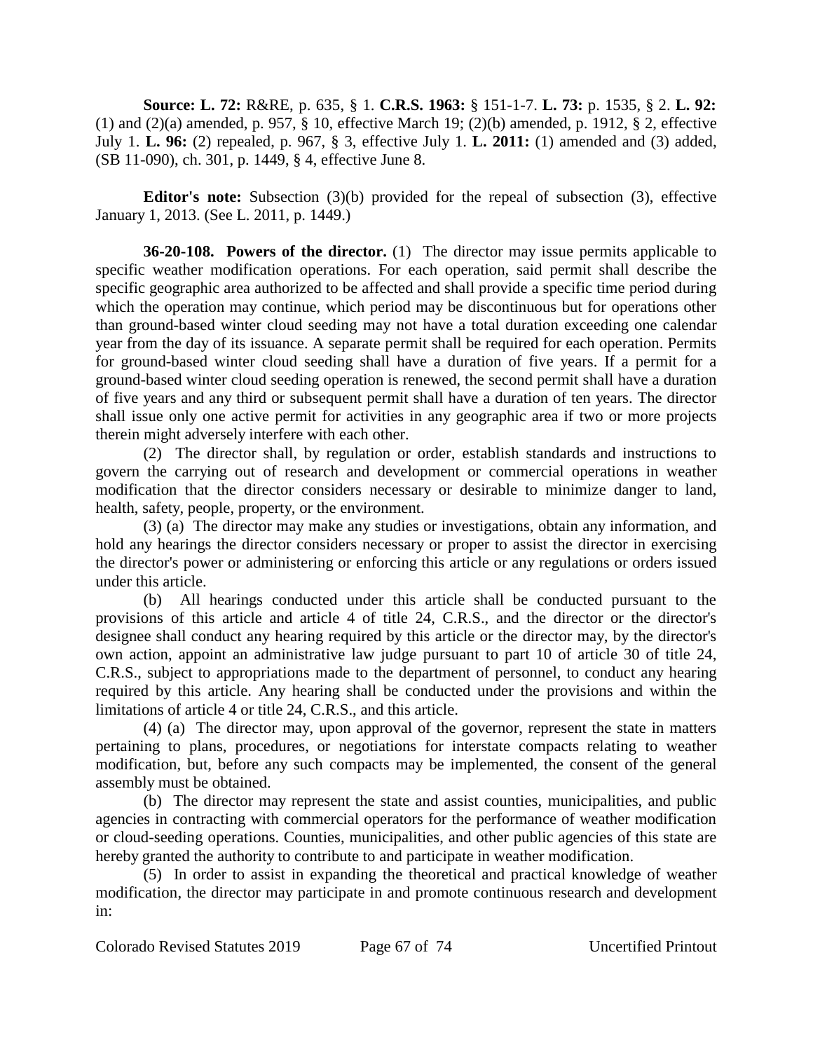**Source: L. 72:** R&RE, p. 635, § 1. **C.R.S. 1963:** § 151-1-7. **L. 73:** p. 1535, § 2. **L. 92:** (1) and (2)(a) amended, p. 957, § 10, effective March 19; (2)(b) amended, p. 1912, § 2, effective July 1. **L. 96:** (2) repealed, p. 967, § 3, effective July 1. **L. 2011:** (1) amended and (3) added, (SB 11-090), ch. 301, p. 1449, § 4, effective June 8.

**Editor's note:** Subsection (3)(b) provided for the repeal of subsection (3), effective January 1, 2013. (See L. 2011, p. 1449.)

**36-20-108. Powers of the director.** (1) The director may issue permits applicable to specific weather modification operations. For each operation, said permit shall describe the specific geographic area authorized to be affected and shall provide a specific time period during which the operation may continue, which period may be discontinuous but for operations other than ground-based winter cloud seeding may not have a total duration exceeding one calendar year from the day of its issuance. A separate permit shall be required for each operation. Permits for ground-based winter cloud seeding shall have a duration of five years. If a permit for a ground-based winter cloud seeding operation is renewed, the second permit shall have a duration of five years and any third or subsequent permit shall have a duration of ten years. The director shall issue only one active permit for activities in any geographic area if two or more projects therein might adversely interfere with each other.

(2) The director shall, by regulation or order, establish standards and instructions to govern the carrying out of research and development or commercial operations in weather modification that the director considers necessary or desirable to minimize danger to land, health, safety, people, property, or the environment.

(3) (a) The director may make any studies or investigations, obtain any information, and hold any hearings the director considers necessary or proper to assist the director in exercising the director's power or administering or enforcing this article or any regulations or orders issued under this article.

(b) All hearings conducted under this article shall be conducted pursuant to the provisions of this article and article 4 of title 24, C.R.S., and the director or the director's designee shall conduct any hearing required by this article or the director may, by the director's own action, appoint an administrative law judge pursuant to part 10 of article 30 of title 24, C.R.S., subject to appropriations made to the department of personnel, to conduct any hearing required by this article. Any hearing shall be conducted under the provisions and within the limitations of article 4 or title 24, C.R.S., and this article.

(4) (a) The director may, upon approval of the governor, represent the state in matters pertaining to plans, procedures, or negotiations for interstate compacts relating to weather modification, but, before any such compacts may be implemented, the consent of the general assembly must be obtained.

(b) The director may represent the state and assist counties, municipalities, and public agencies in contracting with commercial operators for the performance of weather modification or cloud-seeding operations. Counties, municipalities, and other public agencies of this state are hereby granted the authority to contribute to and participate in weather modification.

(5) In order to assist in expanding the theoretical and practical knowledge of weather modification, the director may participate in and promote continuous research and development in: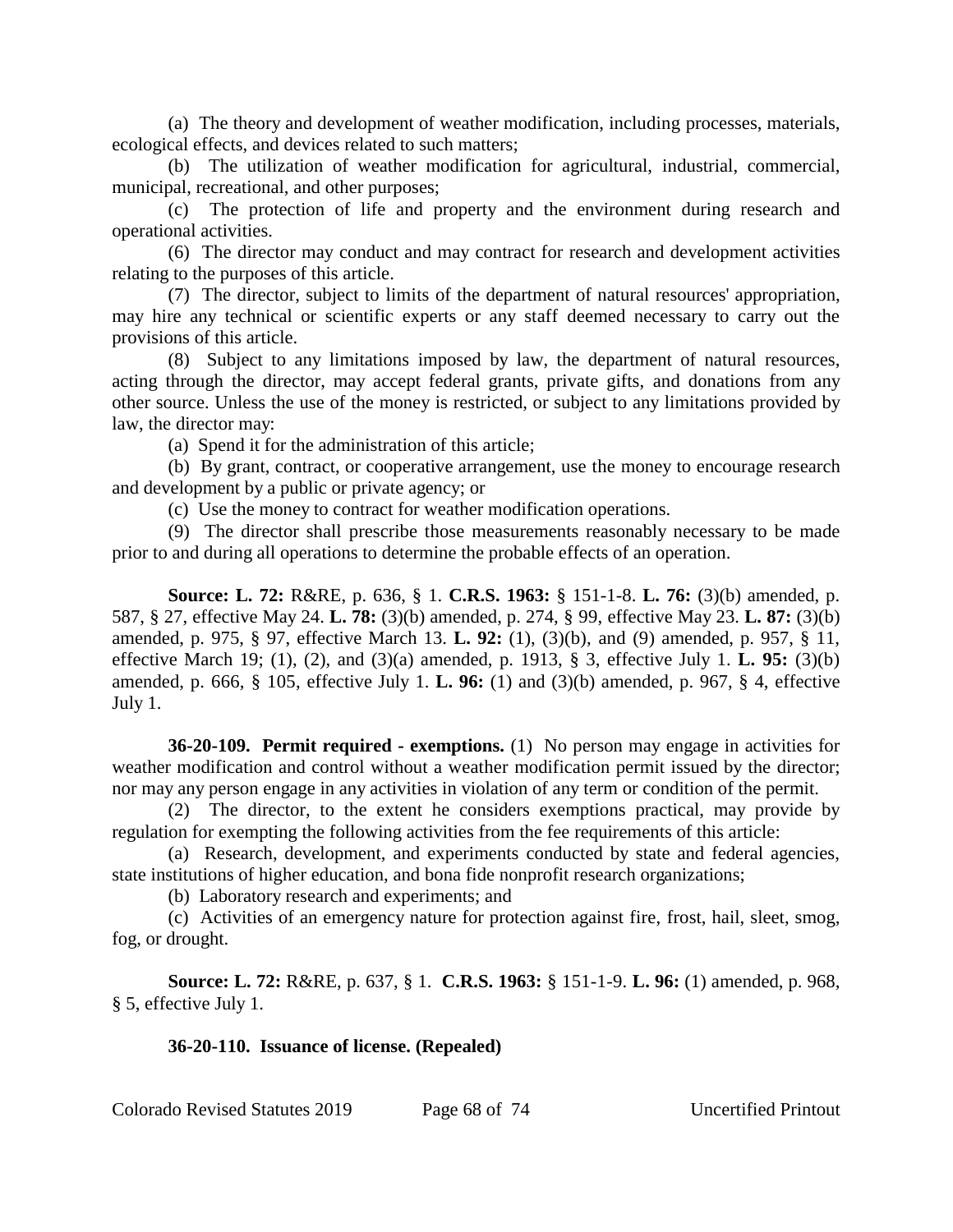(a) The theory and development of weather modification, including processes, materials, ecological effects, and devices related to such matters;

(b) The utilization of weather modification for agricultural, industrial, commercial, municipal, recreational, and other purposes;

(c) The protection of life and property and the environment during research and operational activities.

(6) The director may conduct and may contract for research and development activities relating to the purposes of this article.

(7) The director, subject to limits of the department of natural resources' appropriation, may hire any technical or scientific experts or any staff deemed necessary to carry out the provisions of this article.

(8) Subject to any limitations imposed by law, the department of natural resources, acting through the director, may accept federal grants, private gifts, and donations from any other source. Unless the use of the money is restricted, or subject to any limitations provided by law, the director may:

(a) Spend it for the administration of this article;

(b) By grant, contract, or cooperative arrangement, use the money to encourage research and development by a public or private agency; or

(c) Use the money to contract for weather modification operations.

(9) The director shall prescribe those measurements reasonably necessary to be made prior to and during all operations to determine the probable effects of an operation.

**Source: L. 72:** R&RE, p. 636, § 1. **C.R.S. 1963:** § 151-1-8. **L. 76:** (3)(b) amended, p. 587, § 27, effective May 24. **L. 78:** (3)(b) amended, p. 274, § 99, effective May 23. **L. 87:** (3)(b) amended, p. 975, § 97, effective March 13. **L. 92:** (1), (3)(b), and (9) amended, p. 957, § 11, effective March 19; (1), (2), and (3)(a) amended, p. 1913, § 3, effective July 1. **L. 95:** (3)(b) amended, p. 666, § 105, effective July 1. **L. 96:** (1) and (3)(b) amended, p. 967, § 4, effective July 1.

**36-20-109. Permit required - exemptions.** (1) No person may engage in activities for weather modification and control without a weather modification permit issued by the director; nor may any person engage in any activities in violation of any term or condition of the permit.

(2) The director, to the extent he considers exemptions practical, may provide by regulation for exempting the following activities from the fee requirements of this article:

(a) Research, development, and experiments conducted by state and federal agencies, state institutions of higher education, and bona fide nonprofit research organizations;

(b) Laboratory research and experiments; and

(c) Activities of an emergency nature for protection against fire, frost, hail, sleet, smog, fog, or drought.

**Source: L. 72:** R&RE, p. 637, § 1. **C.R.S. 1963:** § 151-1-9. **L. 96:** (1) amended, p. 968, § 5, effective July 1.

**36-20-110. Issuance of license. (Repealed)**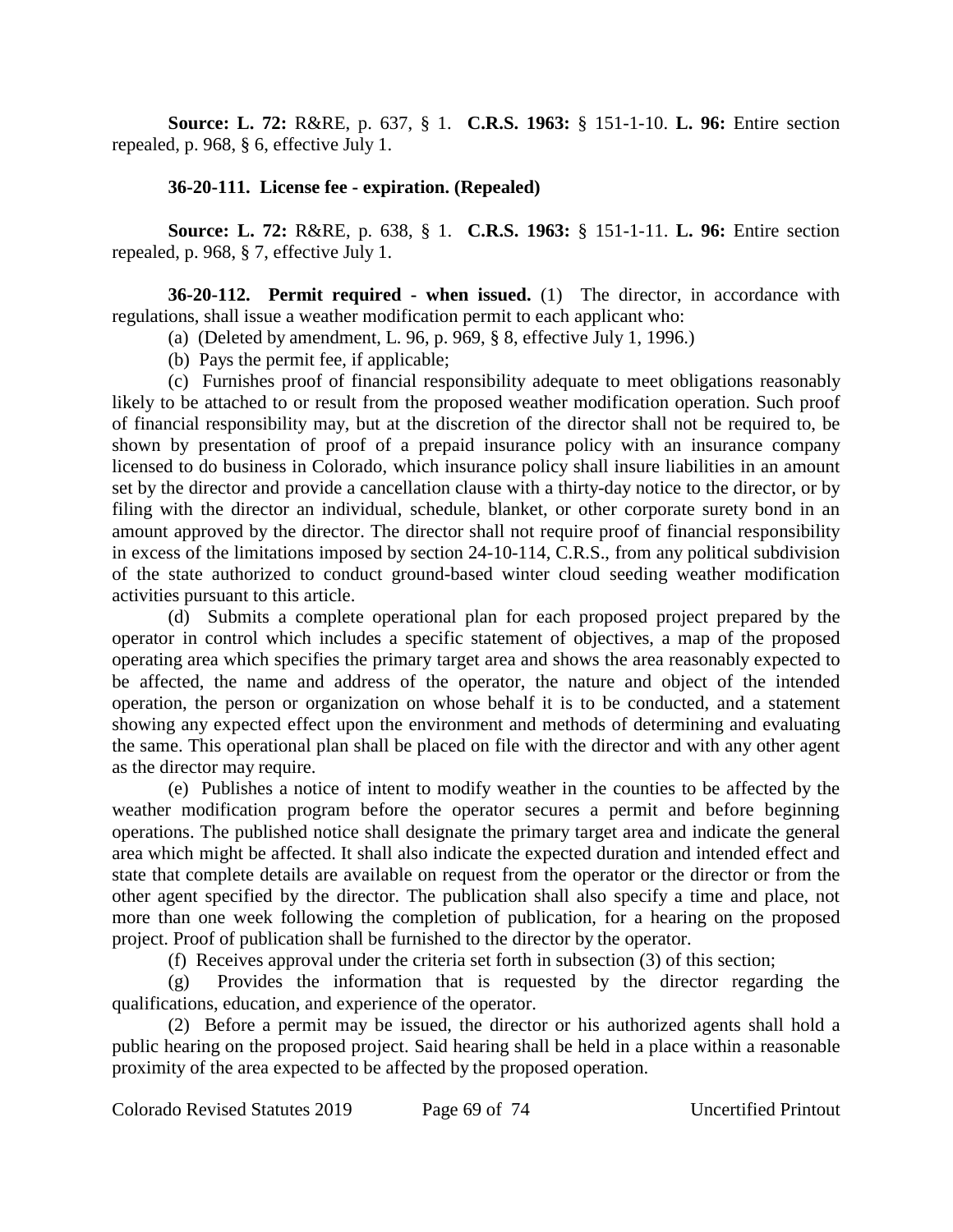**Source: L. 72:** R&RE, p. 637, § 1. **C.R.S. 1963:** § 151-1-10. **L. 96:** Entire section repealed, p. 968, § 6, effective July 1.

**36-20-111. License fee - expiration. (Repealed)**

**Source: L. 72:** R&RE, p. 638, § 1. **C.R.S. 1963:** § 151-1-11. **L. 96:** Entire section repealed, p. 968, § 7, effective July 1.

**36-20-112. Permit required - when issued.** (1) The director, in accordance with regulations, shall issue a weather modification permit to each applicant who:

(a) (Deleted by amendment, L. 96, p. 969, § 8, effective July 1, 1996.)

(b) Pays the permit fee, if applicable;

(c) Furnishes proof of financial responsibility adequate to meet obligations reasonably likely to be attached to or result from the proposed weather modification operation. Such proof of financial responsibility may, but at the discretion of the director shall not be required to, be shown by presentation of proof of a prepaid insurance policy with an insurance company licensed to do business in Colorado, which insurance policy shall insure liabilities in an amount set by the director and provide a cancellation clause with a thirty-day notice to the director, or by filing with the director an individual, schedule, blanket, or other corporate surety bond in an amount approved by the director. The director shall not require proof of financial responsibility in excess of the limitations imposed by section 24-10-114, C.R.S., from any political subdivision of the state authorized to conduct ground-based winter cloud seeding weather modification activities pursuant to this article.

(d) Submits a complete operational plan for each proposed project prepared by the operator in control which includes a specific statement of objectives, a map of the proposed operating area which specifies the primary target area and shows the area reasonably expected to be affected, the name and address of the operator, the nature and object of the intended operation, the person or organization on whose behalf it is to be conducted, and a statement showing any expected effect upon the environment and methods of determining and evaluating the same. This operational plan shall be placed on file with the director and with any other agent as the director may require.

(e) Publishes a notice of intent to modify weather in the counties to be affected by the weather modification program before the operator secures a permit and before beginning operations. The published notice shall designate the primary target area and indicate the general area which might be affected. It shall also indicate the expected duration and intended effect and state that complete details are available on request from the operator or the director or from the other agent specified by the director. The publication shall also specify a time and place, not more than one week following the completion of publication, for a hearing on the proposed project. Proof of publication shall be furnished to the director by the operator.

(f) Receives approval under the criteria set forth in subsection (3) of this section;

(g) Provides the information that is requested by the director regarding the qualifications, education, and experience of the operator.

(2) Before a permit may be issued, the director or his authorized agents shall hold a public hearing on the proposed project. Said hearing shall be held in a place within a reasonable proximity of the area expected to be affected by the proposed operation.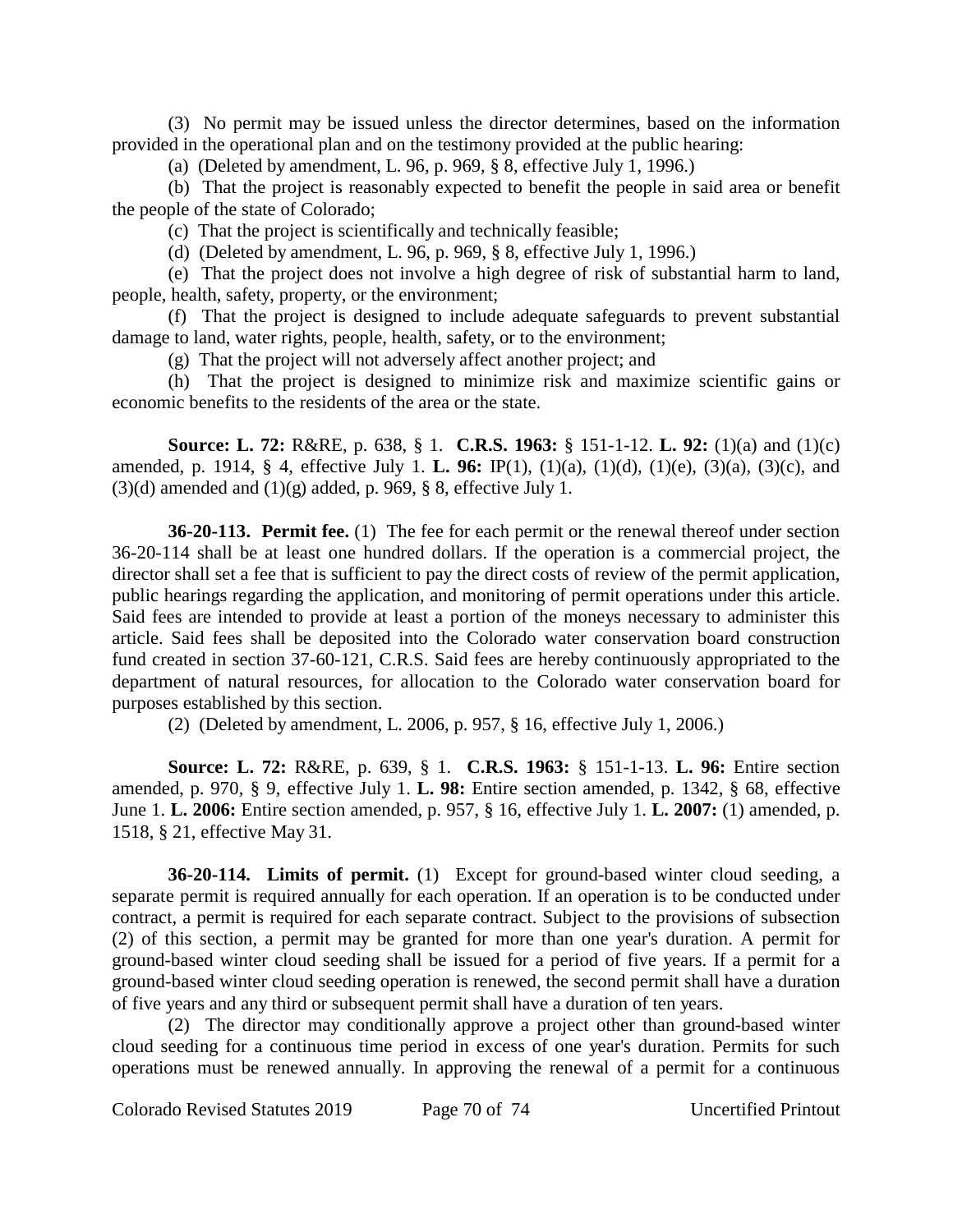(3) No permit may be issued unless the director determines, based on the information provided in the operational plan and on the testimony provided at the public hearing:

(a) (Deleted by amendment, L. 96, p. 969, § 8, effective July 1, 1996.)

(b) That the project is reasonably expected to benefit the people in said area or benefit the people of the state of Colorado;

(c) That the project is scientifically and technically feasible;

(d) (Deleted by amendment, L. 96, p. 969, § 8, effective July 1, 1996.)

(e) That the project does not involve a high degree of risk of substantial harm to land, people, health, safety, property, or the environment;

(f) That the project is designed to include adequate safeguards to prevent substantial damage to land, water rights, people, health, safety, or to the environment;

(g) That the project will not adversely affect another project; and

(h) That the project is designed to minimize risk and maximize scientific gains or economic benefits to the residents of the area or the state.

**Source: L. 72:** R&RE, p. 638, § 1. **C.R.S. 1963:** § 151-1-12. **L. 92:** (1)(a) and (1)(c) amended, p. 1914, § 4, effective July 1. **L. 96:** IP(1), (1)(a), (1)(d), (1)(e), (3)(a), (3)(c), and (3)(d) amended and (1)(g) added, p. 969, § 8, effective July 1.

**36-20-113. Permit fee.** (1) The fee for each permit or the renewal thereof under section 36-20-114 shall be at least one hundred dollars. If the operation is a commercial project, the director shall set a fee that is sufficient to pay the direct costs of review of the permit application, public hearings regarding the application, and monitoring of permit operations under this article. Said fees are intended to provide at least a portion of the moneys necessary to administer this article. Said fees shall be deposited into the Colorado water conservation board construction fund created in section 37-60-121, C.R.S. Said fees are hereby continuously appropriated to the department of natural resources, for allocation to the Colorado water conservation board for purposes established by this section.

(2) (Deleted by amendment, L. 2006, p. 957, § 16, effective July 1, 2006.)

**Source: L. 72:** R&RE, p. 639, § 1. **C.R.S. 1963:** § 151-1-13. **L. 96:** Entire section amended, p. 970, § 9, effective July 1. **L. 98:** Entire section amended, p. 1342, § 68, effective June 1. **L. 2006:** Entire section amended, p. 957, § 16, effective July 1. **L. 2007:** (1) amended, p. 1518, § 21, effective May 31.

**36-20-114. Limits of permit.** (1) Except for ground-based winter cloud seeding, a separate permit is required annually for each operation. If an operation is to be conducted under contract, a permit is required for each separate contract. Subject to the provisions of subsection (2) of this section, a permit may be granted for more than one year's duration. A permit for ground-based winter cloud seeding shall be issued for a period of five years. If a permit for a ground-based winter cloud seeding operation is renewed, the second permit shall have a duration of five years and any third or subsequent permit shall have a duration of ten years.

(2) The director may conditionally approve a project other than ground-based winter cloud seeding for a continuous time period in excess of one year's duration. Permits for such operations must be renewed annually. In approving the renewal of a permit for a continuous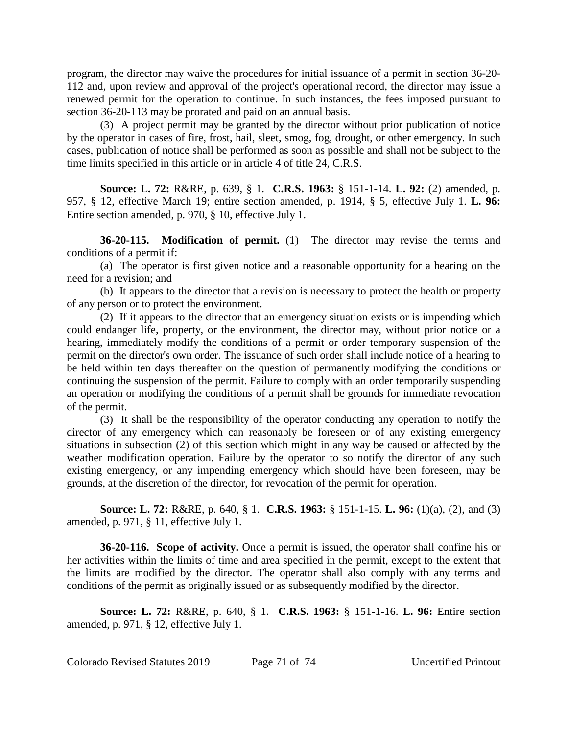program, the director may waive the procedures for initial issuance of a permit in section 36-20-112 and, upon review and approval of the project's operational record, the director may issue a renewed permit for the operation to continue. In such instances, the fees imposed pursuant to section 36-20-113 may be prorated and paid on an annual basis.

(3) A project permit may be granted by the director without prior publication of notice by the operator in cases of fire, frost, hail, sleet, smog, fog, drought, or other emergency. In such cases, publication of notice shall be performed as soon as possible and shall not be subject to the time limits specified in this article or in article 4 of title 24, C.R.S.

**Source: L. 72:** R&RE, p. 639, § 1. **C.R.S. 1963:** § 151-1-14. **L. 92:** (2) amended, p. 957, § 12, effective March 19; entire section amended, p. 1914, § 5, effective July 1. **L. 96:** Entire section amended, p. 970, § 10, effective July 1.

**36-20-115. Modification of permit.** (1) The director may revise the terms and conditions of a permit if:

(a) The operator is first given notice and a reasonable opportunity for a hearing on the need for a revision; and

(b) It appears to the director that a revision is necessary to protect the health or property of any person or to protect the environment.

(2) If it appears to the director that an emergency situation exists or is impending which could endanger life, property, or the environment, the director may, without prior notice or a hearing, immediately modify the conditions of a permit or order temporary suspension of the permit on the director's own order. The issuance of such order shall include notice of a hearing to be held within ten days thereafter on the question of permanently modifying the conditions or continuing the suspension of the permit. Failure to comply with an order temporarily suspending an operation or modifying the conditions of a permit shall be grounds for immediate revocation of the permit.

(3) It shall be the responsibility of the operator conducting any operation to notify the director of any emergency which can reasonably be foreseen or of any existing emergency situations in subsection (2) of this section which might in any way be caused or affected by the weather modification operation. Failure by the operator to so notify the director of any such existing emergency, or any impending emergency which should have been foreseen, may be grounds, at the discretion of the director, for revocation of the permit for operation.

**Source: L. 72:** R&RE, p. 640, § 1. **C.R.S. 1963:** § 151-1-15. **L. 96:** (1)(a), (2), and (3) amended, p. 971, § 11, effective July 1.

**36-20-116. Scope of activity.** Once a permit is issued, the operator shall confine his or her activities within the limits of time and area specified in the permit, except to the extent that the limits are modified by the director. The operator shall also comply with any terms and conditions of the permit as originally issued or as subsequently modified by the director.

**Source: L. 72:** R&RE, p. 640, § 1. **C.R.S. 1963:** § 151-1-16. **L. 96:** Entire section amended, p. 971, § 12, effective July 1.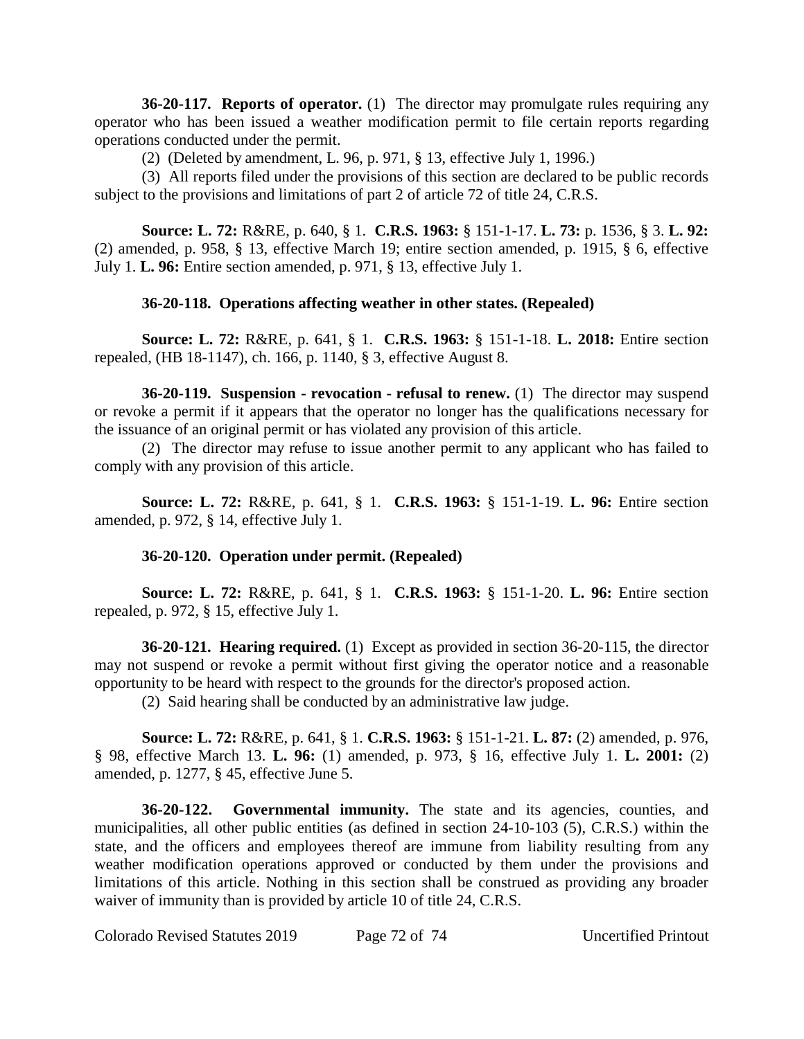**36-20-117. Reports of operator.** (1) The director may promulgate rules requiring any operator who has been issued a weather modification permit to file certain reports regarding operations conducted under the permit.

(2) (Deleted by amendment, L. 96, p. 971, § 13, effective July 1, 1996.)

(3) All reports filed under the provisions of this section are declared to be public records subject to the provisions and limitations of part 2 of article 72 of title 24, C.R.S.

**Source: L. 72:** R&RE, p. 640, § 1. **C.R.S. 1963:** § 151-1-17. **L. 73:** p. 1536, § 3. **L. 92:** (2) amended, p. 958, § 13, effective March 19; entire section amended, p. 1915, § 6, effective July 1. **L. 96:** Entire section amended, p. 971, § 13, effective July 1.

**36-20-118. Operations affecting weather in other states. (Repealed)**

**Source: L. 72:** R&RE, p. 641, § 1. **C.R.S. 1963:** § 151-1-18. **L. 2018:** Entire section repealed, (HB 18-1147), ch. 166, p. 1140, § 3, effective August 8.

**36-20-119. Suspension - revocation - refusal to renew.** (1) The director may suspend or revoke a permit if it appears that the operator no longer has the qualifications necessary for the issuance of an original permit or has violated any provision of this article.

(2) The director may refuse to issue another permit to any applicant who has failed to comply with any provision of this article.

**Source: L. 72:** R&RE, p. 641, § 1. **C.R.S. 1963:** § 151-1-19. **L. 96:** Entire section amended, p. 972, § 14, effective July 1.

**36-20-120. Operation under permit. (Repealed)**

**Source: L. 72:** R&RE, p. 641, § 1. **C.R.S. 1963:** § 151-1-20. **L. 96:** Entire section repealed, p. 972, § 15, effective July 1.

**36-20-121. Hearing required.** (1) Except as provided in section 36-20-115, the director may not suspend or revoke a permit without first giving the operator notice and a reasonable opportunity to be heard with respect to the grounds for the director's proposed action.

(2) Said hearing shall be conducted by an administrative law judge.

**Source: L. 72:** R&RE, p. 641, § 1. **C.R.S. 1963:** § 151-1-21. **L. 87:** (2) amended, p. 976, § 98, effective March 13. **L. 96:** (1) amended, p. 973, § 16, effective July 1. **L. 2001:** (2) amended, p. 1277, § 45, effective June 5.

**36-20-122. Governmental immunity.** The state and its agencies, counties, and municipalities, all other public entities (as defined in section 24-10-103 (5), C.R.S.) within the state, and the officers and employees thereof are immune from liability resulting from any weather modification operations approved or conducted by them under the provisions and limitations of this article. Nothing in this section shall be construed as providing any broader waiver of immunity than is provided by article 10 of title 24, C.R.S.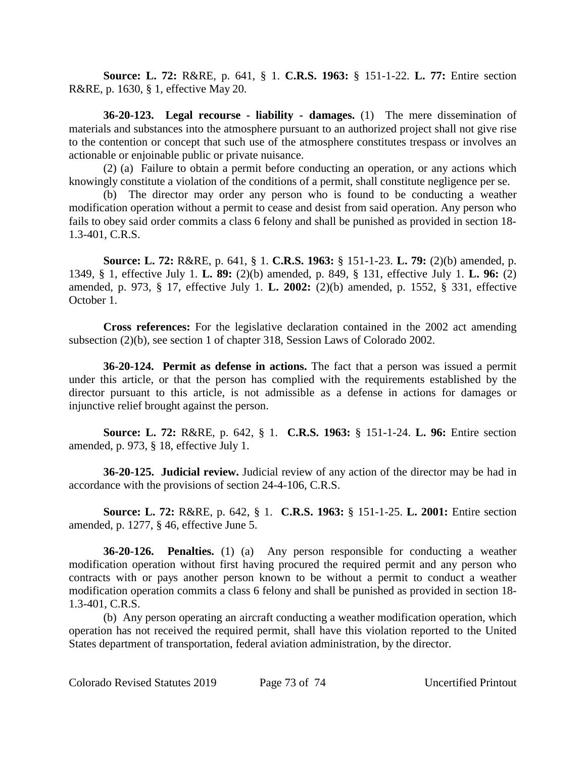**Source: L. 72:** R&RE, p. 641, § 1. **C.R.S. 1963:** § 151-1-22. **L. 77:** Entire section R&RE, p. 1630, § 1, effective May 20.

**36-20-123. Legal recourse - liability - damages.** (1) The mere dissemination of materials and substances into the atmosphere pursuant to an authorized project shall not give rise to the contention or concept that such use of the atmosphere constitutes trespass or involves an actionable or enjoinable public or private nuisance.

(2) (a) Failure to obtain a permit before conducting an operation, or any actions which knowingly constitute a violation of the conditions of a permit, shall constitute negligence per se.

(b) The director may order any person who is found to be conducting a weather modification operation without a permit to cease and desist from said operation. Any person who fails to obey said order commits a class 6 felony and shall be punished as provided in section 18-1.3-401, C.R.S.

**Source: L. 72:** R&RE, p. 641, § 1. **C.R.S. 1963:** § 151-1-23. **L. 79:** (2)(b) amended, p. 1349, § 1, effective July 1. **L. 89:** (2)(b) amended, p. 849, § 131, effective July 1. **L. 96:** (2) amended, p. 973, § 17, effective July 1. **L. 2002:** (2)(b) amended, p. 1552, § 331, effective October 1.

**Cross references:** For the legislative declaration contained in the 2002 act amending subsection (2)(b), see section 1 of chapter 318, Session Laws of Colorado 2002.

**36-20-124. Permit as defense in actions.** The fact that a person was issued a permit under this article, or that the person has complied with the requirements established by the director pursuant to this article, is not admissible as a defense in actions for damages or injunctive relief brought against the person.

**Source: L. 72:** R&RE, p. 642, § 1. **C.R.S. 1963:** § 151-1-24. **L. 96:** Entire section amended, p. 973, § 18, effective July 1.

**36-20-125. Judicial review.** Judicial review of any action of the director may be had in accordance with the provisions of section 24-4-106, C.R.S.

**Source: L. 72:** R&RE, p. 642, § 1. **C.R.S. 1963:** § 151-1-25. **L. 2001:** Entire section amended, p. 1277, § 46, effective June 5.

**36-20-126. Penalties.** (1) (a) Any person responsible for conducting a weather modification operation without first having procured the required permit and any person who contracts with or pays another person known to be without a permit to conduct a weather modification operation commits a class 6 felony and shall be punished as provided in section 18-1.3-401, C.R.S.

(b) Any person operating an aircraft conducting a weather modification operation, which operation has not received the required permit, shall have this violation reported to the United States department of transportation, federal aviation administration, by the director.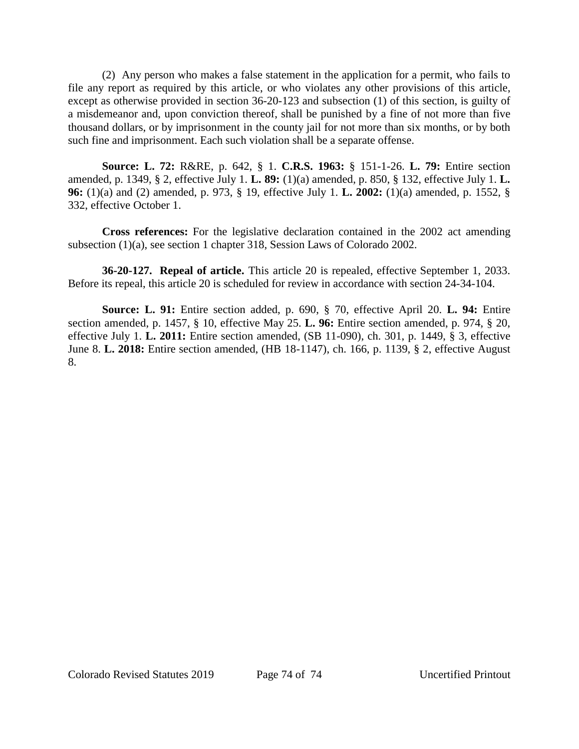(2) Any person who makes a false statement in the application for a permit, who fails to file any report as required by this article, or who violates any other provisions of this article, except as otherwise provided in section 36-20-123 and subsection (1) of this section, is guilty of a misdemeanor and, upon conviction thereof, shall be punished by a fine of not more than five thousand dollars, or by imprisonment in the county jail for not more than six months, or by both such fine and imprisonment. Each such violation shall be a separate offense.

**Source: L. 72:** R&RE, p. 642, § 1. **C.R.S. 1963:** § 151-1-26. **L. 79:** Entire section amended, p. 1349, § 2, effective July 1. **L. 89:** (1)(a) amended, p. 850, § 132, effective July 1. **L. 96:** (1)(a) and (2) amended, p. 973, § 19, effective July 1. **L. 2002:** (1)(a) amended, p. 1552, § 332, effective October 1.

**Cross references:** For the legislative declaration contained in the 2002 act amending subsection (1)(a), see section 1 chapter 318, Session Laws of Colorado 2002.

**36-20-127. Repeal of article.** This article 20 is repealed, effective September 1, 2033. Before its repeal, this article 20 is scheduled for review in accordance with section 24-34-104.

**Source: L. 91:** Entire section added, p. 690, § 70, effective April 20. **L. 94:** Entire section amended, p. 1457, § 10, effective May 25. **L. 96:** Entire section amended, p. 974, § 20, effective July 1. **L. 2011:** Entire section amended, (SB 11-090), ch. 301, p. 1449, § 3, effective June 8. **L. 2018:** Entire section amended, (HB 18-1147), ch. 166, p. 1139, § 2, effective August 8.